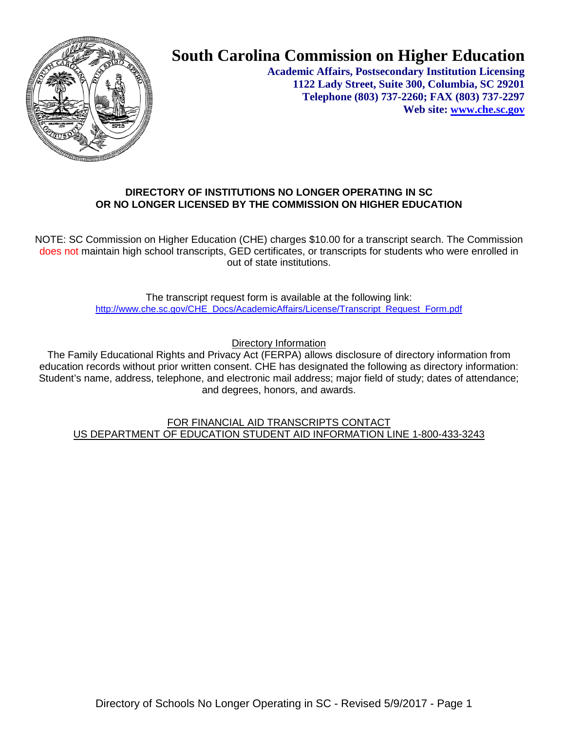# South Carolina Commission on Higher Education

**Academic Affairs, Postsecondary Institution Licensing**
**1122 Lady Street, Suite 300, Columbia, SC 29201**
**Telephone (803) 737-2260; FAX (803) 737-2297**
**Web site: www.che.sc.gov**

## DIRECTORY OF INSTITUTIONS NO LONGER OPERATING IN SC OR NO LONGER LICENSED BY THE COMMISSION ON HIGHER EDUCATION

NOTE: SC Commission on Higher Education (CHE) charges $10.00 for a transcript search. The Commission does not maintain high school transcripts, GED certificates, or transcripts for students who were enrolled in out of state institutions.

The transcript request form is available at the following link:
http://www.che.sc.gov/CHE_Docs/AcademicAffairs/License/Transcript_Request_Form.pdf

Directory Information

The Family Educational Rights and Privacy Act (FERPA) allows disclosure of directory information from education records without prior written consent. CHE has designated the following as directory information: Student's name, address, telephone, and electronic mail address; major field of study; dates of attendance; and degrees, honors, and awards.

FOR FINANCIAL AID TRANSCRIPTS CONTACT
US DEPARTMENT OF EDUCATION STUDENT AID INFORMATION LINE 1-800-433-3243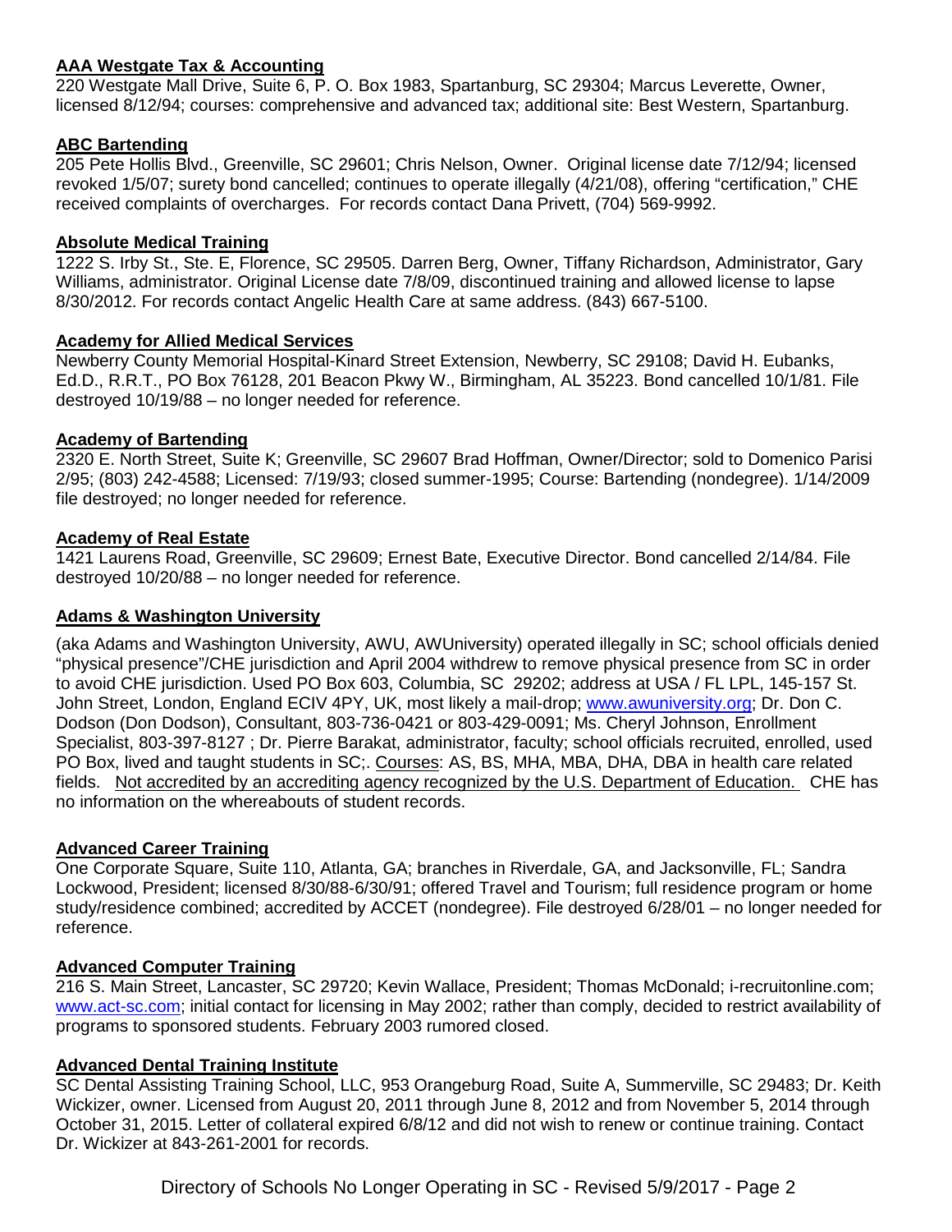## AAA Westgate Tax & Accounting

220 Westgate Mall Drive, Suite 6, P. O. Box 1983, Spartanburg, SC 29304; Marcus Leverette, Owner, licensed 8/12/94; courses: comprehensive and advanced tax; additional site: Best Western, Spartanburg.

## ABC Bartending

205 Pete Hollis Blvd., Greenville, SC 29601; Chris Nelson, Owner. Original license date 7/12/94; licensed revoked 1/5/07; surety bond cancelled; continues to operate illegally (4/21/08), offering "certification," CHE received complaints of overcharges. For records contact Dana Privett, (704) 569-9992.

## Absolute Medical Training

1222 S. Irby St., Ste. E, Florence, SC 29505. Darren Berg, Owner, Tiffany Richardson, Administrator, Gary Williams, administrator. Original License date 7/8/09, discontinued training and allowed license to lapse 8/30/2012. For records contact Angelic Health Care at same address. (843) 667-5100.

## Academy for Allied Medical Services

Newberry County Memorial Hospital-Kinard Street Extension, Newberry, SC 29108; David H. Eubanks, Ed.D., R.R.T., PO Box 76128, 201 Beacon Pkwy W., Birmingham, AL 35223. Bond cancelled 10/1/81. File destroyed 10/19/88 – no longer needed for reference.

## Academy of Bartending

2320 E. North Street, Suite K; Greenville, SC 29607 Brad Hoffman, Owner/Director; sold to Domenico Parisi 2/95; (803) 242-4588; Licensed: 7/19/93; closed summer-1995; Course: Bartending (nondegree). 1/14/2009 file destroyed; no longer needed for reference.

## Academy of Real Estate

1421 Laurens Road, Greenville, SC 29609; Ernest Bate, Executive Director. Bond cancelled 2/14/84. File destroyed 10/20/88 – no longer needed for reference.

## Adams & Washington University

(aka Adams and Washington University, AWU, AWUniversity) operated illegally in SC; school officials denied "physical presence"/CHE jurisdiction and April 2004 withdrew to remove physical presence from SC in order to avoid CHE jurisdiction. Used PO Box 603, Columbia, SC 29202; address at USA / FL LPL, 145-157 St. John Street, London, England ECIV 4PY, UK, most likely a mail-drop; www.awuniversity.org; Dr. Don C. Dodson (Don Dodson), Consultant, 803-736-0421 or 803-429-0091; Ms. Cheryl Johnson, Enrollment Specialist, 803-397-8127 ; Dr. Pierre Barakat, administrator, faculty; school officials recruited, enrolled, used PO Box, lived and taught students in SC;. Courses: AS, BS, MHA, MBA, DHA, DBA in health care related fields. Not accredited by an accrediting agency recognized by the U.S. Department of Education. CHE has no information on the whereabouts of student records.

## Advanced Career Training

One Corporate Square, Suite 110, Atlanta, GA; branches in Riverdale, GA, and Jacksonville, FL; Sandra Lockwood, President; licensed 8/30/88-6/30/91; offered Travel and Tourism; full residence program or home study/residence combined; accredited by ACCET (nondegree). File destroyed 6/28/01 – no longer needed for reference.

## Advanced Computer Training

216 S. Main Street, Lancaster, SC 29720; Kevin Wallace, President; Thomas McDonald; i-recruitonline.com; www.act-sc.com; initial contact for licensing in May 2002; rather than comply, decided to restrict availability of programs to sponsored students. February 2003 rumored closed.

## Advanced Dental Training Institute

SC Dental Assisting Training School, LLC, 953 Orangeburg Road, Suite A, Summerville, SC 29483; Dr. Keith Wickizer, owner. Licensed from August 20, 2011 through June 8, 2012 and from November 5, 2014 through October 31, 2015. Letter of collateral expired 6/8/12 and did not wish to renew or continue training. Contact Dr. Wickizer at 843-261-2001 for records.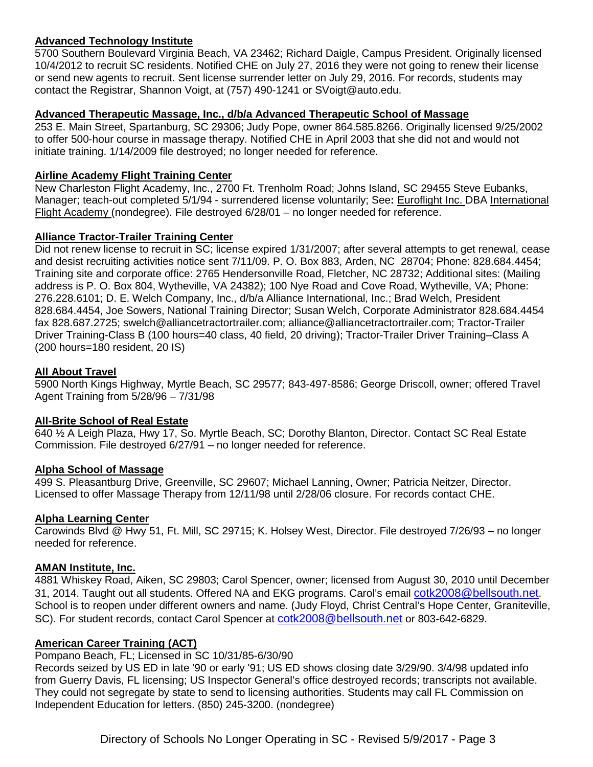**Advanced Technology Institute**

5700 Southern Boulevard Virginia Beach, VA 23462; Richard Daigle, Campus President. Originally licensed 10/4/2012 to recruit SC residents. Notified CHE on July 27, 2016 they were not going to renew their license or send new agents to recruit. Sent license surrender letter on July 29, 2016. For records, students may contact the Registrar, Shannon Voigt, at (757) 490-1241 or SVoigt@auto.edu.

**Advanced Therapeutic Massage, Inc., d/b/a Advanced Therapeutic School of Massage**

253 E. Main Street, Spartanburg, SC 29306; Judy Pope, owner 864.585.8266. Originally licensed 9/25/2002 to offer 500-hour course in massage therapy. Notified CHE in April 2003 that she did not and would not initiate training. 1/14/2009 file destroyed; no longer needed for reference.

**Airline Academy Flight Training Center**

New Charleston Flight Academy, Inc., 2700 Ft. Trenholm Road; Johns Island, SC 29455 Steve Eubanks, Manager; teach-out completed 5/1/94 - surrendered license voluntarily; See**:** Euroflight Inc. DBA International Flight Academy (nondegree). File destroyed 6/28/01 – no longer needed for reference.

**Alliance Tractor-Trailer Training Center**

Did not renew license to recruit in SC; license expired 1/31/2007; after several attempts to get renewal, cease and desist recruiting activities notice sent 7/11/09. P. O. Box 883, Arden, NC 28704; Phone: 828.684.4454; Training site and corporate office: 2765 Hendersonville Road, Fletcher, NC 28732; Additional sites: (Mailing address is P. O. Box 804, Wytheville, VA 24382); 100 Nye Road and Cove Road, Wytheville, VA; Phone: 276.228.6101; D. E. Welch Company, Inc., d/b/a Alliance International, Inc.; Brad Welch, President 828.684.4454, Joe Sowers, National Training Director; Susan Welch, Corporate Administrator 828.684.4454 fax 828.687.2725; swelch@alliancetractortrailer.com; alliance@alliancetractortrailer.com; Tractor-Trailer Driver Training-Class B (100 hours=40 class, 40 field, 20 driving); Tractor-Trailer Driver Training–Class A (200 hours=180 resident, 20 IS)

**All About Travel**

5900 North Kings Highway, Myrtle Beach, SC 29577; 843-497-8586; George Driscoll, owner; offered Travel Agent Training from 5/28/96 – 7/31/98

**All-Brite School of Real Estate**

640 ½ A Leigh Plaza, Hwy 17, So. Myrtle Beach, SC; Dorothy Blanton, Director. Contact SC Real Estate Commission. File destroyed 6/27/91 – no longer needed for reference.

**Alpha School of Massage**

499 S. Pleasantburg Drive, Greenville, SC 29607; Michael Lanning, Owner; Patricia Neitzer, Director. Licensed to offer Massage Therapy from 12/11/98 until 2/28/06 closure. For records contact CHE.

**Alpha Learning Center**

Carowinds Blvd @ Hwy 51, Ft. Mill, SC 29715; K. Holsey West, Director. File destroyed 7/26/93 – no longer needed for reference.

**AMAN Institute, Inc.**

4881 Whiskey Road, Aiken, SC 29803; Carol Spencer, owner; licensed from August 30, 2010 until December 31, 2014. Taught out all students. Offered NA and EKG programs. Carol's email cotk2008@bellsouth.net. School is to reopen under different owners and name. (Judy Floyd, Christ Central's Hope Center, Graniteville, SC). For student records, contact Carol Spencer at cotk2008@bellsouth.net or 803-642-6829.

**American Career Training (ACT)**

Pompano Beach, FL; Licensed in SC 10/31/85-6/30/90

Records seized by US ED in late '90 or early '91; US ED shows closing date 3/29/90. 3/4/98 updated info from Guerry Davis, FL licensing; US Inspector General's office destroyed records; transcripts not available. They could not segregate by state to send to licensing authorities. Students may call FL Commission on Independent Education for letters. (850) 245-3200. (nondegree)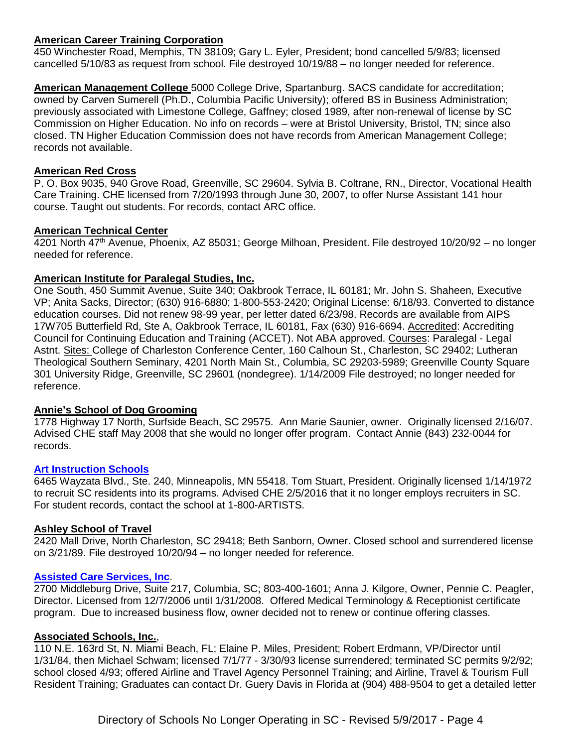**American Career Training Corporation**
450 Winchester Road, Memphis, TN 38109; Gary L. Eyler, President; bond cancelled 5/9/83; licensed cancelled 5/10/83 as request from school. File destroyed 10/19/88 – no longer needed for reference.

**American Management College** 5000 College Drive, Spartanburg. SACS candidate for accreditation; owned by Carven Sumerell (Ph.D., Columbia Pacific University); offered BS in Business Administration; previously associated with Limestone College, Gaffney; closed 1989, after non-renewal of license by SC Commission on Higher Education. No info on records – were at Bristol University, Bristol, TN; since also closed. TN Higher Education Commission does not have records from American Management College; records not available.

**American Red Cross**
P. O. Box 9035, 940 Grove Road, Greenville, SC 29604. Sylvia B. Coltrane, RN., Director, Vocational Health Care Training. CHE licensed from 7/20/1993 through June 30, 2007, to offer Nurse Assistant 141 hour course. Taught out students. For records, contact ARC office.

**American Technical Center**
4201 North 47th Avenue, Phoenix, AZ 85031; George Milhoan, President. File destroyed 10/20/92 – no longer needed for reference.

**American Institute for Paralegal Studies, Inc.**
One South, 450 Summit Avenue, Suite 340; Oakbrook Terrace, IL 60181; Mr. John S. Shaheen, Executive VP; Anita Sacks, Director; (630) 916-6880; 1-800-553-2420; Original License: 6/18/93. Converted to distance education courses. Did not renew 98-99 year, per letter dated 6/23/98. Records are available from AIPS 17W705 Butterfield Rd, Ste A, Oakbrook Terrace, IL 60181, Fax (630) 916-6694. Accredited: Accrediting Council for Continuing Education and Training (ACCET). Not ABA approved. Courses: Paralegal - Legal Astnt. Sites: College of Charleston Conference Center, 160 Calhoun St., Charleston, SC 29402; Lutheran Theological Southern Seminary, 4201 North Main St., Columbia, SC 29203-5989; Greenville County Square 301 University Ridge, Greenville, SC 29601 (nondegree). 1/14/2009 File destroyed; no longer needed for reference.

**Annie's School of Dog Grooming**
1778 Highway 17 North, Surfside Beach, SC 29575. Ann Marie Saunier, owner. Originally licensed 2/16/07. Advised CHE staff May 2008 that she would no longer offer program. Contact Annie (843) 232-0044 for records.

**Art Instruction Schools**
6465 Wayzata Blvd., Ste. 240, Minneapolis, MN 55418. Tom Stuart, President. Originally licensed 1/14/1972 to recruit SC residents into its programs. Advised CHE 2/5/2016 that it no longer employs recruiters in SC. For student records, contact the school at 1-800-ARTISTS.

**Ashley School of Travel**
2420 Mall Drive, North Charleston, SC 29418; Beth Sanborn, Owner. Closed school and surrendered license on 3/21/89. File destroyed 10/20/94 – no longer needed for reference.

**Assisted Care Services, Inc**.
2700 Middleburg Drive, Suite 217, Columbia, SC; 803-400-1601; Anna J. Kilgore, Owner, Pennie C. Peagler, Director. Licensed from 12/7/2006 until 1/31/2008. Offered Medical Terminology & Receptionist certificate program. Due to increased business flow, owner decided not to renew or continue offering classes.

**Associated Schools, Inc.**,
110 N.E. 163rd St, N. Miami Beach, FL; Elaine P. Miles, President; Robert Erdmann, VP/Director until 1/31/84, then Michael Schwam; licensed 7/1/77 - 3/30/93 license surrendered; terminated SC permits 9/2/92; school closed 4/93; offered Airline and Travel Agency Personnel Training; and Airline, Travel & Tourism Full Resident Training; Graduates can contact Dr. Guery Davis in Florida at (904) 488-9504 to get a detailed letter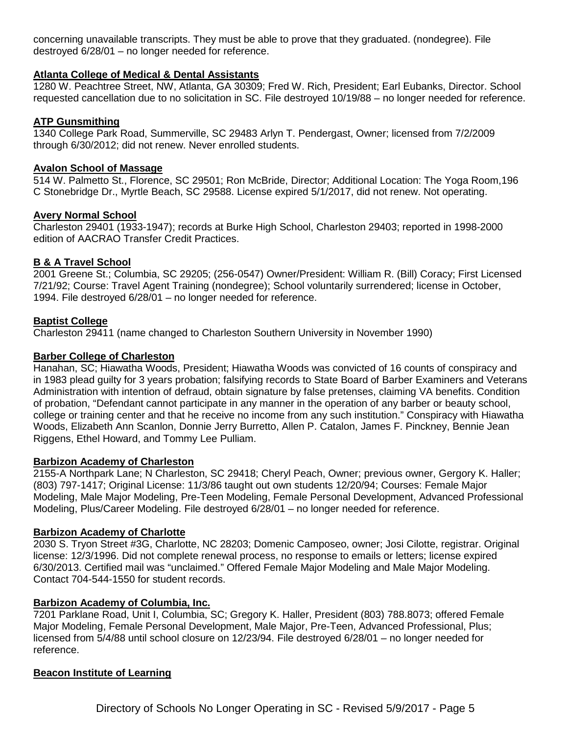concerning unavailable transcripts. They must be able to prove that they graduated. (nondegree). File destroyed 6/28/01 – no longer needed for reference.

**Atlanta College of Medical & Dental Assistants**
1280 W. Peachtree Street, NW, Atlanta, GA 30309; Fred W. Rich, President; Earl Eubanks, Director. School requested cancellation due to no solicitation in SC. File destroyed 10/19/88 – no longer needed for reference.

**ATP Gunsmithing**
1340 College Park Road, Summerville, SC 29483 Arlyn T. Pendergast, Owner; licensed from 7/2/2009 through 6/30/2012; did not renew. Never enrolled students.

**Avalon School of Massage**
514 W. Palmetto St., Florence, SC 29501; Ron McBride, Director; Additional Location: The Yoga Room,196 C Stonebridge Dr., Myrtle Beach, SC 29588. License expired 5/1/2017, did not renew. Not operating.

**Avery Normal School**
Charleston 29401 (1933-1947); records at Burke High School, Charleston 29403; reported in 1998-2000 edition of AACRAO Transfer Credit Practices.

**B & A Travel School**
2001 Greene St.; Columbia, SC 29205; (256-0547) Owner/President: William R. (Bill) Coracy; First Licensed 7/21/92; Course: Travel Agent Training (nondegree); School voluntarily surrendered; license in October, 1994. File destroyed 6/28/01 – no longer needed for reference.

**Baptist College**
Charleston 29411 (name changed to Charleston Southern University in November 1990)

**Barber College of Charleston**
Hanahan, SC; Hiawatha Woods, President; Hiawatha Woods was convicted of 16 counts of conspiracy and in 1983 plead guilty for 3 years probation; falsifying records to State Board of Barber Examiners and Veterans Administration with intention of defraud, obtain signature by false pretenses, claiming VA benefits. Condition of probation, "Defendant cannot participate in any manner in the operation of any barber or beauty school, college or training center and that he receive no income from any such institution." Conspiracy with Hiawatha Woods, Elizabeth Ann Scanlon, Donnie Jerry Burretto, Allen P. Catalon, James F. Pinckney, Bennie Jean Riggens, Ethel Howard, and Tommy Lee Pulliam.

**Barbizon Academy of Charleston**
2155-A Northpark Lane; N Charleston, SC 29418; Cheryl Peach, Owner; previous owner, Gergory K. Haller; (803) 797-1417; Original License: 11/3/86 taught out own students 12/20/94; Courses: Female Major Modeling, Male Major Modeling, Pre-Teen Modeling, Female Personal Development, Advanced Professional Modeling, Plus/Career Modeling. File destroyed 6/28/01 – no longer needed for reference.

**Barbizon Academy of Charlotte**
2030 S. Tryon Street #3G, Charlotte, NC 28203; Domenic Camposeo, owner; Josi Cilotte, registrar. Original license: 12/3/1996. Did not complete renewal process, no response to emails or letters; license expired 6/30/2013. Certified mail was "unclaimed." Offered Female Major Modeling and Male Major Modeling. Contact 704-544-1550 for student records.

**Barbizon Academy of Columbia, Inc.**
7201 Parklane Road, Unit I, Columbia, SC; Gregory K. Haller, President (803) 788.8073; offered Female Major Modeling, Female Personal Development, Male Major, Pre-Teen, Advanced Professional, Plus; licensed from 5/4/88 until school closure on 12/23/94. File destroyed 6/28/01 – no longer needed for reference.

**Beacon Institute of Learning**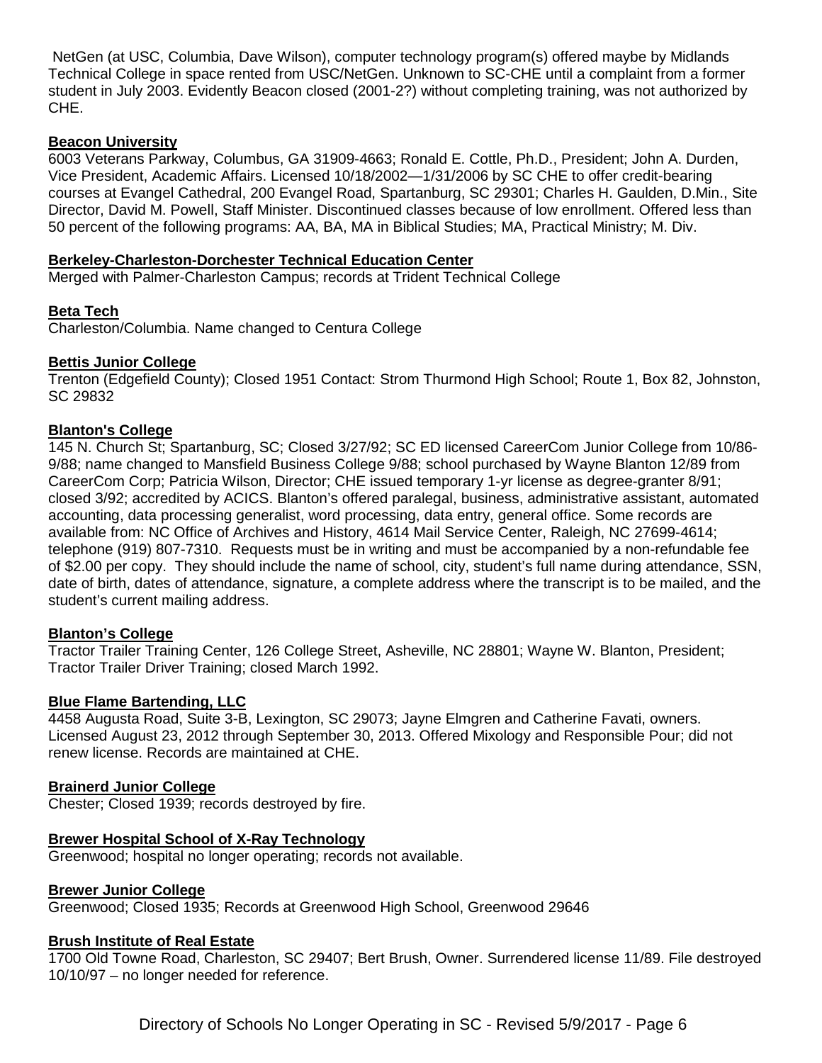NetGen (at USC, Columbia, Dave Wilson), computer technology program(s) offered maybe by Midlands Technical College in space rented from USC/NetGen. Unknown to SC-CHE until a complaint from a former student in July 2003. Evidently Beacon closed (2001-2?) without completing training, was not authorized by CHE.

**Beacon University**

6003 Veterans Parkway, Columbus, GA 31909-4663; Ronald E. Cottle, Ph.D., President; John A. Durden, Vice President, Academic Affairs. Licensed 10/18/2002—1/31/2006 by SC CHE to offer credit-bearing courses at Evangel Cathedral, 200 Evangel Road, Spartanburg, SC 29301; Charles H. Gaulden, D.Min., Site Director, David M. Powell, Staff Minister. Discontinued classes because of low enrollment. Offered less than 50 percent of the following programs: AA, BA, MA in Biblical Studies; MA, Practical Ministry; M. Div.

**Berkeley-Charleston-Dorchester Technical Education Center**

Merged with Palmer-Charleston Campus; records at Trident Technical College

**Beta Tech**

Charleston/Columbia. Name changed to Centura College

**Bettis Junior College**

Trenton (Edgefield County); Closed 1951 Contact: Strom Thurmond High School; Route 1, Box 82, Johnston, SC 29832

**Blanton's College**

145 N. Church St; Spartanburg, SC; Closed 3/27/92; SC ED licensed CareerCom Junior College from 10/86-9/88; name changed to Mansfield Business College 9/88; school purchased by Wayne Blanton 12/89 from CareerCom Corp; Patricia Wilson, Director; CHE issued temporary 1-yr license as degree-granter 8/91; closed 3/92; accredited by ACICS. Blanton's offered paralegal, business, administrative assistant, automated accounting, data processing generalist, word processing, data entry, general office. Some records are available from: NC Office of Archives and History, 4614 Mail Service Center, Raleigh, NC 27699-4614; telephone (919) 807-7310. Requests must be in writing and must be accompanied by a non-refundable fee of $2.00 per copy. They should include the name of school, city, student's full name during attendance, SSN, date of birth, dates of attendance, signature, a complete address where the transcript is to be mailed, and the student's current mailing address.

**Blanton's College**

Tractor Trailer Training Center, 126 College Street, Asheville, NC 28801; Wayne W. Blanton, President; Tractor Trailer Driver Training; closed March 1992.

**Blue Flame Bartending, LLC**

4458 Augusta Road, Suite 3-B, Lexington, SC 29073; Jayne Elmgren and Catherine Favati, owners. Licensed August 23, 2012 through September 30, 2013. Offered Mixology and Responsible Pour; did not renew license. Records are maintained at CHE.

**Brainerd Junior College**

Chester; Closed 1939; records destroyed by fire.

**Brewer Hospital School of X-Ray Technology**

Greenwood; hospital no longer operating; records not available.

**Brewer Junior College**

Greenwood; Closed 1935; Records at Greenwood High School, Greenwood 29646

**Brush Institute of Real Estate**

1700 Old Towne Road, Charleston, SC 29407; Bert Brush, Owner. Surrendered license 11/89. File destroyed 10/10/97 – no longer needed for reference.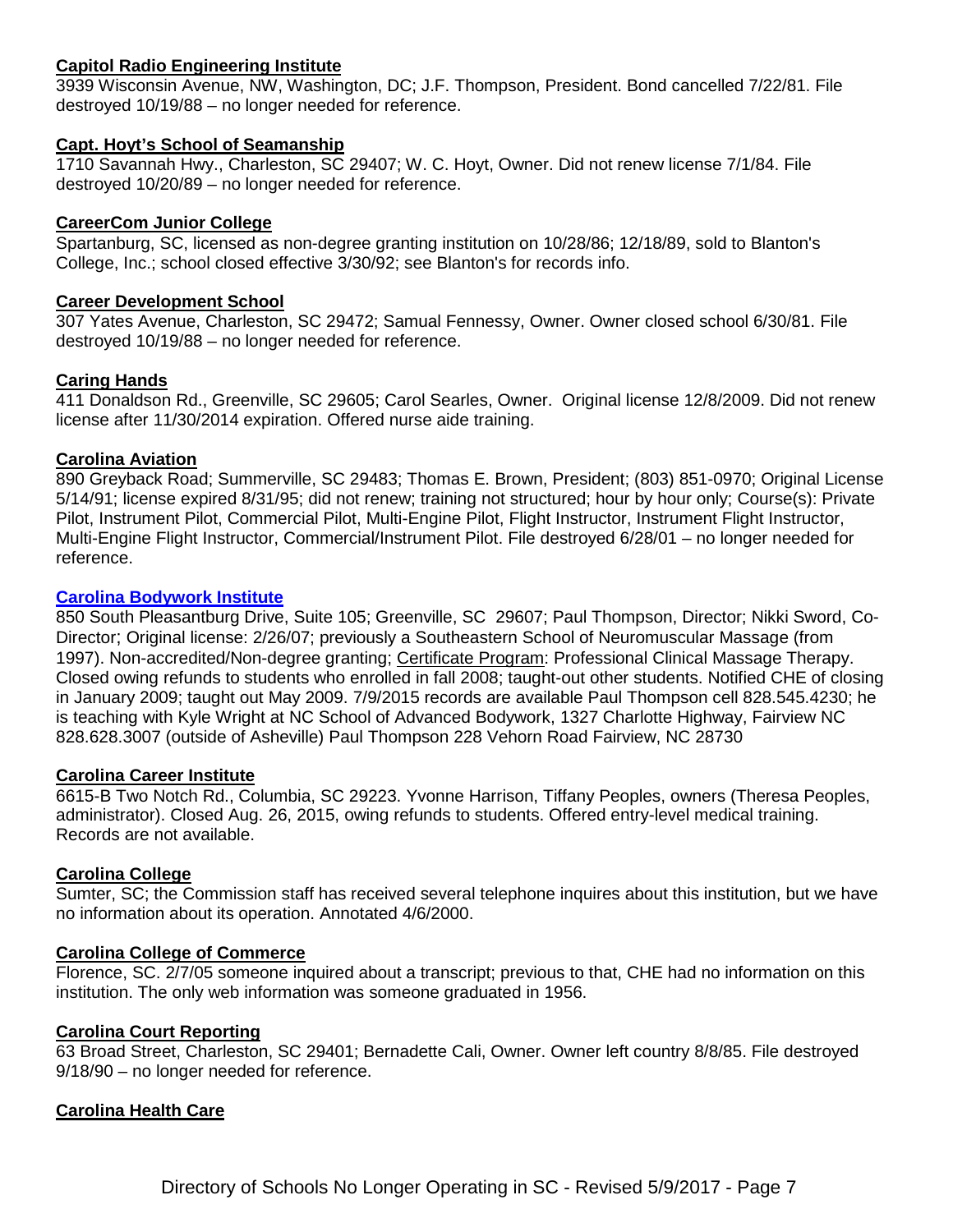**Capitol Radio Engineering Institute**

3939 Wisconsin Avenue, NW, Washington, DC; J.F. Thompson, President. Bond cancelled 7/22/81. File destroyed 10/19/88 – no longer needed for reference.

**Capt. Hoyt's School of Seamanship**

1710 Savannah Hwy., Charleston, SC 29407; W. C. Hoyt, Owner. Did not renew license 7/1/84. File destroyed 10/20/89 – no longer needed for reference.

**CareerCom Junior College**

Spartanburg, SC, licensed as non-degree granting institution on 10/28/86; 12/18/89, sold to Blanton's College, Inc.; school closed effective 3/30/92; see Blanton's for records info.

**Career Development School**

307 Yates Avenue, Charleston, SC 29472; Samual Fennessy, Owner. Owner closed school 6/30/81. File destroyed 10/19/88 – no longer needed for reference.

**Caring Hands**

411 Donaldson Rd., Greenville, SC 29605; Carol Searles, Owner. Original license 12/8/2009. Did not renew license after 11/30/2014 expiration. Offered nurse aide training.

**Carolina Aviation**

890 Greyback Road; Summerville, SC 29483; Thomas E. Brown, President; (803) 851-0970; Original License 5/14/91; license expired 8/31/95; did not renew; training not structured; hour by hour only; Course(s): Private Pilot, Instrument Pilot, Commercial Pilot, Multi-Engine Pilot, Flight Instructor, Instrument Flight Instructor, Multi-Engine Flight Instructor, Commercial/Instrument Pilot. File destroyed 6/28/01 – no longer needed for reference.

**Carolina Bodywork Institute**

850 South Pleasantburg Drive, Suite 105; Greenville, SC 29607; Paul Thompson, Director; Nikki Sword, Co-Director; Original license: 2/26/07; previously a Southeastern School of Neuromuscular Massage (from 1997). Non-accredited/Non-degree granting; Certificate Program: Professional Clinical Massage Therapy. Closed owing refunds to students who enrolled in fall 2008; taught-out other students. Notified CHE of closing in January 2009; taught out May 2009. 7/9/2015 records are available Paul Thompson cell 828.545.4230; he is teaching with Kyle Wright at NC School of Advanced Bodywork, 1327 Charlotte Highway, Fairview NC 828.628.3007 (outside of Asheville) Paul Thompson 228 Vehorn Road Fairview, NC 28730

**Carolina Career Institute**

6615-B Two Notch Rd., Columbia, SC 29223. Yvonne Harrison, Tiffany Peoples, owners (Theresa Peoples, administrator). Closed Aug. 26, 2015, owing refunds to students. Offered entry-level medical training. Records are not available.

**Carolina College**

Sumter, SC; the Commission staff has received several telephone inquires about this institution, but we have no information about its operation. Annotated 4/6/2000.

**Carolina College of Commerce**

Florence, SC. 2/7/05 someone inquired about a transcript; previous to that, CHE had no information on this institution. The only web information was someone graduated in 1956.

**Carolina Court Reporting**

63 Broad Street, Charleston, SC 29401; Bernadette Cali, Owner. Owner left country 8/8/85. File destroyed 9/18/90 – no longer needed for reference.

**Carolina Health Care**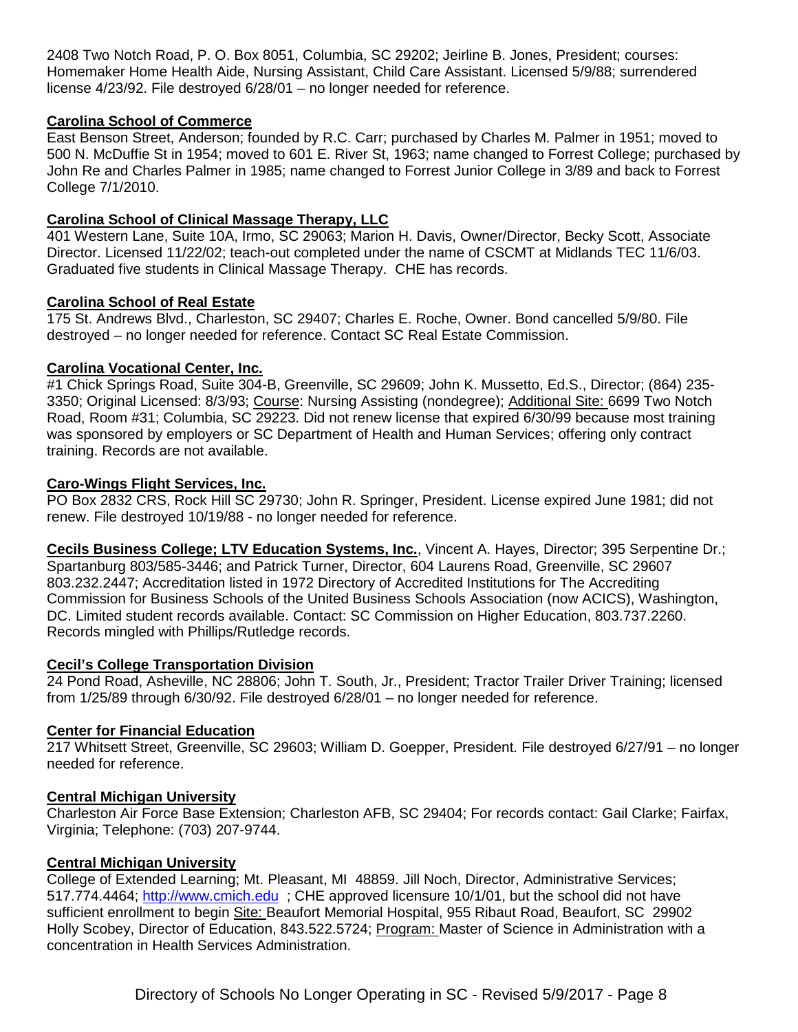2408 Two Notch Road, P. O. Box 8051, Columbia, SC 29202; Jeirline B. Jones, President; courses: Homemaker Home Health Aide, Nursing Assistant, Child Care Assistant. Licensed 5/9/88; surrendered license 4/23/92. File destroyed 6/28/01 – no longer needed for reference.

**Carolina School of Commerce**
East Benson Street, Anderson; founded by R.C. Carr; purchased by Charles M. Palmer in 1951; moved to 500 N. McDuffie St in 1954; moved to 601 E. River St, 1963; name changed to Forrest College; purchased by John Re and Charles Palmer in 1985; name changed to Forrest Junior College in 3/89 and back to Forrest College 7/1/2010.

**Carolina School of Clinical Massage Therapy, LLC**
401 Western Lane, Suite 10A, Irmo, SC 29063; Marion H. Davis, Owner/Director, Becky Scott, Associate Director. Licensed 11/22/02; teach-out completed under the name of CSCMT at Midlands TEC 11/6/03. Graduated five students in Clinical Massage Therapy. CHE has records.

**Carolina School of Real Estate**
175 St. Andrews Blvd., Charleston, SC 29407; Charles E. Roche, Owner. Bond cancelled 5/9/80. File destroyed – no longer needed for reference. Contact SC Real Estate Commission.

**Carolina Vocational Center, Inc.**
#1 Chick Springs Road, Suite 304-B, Greenville, SC 29609; John K. Mussetto, Ed.S., Director; (864) 235-3350; Original Licensed: 8/3/93; Course: Nursing Assisting (nondegree); Additional Site: 6699 Two Notch Road, Room #31; Columbia, SC 29223. Did not renew license that expired 6/30/99 because most training was sponsored by employers or SC Department of Health and Human Services; offering only contract training. Records are not available.

**Caro-Wings Flight Services, Inc.**
PO Box 2832 CRS, Rock Hill SC 29730; John R. Springer, President. License expired June 1981; did not renew. File destroyed 10/19/88 - no longer needed for reference.

**Cecils Business College; LTV Education Systems, Inc.**, Vincent A. Hayes, Director; 395 Serpentine Dr.; Spartanburg 803/585-3446; and Patrick Turner, Director, 604 Laurens Road, Greenville, SC 29607 803.232.2447; Accreditation listed in 1972 Directory of Accredited Institutions for The Accrediting Commission for Business Schools of the United Business Schools Association (now ACICS), Washington, DC. Limited student records available. Contact: SC Commission on Higher Education, 803.737.2260. Records mingled with Phillips/Rutledge records.

**Cecil's College Transportation Division**
24 Pond Road, Asheville, NC 28806; John T. South, Jr., President; Tractor Trailer Driver Training; licensed from 1/25/89 through 6/30/92. File destroyed 6/28/01 – no longer needed for reference.

**Center for Financial Education**
217 Whitsett Street, Greenville, SC 29603; William D. Goepper, President. File destroyed 6/27/91 – no longer needed for reference.

**Central Michigan University**
Charleston Air Force Base Extension; Charleston AFB, SC 29404; For records contact: Gail Clarke; Fairfax, Virginia; Telephone: (703) 207-9744.

**Central Michigan University**
College of Extended Learning; Mt. Pleasant, MI 48859. Jill Noch, Director, Administrative Services; 517.774.4464; http://www.cmich.edu ; CHE approved licensure 10/1/01, but the school did not have sufficient enrollment to begin Site: Beaufort Memorial Hospital, 955 Ribaut Road, Beaufort, SC 29902 Holly Scobey, Director of Education, 843.522.5724; Program: Master of Science in Administration with a concentration in Health Services Administration.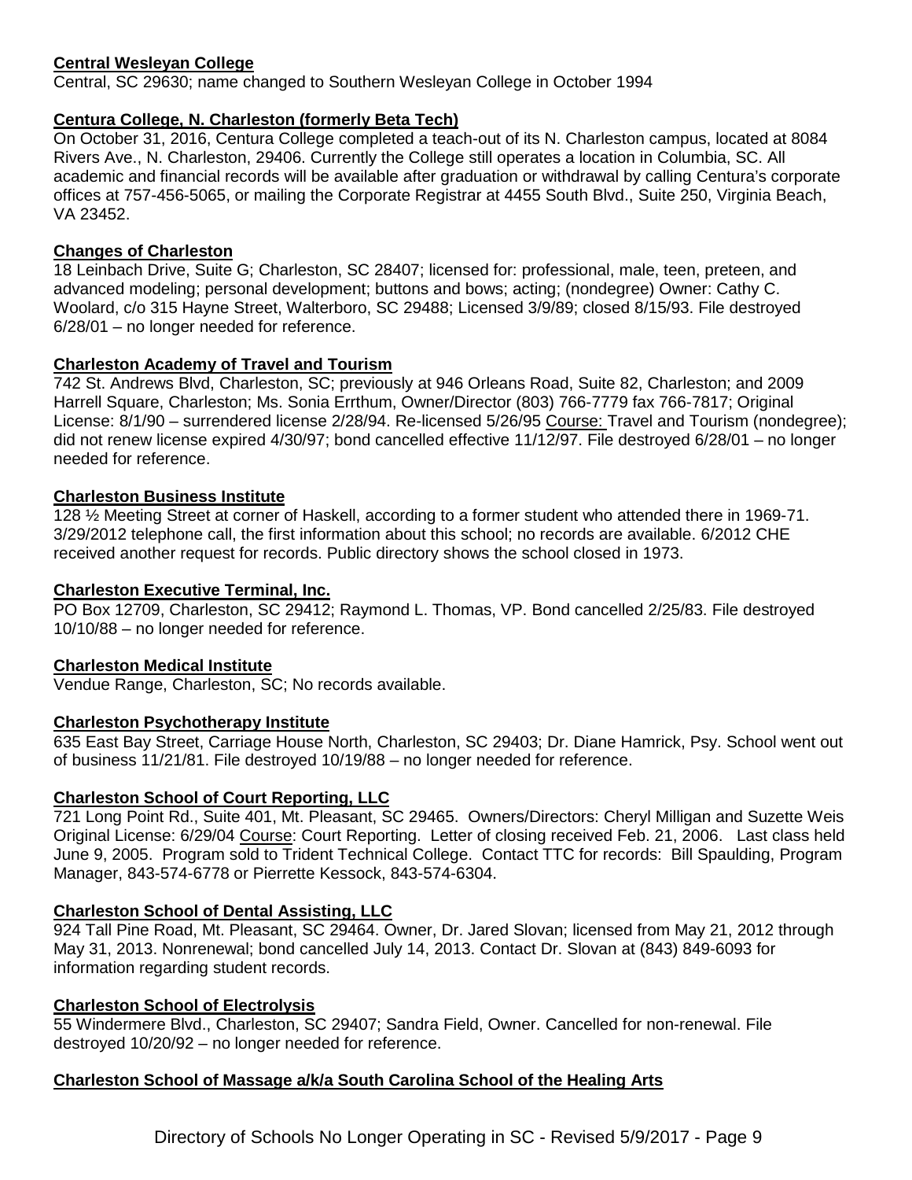**Central Wesleyan College**

Central, SC 29630; name changed to Southern Wesleyan College in October 1994

**Centura College, N. Charleston (formerly Beta Tech)**

On October 31, 2016, Centura College completed a teach-out of its N. Charleston campus, located at 8084 Rivers Ave., N. Charleston, 29406. Currently the College still operates a location in Columbia, SC. All academic and financial records will be available after graduation or withdrawal by calling Centura's corporate offices at 757-456-5065, or mailing the Corporate Registrar at 4455 South Blvd., Suite 250, Virginia Beach, VA 23452.

**Changes of Charleston**

18 Leinbach Drive, Suite G; Charleston, SC 28407; licensed for: professional, male, teen, preteen, and advanced modeling; personal development; buttons and bows; acting; (nondegree) Owner: Cathy C. Woolard, c/o 315 Hayne Street, Walterboro, SC 29488; Licensed 3/9/89; closed 8/15/93. File destroyed 6/28/01 – no longer needed for reference.

**Charleston Academy of Travel and Tourism**

742 St. Andrews Blvd, Charleston, SC; previously at 946 Orleans Road, Suite 82, Charleston; and 2009 Harrell Square, Charleston; Ms. Sonia Errthum, Owner/Director (803) 766-7779 fax 766-7817; Original License: 8/1/90 – surrendered license 2/28/94. Re-licensed 5/26/95 Course: Travel and Tourism (nondegree); did not renew license expired 4/30/97; bond cancelled effective 11/12/97. File destroyed 6/28/01 – no longer needed for reference.

**Charleston Business Institute**

128 ½ Meeting Street at corner of Haskell, according to a former student who attended there in 1969-71. 3/29/2012 telephone call, the first information about this school; no records are available. 6/2012 CHE received another request for records. Public directory shows the school closed in 1973.

**Charleston Executive Terminal, Inc.**

PO Box 12709, Charleston, SC 29412; Raymond L. Thomas, VP. Bond cancelled 2/25/83. File destroyed 10/10/88 – no longer needed for reference.

**Charleston Medical Institute**

Vendue Range, Charleston, SC; No records available.

**Charleston Psychotherapy Institute**

635 East Bay Street, Carriage House North, Charleston, SC 29403; Dr. Diane Hamrick, Psy. School went out of business 11/21/81. File destroyed 10/19/88 – no longer needed for reference.

**Charleston School of Court Reporting, LLC**

721 Long Point Rd., Suite 401, Mt. Pleasant, SC 29465. Owners/Directors: Cheryl Milligan and Suzette Weis Original License: 6/29/04 Course: Court Reporting. Letter of closing received Feb. 21, 2006. Last class held June 9, 2005. Program sold to Trident Technical College. Contact TTC for records: Bill Spaulding, Program Manager, 843-574-6778 or Pierrette Kessock, 843-574-6304.

**Charleston School of Dental Assisting, LLC**

924 Tall Pine Road, Mt. Pleasant, SC 29464. Owner, Dr. Jared Slovan; licensed from May 21, 2012 through May 31, 2013. Nonrenewal; bond cancelled July 14, 2013. Contact Dr. Slovan at (843) 849-6093 for information regarding student records.

**Charleston School of Electrolysis**

55 Windermere Blvd., Charleston, SC 29407; Sandra Field, Owner. Cancelled for non-renewal. File destroyed 10/20/92 – no longer needed for reference.

**Charleston School of Massage a/k/a South Carolina School of the Healing Arts**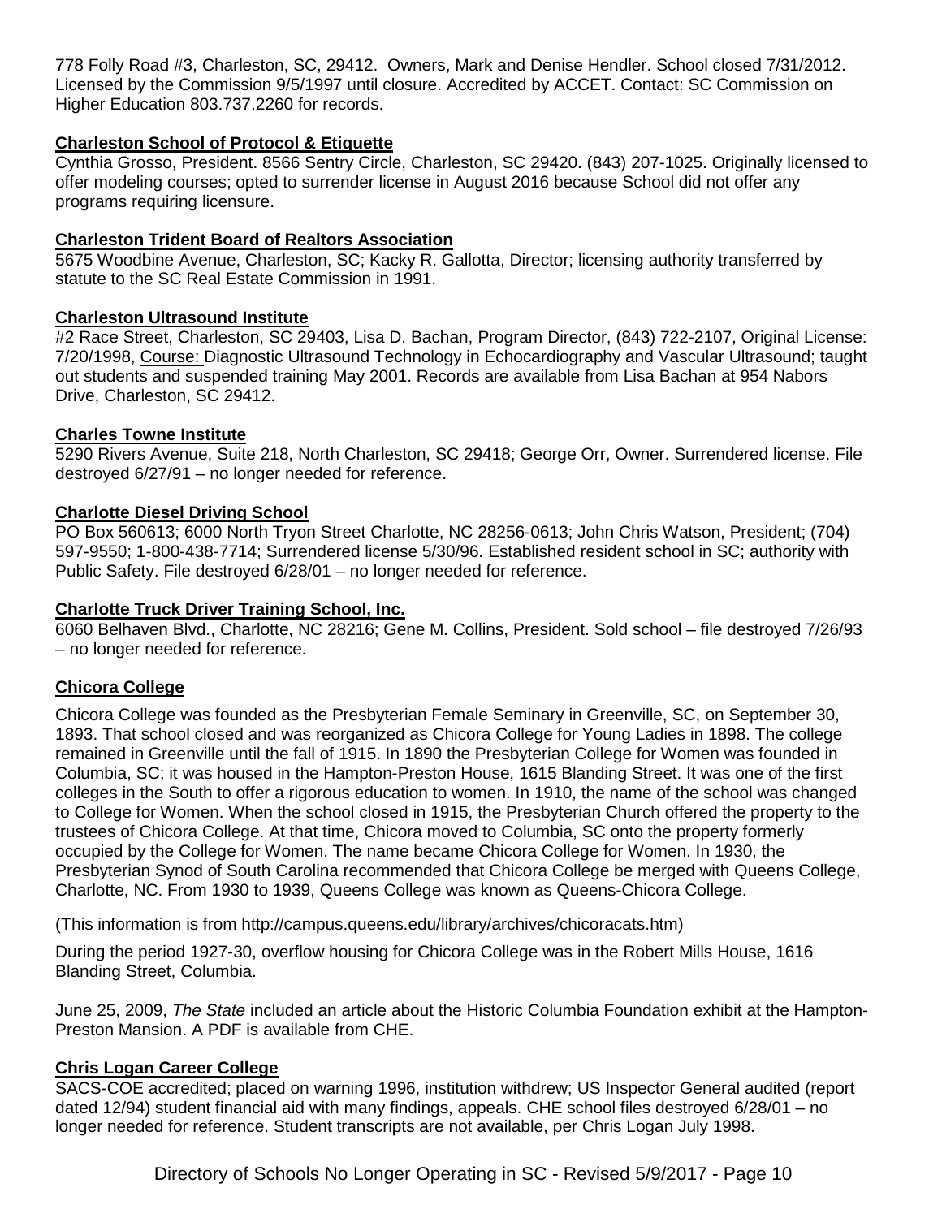778 Folly Road #3, Charleston, SC, 29412. Owners, Mark and Denise Hendler. School closed 7/31/2012. Licensed by the Commission 9/5/1997 until closure. Accredited by ACCET. Contact: SC Commission on Higher Education 803.737.2260 for records.

**Charleston School of Protocol & Etiquette**

Cynthia Grosso, President. 8566 Sentry Circle, Charleston, SC 29420. (843) 207-1025. Originally licensed to offer modeling courses; opted to surrender license in August 2016 because School did not offer any programs requiring licensure.

**Charleston Trident Board of Realtors Association**

5675 Woodbine Avenue, Charleston, SC; Kacky R. Gallotta, Director; licensing authority transferred by statute to the SC Real Estate Commission in 1991.

**Charleston Ultrasound Institute**

#2 Race Street, Charleston, SC 29403, Lisa D. Bachan, Program Director, (843) 722-2107, Original License: 7/20/1998, Course: Diagnostic Ultrasound Technology in Echocardiography and Vascular Ultrasound; taught out students and suspended training May 2001. Records are available from Lisa Bachan at 954 Nabors Drive, Charleston, SC 29412.

**Charles Towne Institute**

5290 Rivers Avenue, Suite 218, North Charleston, SC 29418; George Orr, Owner. Surrendered license. File destroyed 6/27/91 – no longer needed for reference.

**Charlotte Diesel Driving School**

PO Box 560613; 6000 North Tryon Street Charlotte, NC 28256-0613; John Chris Watson, President; (704) 597-9550; 1-800-438-7714; Surrendered license 5/30/96. Established resident school in SC; authority with Public Safety. File destroyed 6/28/01 – no longer needed for reference.

**Charlotte Truck Driver Training School, Inc.**

6060 Belhaven Blvd., Charlotte, NC 28216; Gene M. Collins, President. Sold school – file destroyed 7/26/93 – no longer needed for reference.

**Chicora College**

Chicora College was founded as the Presbyterian Female Seminary in Greenville, SC, on September 30, 1893. That school closed and was reorganized as Chicora College for Young Ladies in 1898. The college remained in Greenville until the fall of 1915. In 1890 the Presbyterian College for Women was founded in Columbia, SC; it was housed in the Hampton-Preston House, 1615 Blanding Street. It was one of the first colleges in the South to offer a rigorous education to women. In 1910, the name of the school was changed to College for Women. When the school closed in 1915, the Presbyterian Church offered the property to the trustees of Chicora College. At that time, Chicora moved to Columbia, SC onto the property formerly occupied by the College for Women. The name became Chicora College for Women. In 1930, the Presbyterian Synod of South Carolina recommended that Chicora College be merged with Queens College, Charlotte, NC. From 1930 to 1939, Queens College was known as Queens-Chicora College.

(This information is from http://campus.queens.edu/library/archives/chicoracats.htm)

During the period 1927-30, overflow housing for Chicora College was in the Robert Mills House, 1616 Blanding Street, Columbia.

June 25, 2009, *The State* included an article about the Historic Columbia Foundation exhibit at the Hampton-Preston Mansion. A PDF is available from CHE.

**Chris Logan Career College**

SACS-COE accredited; placed on warning 1996, institution withdrew; US Inspector General audited (report dated 12/94) student financial aid with many findings, appeals. CHE school files destroyed 6/28/01 – no longer needed for reference. Student transcripts are not available, per Chris Logan July 1998.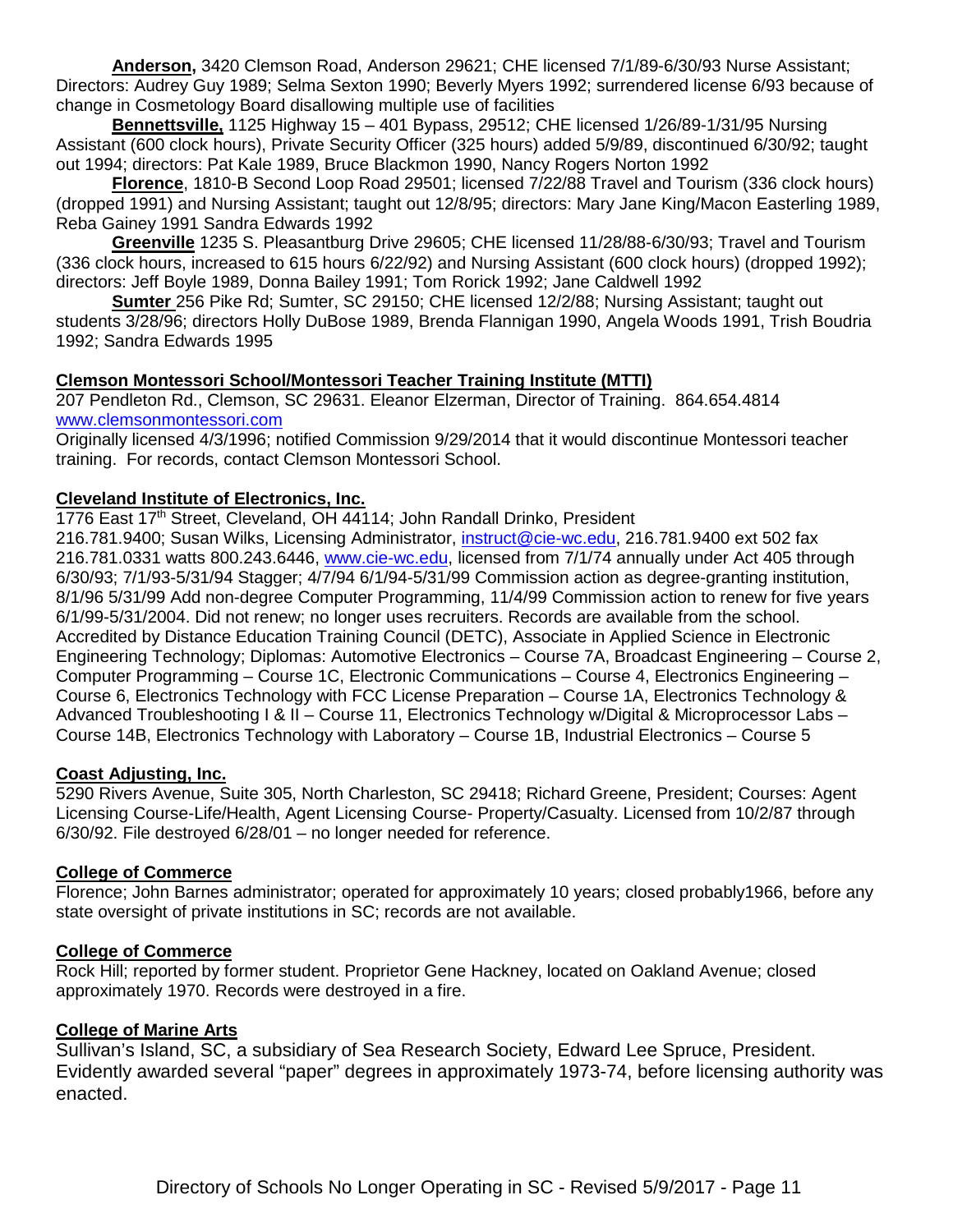**Anderson,** 3420 Clemson Road, Anderson 29621; CHE licensed 7/1/89-6/30/93 Nurse Assistant; Directors: Audrey Guy 1989; Selma Sexton 1990; Beverly Myers 1992; surrendered license 6/93 because of change in Cosmetology Board disallowing multiple use of facilities

**Bennettsville,** 1125 Highway 15 – 401 Bypass, 29512; CHE licensed 1/26/89-1/31/95 Nursing Assistant (600 clock hours), Private Security Officer (325 hours) added 5/9/89, discontinued 6/30/92; taught out 1994; directors: Pat Kale 1989, Bruce Blackmon 1990, Nancy Rogers Norton 1992

**Florence**, 1810-B Second Loop Road 29501; licensed 7/22/88 Travel and Tourism (336 clock hours) (dropped 1991) and Nursing Assistant; taught out 12/8/95; directors: Mary Jane King/Macon Easterling 1989, Reba Gainey 1991 Sandra Edwards 1992

**Greenville** 1235 S. Pleasantburg Drive 29605; CHE licensed 11/28/88-6/30/93; Travel and Tourism (336 clock hours, increased to 615 hours 6/22/92) and Nursing Assistant (600 clock hours) (dropped 1992); directors: Jeff Boyle 1989, Donna Bailey 1991; Tom Rorick 1992; Jane Caldwell 1992

**Sumter** 256 Pike Rd; Sumter, SC 29150; CHE licensed 12/2/88; Nursing Assistant; taught out students 3/28/96; directors Holly DuBose 1989, Brenda Flannigan 1990, Angela Woods 1991, Trish Boudria 1992; Sandra Edwards 1995

**Clemson Montessori School/Montessori Teacher Training Institute (MTTI)**

207 Pendleton Rd., Clemson, SC 29631. Eleanor Elzerman, Director of Training. 864.654.4814 www.clemsonmontessori.com

Originally licensed 4/3/1996; notified Commission 9/29/2014 that it would discontinue Montessori teacher training. For records, contact Clemson Montessori School.

**Cleveland Institute of Electronics, Inc.**

1776 East 17th Street, Cleveland, OH 44114; John Randall Drinko, President
216.781.9400; Susan Wilks, Licensing Administrator, instruct@cie-wc.edu, 216.781.9400 ext 502 fax 216.781.0331 watts 800.243.6446, www.cie-wc.edu, licensed from 7/1/74 annually under Act 405 through 6/30/93; 7/1/93-5/31/94 Stagger; 4/7/94 6/1/94-5/31/99 Commission action as degree-granting institution, 8/1/96 5/31/99 Add non-degree Computer Programming, 11/4/99 Commission action to renew for five years 6/1/99-5/31/2004. Did not renew; no longer uses recruiters. Records are available from the school. Accredited by Distance Education Training Council (DETC), Associate in Applied Science in Electronic Engineering Technology; Diplomas: Automotive Electronics – Course 7A, Broadcast Engineering – Course 2, Computer Programming – Course 1C, Electronic Communications – Course 4, Electronics Engineering – Course 6, Electronics Technology with FCC License Preparation – Course 1A, Electronics Technology & Advanced Troubleshooting I & II – Course 11, Electronics Technology w/Digital & Microprocessor Labs – Course 14B, Electronics Technology with Laboratory – Course 1B, Industrial Electronics – Course 5

**Coast Adjusting, Inc.**

5290 Rivers Avenue, Suite 305, North Charleston, SC 29418; Richard Greene, President; Courses: Agent Licensing Course-Life/Health, Agent Licensing Course- Property/Casualty. Licensed from 10/2/87 through 6/30/92. File destroyed 6/28/01 – no longer needed for reference.

**College of Commerce**

Florence; John Barnes administrator; operated for approximately 10 years; closed probably1966, before any state oversight of private institutions in SC; records are not available.

**College of Commerce**

Rock Hill; reported by former student. Proprietor Gene Hackney, located on Oakland Avenue; closed approximately 1970. Records were destroyed in a fire.

**College of Marine Arts**

Sullivan's Island, SC, a subsidiary of Sea Research Society, Edward Lee Spruce, President. Evidently awarded several "paper" degrees in approximately 1973-74, before licensing authority was enacted.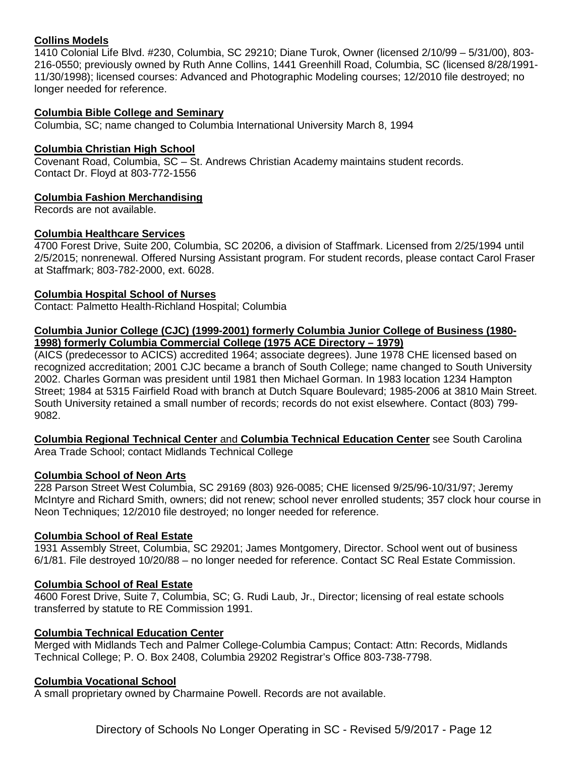**Collins Models**
1410 Colonial Life Blvd. #230, Columbia, SC 29210; Diane Turok, Owner (licensed 2/10/99 – 5/31/00), 803-216-0550; previously owned by Ruth Anne Collins, 1441 Greenhill Road, Columbia, SC (licensed 8/28/1991-11/30/1998); licensed courses: Advanced and Photographic Modeling courses; 12/2010 file destroyed; no longer needed for reference.

**Columbia Bible College and Seminary**
Columbia, SC; name changed to Columbia International University March 8, 1994

**Columbia Christian High School**
Covenant Road, Columbia, SC – St. Andrews Christian Academy maintains student records. Contact Dr. Floyd at 803-772-1556

**Columbia Fashion Merchandising**
Records are not available.

**Columbia Healthcare Services**
4700 Forest Drive, Suite 200, Columbia, SC 20206, a division of Staffmark. Licensed from 2/25/1994 until 2/5/2015; nonrenewal. Offered Nursing Assistant program. For student records, please contact Carol Fraser at Staffmark; 803-782-2000, ext. 6028.

**Columbia Hospital School of Nurses**
Contact: Palmetto Health-Richland Hospital; Columbia

**Columbia Junior College (CJC) (1999-2001) formerly Columbia Junior College of Business (1980-1998) formerly Columbia Commercial College (1975 ACE Directory – 1979)**
(AICS (predecessor to ACICS) accredited 1964; associate degrees). June 1978 CHE licensed based on recognized accreditation; 2001 CJC became a branch of South College; name changed to South University 2002. Charles Gorman was president until 1981 then Michael Gorman. In 1983 location 1234 Hampton Street; 1984 at 5315 Fairfield Road with branch at Dutch Square Boulevard; 1985-2006 at 3810 Main Street. South University retained a small number of records; records do not exist elsewhere. Contact (803) 799-9082.

**Columbia Regional Technical Center** and **Columbia Technical Education Center** see South Carolina Area Trade School; contact Midlands Technical College

**Columbia School of Neon Arts**
228 Parson Street West Columbia, SC 29169 (803) 926-0085; CHE licensed 9/25/96-10/31/97; Jeremy McIntyre and Richard Smith, owners; did not renew; school never enrolled students; 357 clock hour course in Neon Techniques; 12/2010 file destroyed; no longer needed for reference.

**Columbia School of Real Estate**
1931 Assembly Street, Columbia, SC 29201; James Montgomery, Director. School went out of business 6/1/81. File destroyed 10/20/88 – no longer needed for reference. Contact SC Real Estate Commission.

**Columbia School of Real Estate**
4600 Forest Drive, Suite 7, Columbia, SC; G. Rudi Laub, Jr., Director; licensing of real estate schools transferred by statute to RE Commission 1991.

**Columbia Technical Education Center**
Merged with Midlands Tech and Palmer College-Columbia Campus; Contact: Attn: Records, Midlands Technical College; P. O. Box 2408, Columbia 29202 Registrar's Office 803-738-7798.

**Columbia Vocational School**
A small proprietary owned by Charmaine Powell. Records are not available.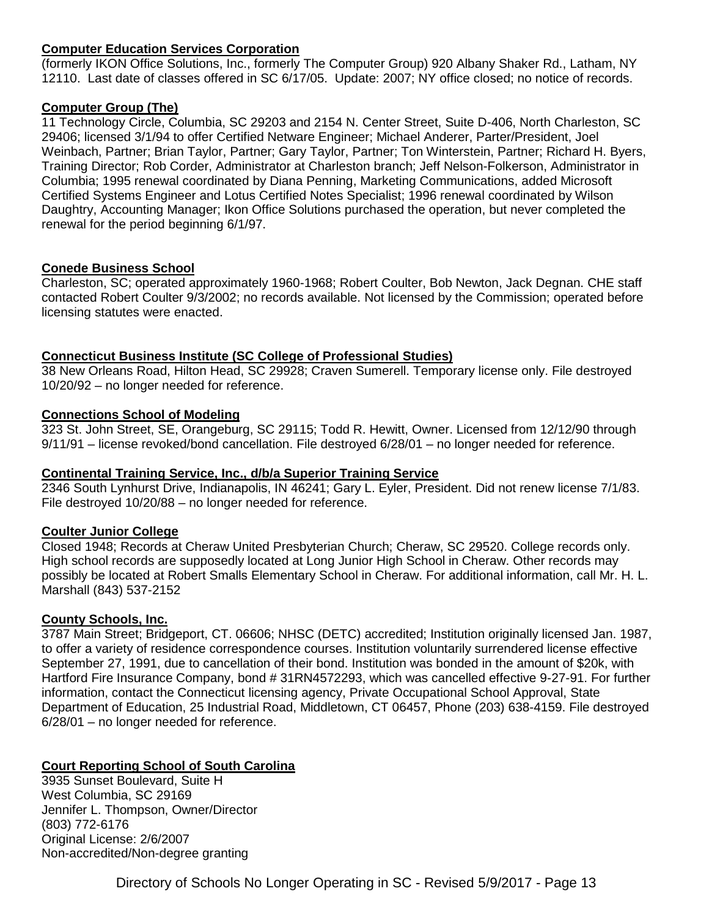**Computer Education Services Corporation**
(formerly IKON Office Solutions, Inc., formerly The Computer Group) 920 Albany Shaker Rd., Latham, NY 12110. Last date of classes offered in SC 6/17/05. Update: 2007; NY office closed; no notice of records.

**Computer Group (The)**
11 Technology Circle, Columbia, SC 29203 and 2154 N. Center Street, Suite D-406, North Charleston, SC 29406; licensed 3/1/94 to offer Certified Netware Engineer; Michael Anderer, Parter/President, Joel Weinbach, Partner; Brian Taylor, Partner; Gary Taylor, Partner; Ton Winterstein, Partner; Richard H. Byers, Training Director; Rob Corder, Administrator at Charleston branch; Jeff Nelson-Folkerson, Administrator in Columbia; 1995 renewal coordinated by Diana Penning, Marketing Communications, added Microsoft Certified Systems Engineer and Lotus Certified Notes Specialist; 1996 renewal coordinated by Wilson Daughtry, Accounting Manager; Ikon Office Solutions purchased the operation, but never completed the renewal for the period beginning 6/1/97.

**Conede Business School**
Charleston, SC; operated approximately 1960-1968; Robert Coulter, Bob Newton, Jack Degnan. CHE staff contacted Robert Coulter 9/3/2002; no records available. Not licensed by the Commission; operated before licensing statutes were enacted.

**Connecticut Business Institute (SC College of Professional Studies)**
38 New Orleans Road, Hilton Head, SC 29928; Craven Sumerell. Temporary license only. File destroyed 10/20/92 – no longer needed for reference.

**Connections School of Modeling**
323 St. John Street, SE, Orangeburg, SC 29115; Todd R. Hewitt, Owner. Licensed from 12/12/90 through 9/11/91 – license revoked/bond cancellation. File destroyed 6/28/01 – no longer needed for reference.

**Continental Training Service, Inc., d/b/a Superior Training Service**
2346 South Lynhurst Drive, Indianapolis, IN 46241; Gary L. Eyler, President. Did not renew license 7/1/83. File destroyed 10/20/88 – no longer needed for reference.

**Coulter Junior College**
Closed 1948; Records at Cheraw United Presbyterian Church; Cheraw, SC 29520. College records only. High school records are supposedly located at Long Junior High School in Cheraw. Other records may possibly be located at Robert Smalls Elementary School in Cheraw. For additional information, call Mr. H. L. Marshall (843) 537-2152

**County Schools, Inc.**
3787 Main Street; Bridgeport, CT. 06606; NHSC (DETC) accredited; Institution originally licensed Jan. 1987, to offer a variety of residence correspondence courses. Institution voluntarily surrendered license effective September 27, 1991, due to cancellation of their bond. Institution was bonded in the amount of $20k, with Hartford Fire Insurance Company, bond # 31RN4572293, which was cancelled effective 9-27-91. For further information, contact the Connecticut licensing agency, Private Occupational School Approval, State Department of Education, 25 Industrial Road, Middletown, CT 06457, Phone (203) 638-4159. File destroyed 6/28/01 – no longer needed for reference.

**Court Reporting School of South Carolina**
3935 Sunset Boulevard, Suite H
West Columbia, SC 29169
Jennifer L. Thompson, Owner/Director
(803) 772-6176
Original License: 2/6/2007
Non-accredited/Non-degree granting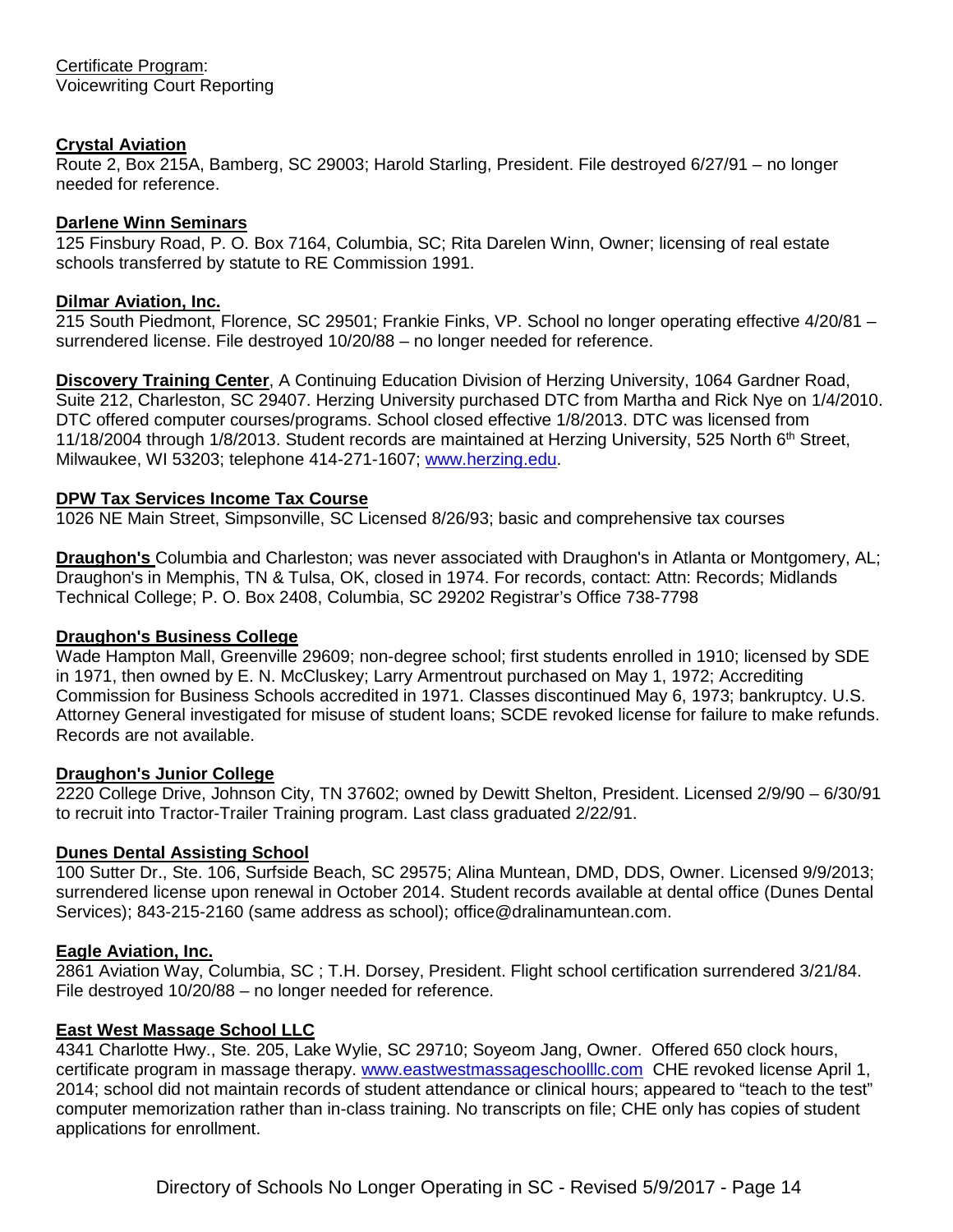Certificate Program:
Voicewriting Court Reporting

**Crystal Aviation**
Route 2, Box 215A, Bamberg, SC 29003; Harold Starling, President. File destroyed 6/27/91 – no longer needed for reference.

**Darlene Winn Seminars**
125 Finsbury Road, P. O. Box 7164, Columbia, SC; Rita Darelen Winn, Owner; licensing of real estate schools transferred by statute to RE Commission 1991.

**Dilmar Aviation, Inc.**
215 South Piedmont, Florence, SC 29501; Frankie Finks, VP. School no longer operating effective 4/20/81 – surrendered license. File destroyed 10/20/88 – no longer needed for reference.

**Discovery Training Center**, A Continuing Education Division of Herzing University, 1064 Gardner Road, Suite 212, Charleston, SC 29407. Herzing University purchased DTC from Martha and Rick Nye on 1/4/2010. DTC offered computer courses/programs. School closed effective 1/8/2013. DTC was licensed from 11/18/2004 through 1/8/2013. Student records are maintained at Herzing University, 525 North 6th Street, Milwaukee, WI 53203; telephone 414-271-1607; www.herzing.edu.

**DPW Tax Services Income Tax Course**
1026 NE Main Street, Simpsonville, SC Licensed 8/26/93; basic and comprehensive tax courses

**Draughon's** Columbia and Charleston; was never associated with Draughon's in Atlanta or Montgomery, AL; Draughon's in Memphis, TN & Tulsa, OK, closed in 1974. For records, contact: Attn: Records; Midlands Technical College; P. O. Box 2408, Columbia, SC 29202 Registrar's Office 738-7798

**Draughon's Business College**
Wade Hampton Mall, Greenville 29609; non-degree school; first students enrolled in 1910; licensed by SDE in 1971, then owned by E. N. McCluskey; Larry Armentrout purchased on May 1, 1972; Accrediting Commission for Business Schools accredited in 1971. Classes discontinued May 6, 1973; bankruptcy. U.S. Attorney General investigated for misuse of student loans; SCDE revoked license for failure to make refunds. Records are not available.

**Draughon's Junior College**
2220 College Drive, Johnson City, TN 37602; owned by Dewitt Shelton, President. Licensed 2/9/90 – 6/30/91 to recruit into Tractor-Trailer Training program. Last class graduated 2/22/91.

**Dunes Dental Assisting School**
100 Sutter Dr., Ste. 106, Surfside Beach, SC 29575; Alina Muntean, DMD, DDS, Owner. Licensed 9/9/2013; surrendered license upon renewal in October 2014. Student records available at dental office (Dunes Dental Services); 843-215-2160 (same address as school); office@dralinamuntean.com.

**Eagle Aviation, Inc.**
2861 Aviation Way, Columbia, SC ; T.H. Dorsey, President. Flight school certification surrendered 3/21/84. File destroyed 10/20/88 – no longer needed for reference.

**East West Massage School LLC**
4341 Charlotte Hwy., Ste. 205, Lake Wylie, SC 29710; Soyeom Jang, Owner. Offered 650 clock hours, certificate program in massage therapy. www.eastwestmassageschoolllc.com CHE revoked license April 1, 2014; school did not maintain records of student attendance or clinical hours; appeared to "teach to the test" computer memorization rather than in-class training. No transcripts on file; CHE only has copies of student applications for enrollment.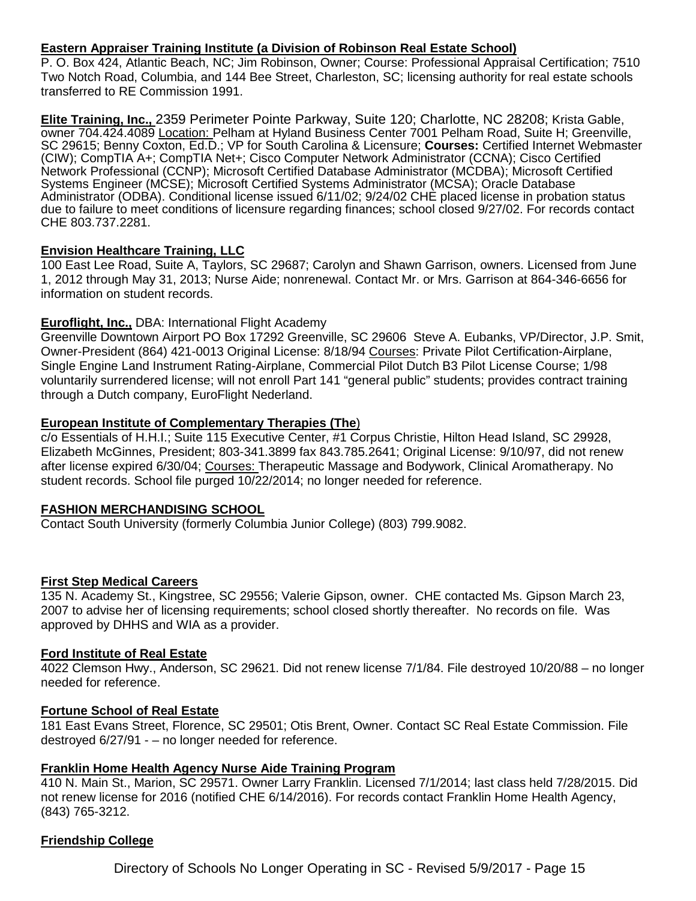**Eastern Appraiser Training Institute (a Division of Robinson Real Estate School)**
P. O. Box 424, Atlantic Beach, NC; Jim Robinson, Owner; Course: Professional Appraisal Certification; 7510 Two Notch Road, Columbia, and 144 Bee Street, Charleston, SC; licensing authority for real estate schools transferred to RE Commission 1991.

**Elite Training, Inc.,** 2359 Perimeter Pointe Parkway, Suite 120; Charlotte, NC 28208; Krista Gable, owner 704.424.4089 Location: Pelham at Hyland Business Center 7001 Pelham Road, Suite H; Greenville, SC 29615; Benny Coxton, Ed.D.; VP for South Carolina & Licensure; **Courses:** Certified Internet Webmaster (CIW); CompTIA A+; CompTIA Net+; Cisco Computer Network Administrator (CCNA); Cisco Certified Network Professional (CCNP); Microsoft Certified Database Administrator (MCDBA); Microsoft Certified Systems Engineer (MCSE); Microsoft Certified Systems Administrator (MCSA); Oracle Database Administrator (ODBA). Conditional license issued 6/11/02; 9/24/02 CHE placed license in probation status due to failure to meet conditions of licensure regarding finances; school closed 9/27/02. For records contact CHE 803.737.2281.

**Envision Healthcare Training, LLC**
100 East Lee Road, Suite A, Taylors, SC 29687; Carolyn and Shawn Garrison, owners. Licensed from June 1, 2012 through May 31, 2013; Nurse Aide; nonrenewal. Contact Mr. or Mrs. Garrison at 864-346-6656 for information on student records.

**Euroflight, Inc.,** DBA: International Flight Academy
Greenville Downtown Airport PO Box 17292 Greenville, SC 29606 Steve A. Eubanks, VP/Director, J.P. Smit, Owner-President (864) 421-0013 Original License: 8/18/94 Courses: Private Pilot Certification-Airplane, Single Engine Land Instrument Rating-Airplane, Commercial Pilot Dutch B3 Pilot License Course; 1/98 voluntarily surrendered license; will not enroll Part 141 "general public" students; provides contract training through a Dutch company, EuroFlight Nederland.

**European Institute of Complementary Therapies (The)**
c/o Essentials of H.H.I.; Suite 115 Executive Center, #1 Corpus Christie, Hilton Head Island, SC 29928, Elizabeth McGinnes, President; 803-341.3899 fax 843.785.2641; Original License: 9/10/97, did not renew after license expired 6/30/04; Courses: Therapeutic Massage and Bodywork, Clinical Aromatherapy. No student records. School file purged 10/22/2014; no longer needed for reference.

**FASHION MERCHANDISING SCHOOL**
Contact South University (formerly Columbia Junior College) (803) 799.9082.

**First Step Medical Careers**
135 N. Academy St., Kingstree, SC 29556; Valerie Gipson, owner. CHE contacted Ms. Gipson March 23, 2007 to advise her of licensing requirements; school closed shortly thereafter. No records on file. Was approved by DHHS and WIA as a provider.

**Ford Institute of Real Estate**
4022 Clemson Hwy., Anderson, SC 29621. Did not renew license 7/1/84. File destroyed 10/20/88 – no longer needed for reference.

**Fortune School of Real Estate**
181 East Evans Street, Florence, SC 29501; Otis Brent, Owner. Contact SC Real Estate Commission. File destroyed 6/27/91 - – no longer needed for reference.

**Franklin Home Health Agency Nurse Aide Training Program**
410 N. Main St., Marion, SC 29571. Owner Larry Franklin. Licensed 7/1/2014; last class held 7/28/2015. Did not renew license for 2016 (notified CHE 6/14/2016). For records contact Franklin Home Health Agency, (843) 765-3212.

**Friendship College**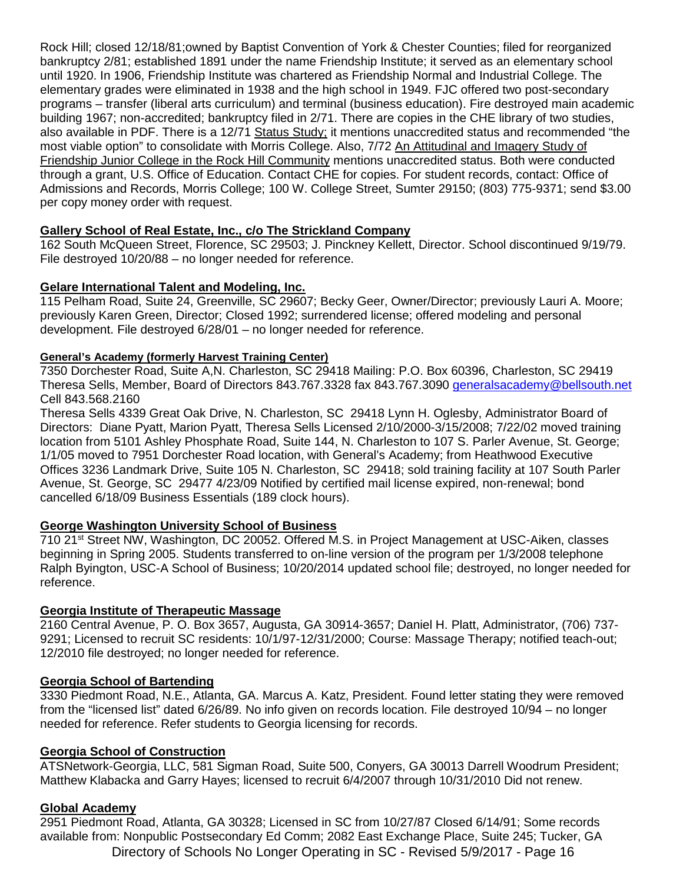Rock Hill; closed 12/18/81;owned by Baptist Convention of York & Chester Counties; filed for reorganized bankruptcy 2/81; established 1891 under the name Friendship Institute; it served as an elementary school until 1920. In 1906, Friendship Institute was chartered as Friendship Normal and Industrial College. The elementary grades were eliminated in 1938 and the high school in 1949. FJC offered two post-secondary programs – transfer (liberal arts curriculum) and terminal (business education). Fire destroyed main academic building 1967; non-accredited; bankruptcy filed in 2/71. There are copies in the CHE library of two studies, also available in PDF. There is a 12/71 Status Study; it mentions unaccredited status and recommended "the most viable option" to consolidate with Morris College. Also, 7/72 An Attitudinal and Imagery Study of Friendship Junior College in the Rock Hill Community mentions unaccredited status. Both were conducted through a grant, U.S. Office of Education. Contact CHE for copies. For student records, contact: Office of Admissions and Records, Morris College; 100 W. College Street, Sumter 29150; (803) 775-9371; send $3.00 per copy money order with request.

**Gallery School of Real Estate, Inc., c/o The Strickland Company**

162 South McQueen Street, Florence, SC 29503; J. Pinckney Kellett, Director. School discontinued 9/19/79. File destroyed 10/20/88 – no longer needed for reference.

**Gelare International Talent and Modeling, Inc.**

115 Pelham Road, Suite 24, Greenville, SC 29607; Becky Geer, Owner/Director; previously Lauri A. Moore; previously Karen Green, Director; Closed 1992; surrendered license; offered modeling and personal development. File destroyed 6/28/01 – no longer needed for reference.

**General's Academy (formerly Harvest Training Center)**

7350 Dorchester Road, Suite A,N. Charleston, SC 29418 Mailing: P.O. Box 60396, Charleston, SC 29419 Theresa Sells, Member, Board of Directors 843.767.3328 fax 843.767.3090 generalsacademy@bellsouth.net Cell 843.568.2160

Theresa Sells 4339 Great Oak Drive, N. Charleston, SC 29418 Lynn H. Oglesby, Administrator Board of Directors: Diane Pyatt, Marion Pyatt, Theresa Sells Licensed 2/10/2000-3/15/2008; 7/22/02 moved training location from 5101 Ashley Phosphate Road, Suite 144, N. Charleston to 107 S. Parler Avenue, St. George; 1/1/05 moved to 7951 Dorchester Road location, with General's Academy; from Heathwood Executive Offices 3236 Landmark Drive, Suite 105 N. Charleston, SC 29418; sold training facility at 107 South Parler Avenue, St. George, SC 29477 4/23/09 Notified by certified mail license expired, non-renewal; bond cancelled 6/18/09 Business Essentials (189 clock hours).

**George Washington University School of Business**

710 21st Street NW, Washington, DC 20052. Offered M.S. in Project Management at USC-Aiken, classes beginning in Spring 2005. Students transferred to on-line version of the program per 1/3/2008 telephone Ralph Byington, USC-A School of Business; 10/20/2014 updated school file; destroyed, no longer needed for reference.

**Georgia Institute of Therapeutic Massage**

2160 Central Avenue, P. O. Box 3657, Augusta, GA 30914-3657; Daniel H. Platt, Administrator, (706) 737-9291; Licensed to recruit SC residents: 10/1/97-12/31/2000; Course: Massage Therapy; notified teach-out; 12/2010 file destroyed; no longer needed for reference.

**Georgia School of Bartending**

3330 Piedmont Road, N.E., Atlanta, GA. Marcus A. Katz, President. Found letter stating they were removed from the "licensed list" dated 6/26/89. No info given on records location. File destroyed 10/94 – no longer needed for reference. Refer students to Georgia licensing for records.

**Georgia School of Construction**

ATSNetwork-Georgia, LLC, 581 Sigman Road, Suite 500, Conyers, GA 30013 Darrell Woodrum President; Matthew Klabacka and Garry Hayes; licensed to recruit 6/4/2007 through 10/31/2010 Did not renew.

**Global Academy**

2951 Piedmont Road, Atlanta, GA 30328; Licensed in SC from 10/27/87 Closed 6/14/91; Some records available from: Nonpublic Postsecondary Ed Comm; 2082 East Exchange Place, Suite 245; Tucker, GA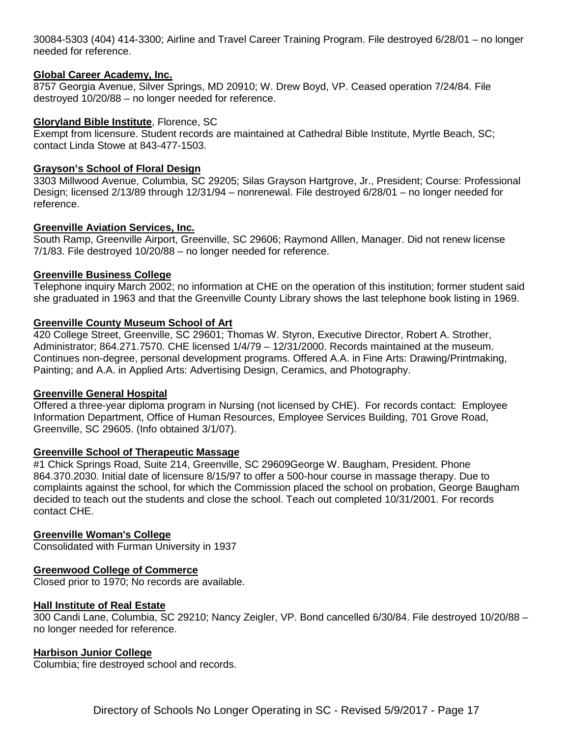30084-5303 (404) 414-3300; Airline and Travel Career Training Program. File destroyed 6/28/01 – no longer needed for reference.

**Global Career Academy, Inc.**
8757 Georgia Avenue, Silver Springs, MD 20910; W. Drew Boyd, VP. Ceased operation 7/24/84. File destroyed 10/20/88 – no longer needed for reference.

**Gloryland Bible Institute**, Florence, SC
Exempt from licensure. Student records are maintained at Cathedral Bible Institute, Myrtle Beach, SC; contact Linda Stowe at 843-477-1503.

**Grayson's School of Floral Design**
3303 Millwood Avenue, Columbia, SC 29205; Silas Grayson Hartgrove, Jr., President; Course: Professional Design; licensed 2/13/89 through 12/31/94 – nonrenewal. File destroyed 6/28/01 – no longer needed for reference.

**Greenville Aviation Services, Inc.**
South Ramp, Greenville Airport, Greenville, SC 29606; Raymond Alllen, Manager. Did not renew license 7/1/83. File destroyed 10/20/88 – no longer needed for reference.

**Greenville Business College**
Telephone inquiry March 2002; no information at CHE on the operation of this institution; former student said she graduated in 1963 and that the Greenville County Library shows the last telephone book listing in 1969.

**Greenville County Museum School of Art**
420 College Street, Greenville, SC 29601; Thomas W. Styron, Executive Director, Robert A. Strother, Administrator; 864.271.7570. CHE licensed 1/4/79 – 12/31/2000. Records maintained at the museum. Continues non-degree, personal development programs. Offered A.A. in Fine Arts: Drawing/Printmaking, Painting; and A.A. in Applied Arts: Advertising Design, Ceramics, and Photography.

**Greenville General Hospital**
Offered a three-year diploma program in Nursing (not licensed by CHE). For records contact: Employee Information Department, Office of Human Resources, Employee Services Building, 701 Grove Road, Greenville, SC 29605. (Info obtained 3/1/07).

**Greenville School of Therapeutic Massage**
#1 Chick Springs Road, Suite 214, Greenville, SC 29609George W. Baugham, President. Phone 864.370.2030. Initial date of licensure 8/15/97 to offer a 500-hour course in massage therapy. Due to complaints against the school, for which the Commission placed the school on probation, George Baugham decided to teach out the students and close the school. Teach out completed 10/31/2001. For records contact CHE.

**Greenville Woman's College**
Consolidated with Furman University in 1937

**Greenwood College of Commerce**
Closed prior to 1970; No records are available.

**Hall Institute of Real Estate**
300 Candi Lane, Columbia, SC 29210; Nancy Zeigler, VP. Bond cancelled 6/30/84. File destroyed 10/20/88 – no longer needed for reference.

**Harbison Junior College**
Columbia; fire destroyed school and records.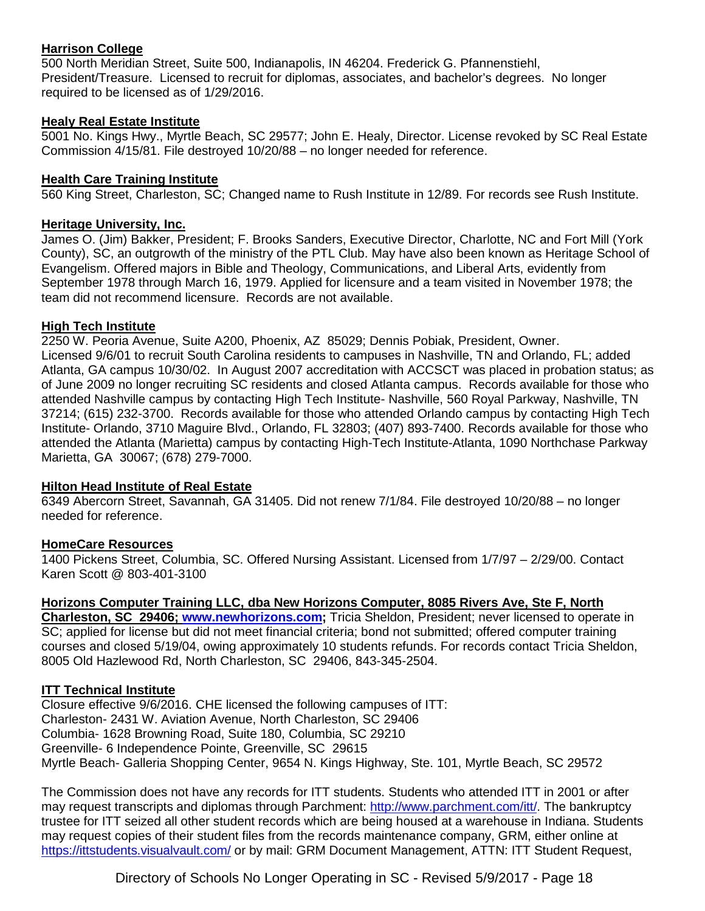**Harrison College**
500 North Meridian Street, Suite 500, Indianapolis, IN 46204. Frederick G. Pfannenstiehl, President/Treasure. Licensed to recruit for diplomas, associates, and bachelor's degrees. No longer required to be licensed as of 1/29/2016.

**Healy Real Estate Institute**
5001 No. Kings Hwy., Myrtle Beach, SC 29577; John E. Healy, Director. License revoked by SC Real Estate Commission 4/15/81. File destroyed 10/20/88 – no longer needed for reference.

**Health Care Training Institute**
560 King Street, Charleston, SC; Changed name to Rush Institute in 12/89. For records see Rush Institute.

**Heritage University, Inc.**
James O. (Jim) Bakker, President; F. Brooks Sanders, Executive Director, Charlotte, NC and Fort Mill (York County), SC, an outgrowth of the ministry of the PTL Club. May have also been known as Heritage School of Evangelism. Offered majors in Bible and Theology, Communications, and Liberal Arts, evidently from September 1978 through March 16, 1979. Applied for licensure and a team visited in November 1978; the team did not recommend licensure. Records are not available.

**High Tech Institute**
2250 W. Peoria Avenue, Suite A200, Phoenix, AZ 85029; Dennis Pobiak, President, Owner.
Licensed 9/6/01 to recruit South Carolina residents to campuses in Nashville, TN and Orlando, FL; added Atlanta, GA campus 10/30/02. In August 2007 accreditation with ACCSCT was placed in probation status; as of June 2009 no longer recruiting SC residents and closed Atlanta campus. Records available for those who attended Nashville campus by contacting High Tech Institute- Nashville, 560 Royal Parkway, Nashville, TN 37214; (615) 232-3700. Records available for those who attended Orlando campus by contacting High Tech Institute- Orlando, 3710 Maguire Blvd., Orlando, FL 32803; (407) 893-7400. Records available for those who attended the Atlanta (Marietta) campus by contacting High-Tech Institute-Atlanta, 1090 Northchase Parkway Marietta, GA 30067; (678) 279-7000.

**Hilton Head Institute of Real Estate**
6349 Abercorn Street, Savannah, GA 31405. Did not renew 7/1/84. File destroyed 10/20/88 – no longer needed for reference.

**HomeCare Resources**
1400 Pickens Street, Columbia, SC. Offered Nursing Assistant. Licensed from 1/7/97 – 2/29/00. Contact Karen Scott @ 803-401-3100

**Horizons Computer Training LLC, dba New Horizons Computer, 8085 Rivers Ave, Ste F, North Charleston, SC 29406; www.newhorizons.com;** Tricia Sheldon, President; never licensed to operate in SC; applied for license but did not meet financial criteria; bond not submitted; offered computer training courses and closed 5/19/04, owing approximately 10 students refunds. For records contact Tricia Sheldon, 8005 Old Hazlewood Rd, North Charleston, SC 29406, 843-345-2504.

**ITT Technical Institute**
Closure effective 9/6/2016. CHE licensed the following campuses of ITT:
Charleston- 2431 W. Aviation Avenue, North Charleston, SC 29406
Columbia- 1628 Browning Road, Suite 180, Columbia, SC 29210
Greenville- 6 Independence Pointe, Greenville, SC 29615
Myrtle Beach- Galleria Shopping Center, 9654 N. Kings Highway, Ste. 101, Myrtle Beach, SC 29572

The Commission does not have any records for ITT students. Students who attended ITT in 2001 or after may request transcripts and diplomas through Parchment: http://www.parchment.com/itt/. The bankruptcy trustee for ITT seized all other student records which are being housed at a warehouse in Indiana. Students may request copies of their student files from the records maintenance company, GRM, either online at https://ittstudents.visualvault.com/ or by mail: GRM Document Management, ATTN: ITT Student Request,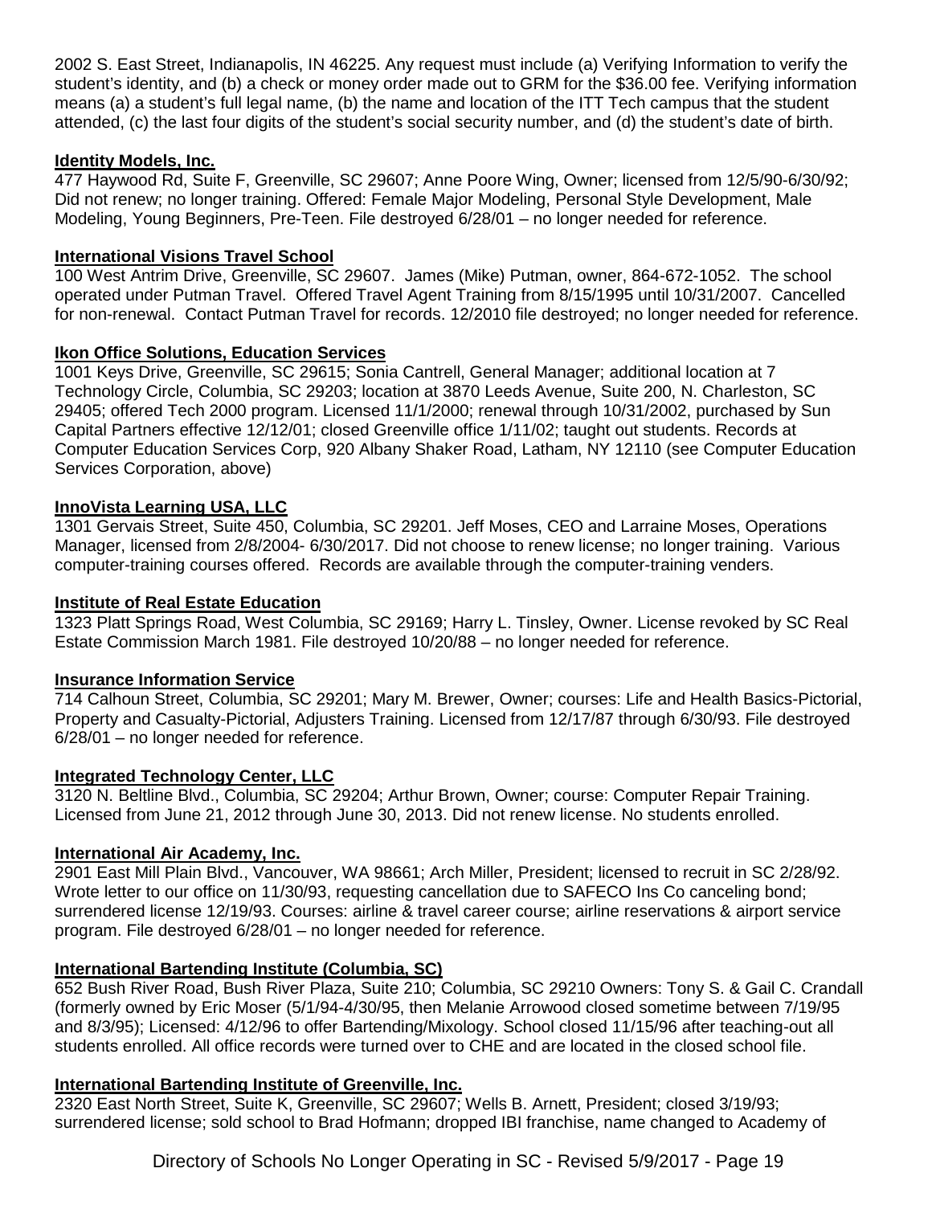2002 S. East Street, Indianapolis, IN 46225. Any request must include (a) Verifying Information to verify the student's identity, and (b) a check or money order made out to GRM for the $36.00 fee. Verifying information means (a) a student's full legal name, (b) the name and location of the ITT Tech campus that the student attended, (c) the last four digits of the student's social security number, and (d) the student's date of birth.

**Identity Models, Inc.**

477 Haywood Rd, Suite F, Greenville, SC 29607; Anne Poore Wing, Owner; licensed from 12/5/90-6/30/92; Did not renew; no longer training. Offered: Female Major Modeling, Personal Style Development, Male Modeling, Young Beginners, Pre-Teen. File destroyed 6/28/01 – no longer needed for reference.

**International Visions Travel School**

100 West Antrim Drive, Greenville, SC 29607. James (Mike) Putman, owner, 864-672-1052. The school operated under Putman Travel. Offered Travel Agent Training from 8/15/1995 until 10/31/2007. Cancelled for non-renewal. Contact Putman Travel for records. 12/2010 file destroyed; no longer needed for reference.

**Ikon Office Solutions, Education Services**

1001 Keys Drive, Greenville, SC 29615; Sonia Cantrell, General Manager; additional location at 7 Technology Circle, Columbia, SC 29203; location at 3870 Leeds Avenue, Suite 200, N. Charleston, SC 29405; offered Tech 2000 program. Licensed 11/1/2000; renewal through 10/31/2002, purchased by Sun Capital Partners effective 12/12/01; closed Greenville office 1/11/02; taught out students. Records at Computer Education Services Corp, 920 Albany Shaker Road, Latham, NY 12110 (see Computer Education Services Corporation, above)

**InnoVista Learning USA, LLC**

1301 Gervais Street, Suite 450, Columbia, SC 29201. Jeff Moses, CEO and Larraine Moses, Operations Manager, licensed from 2/8/2004- 6/30/2017. Did not choose to renew license; no longer training. Various computer-training courses offered. Records are available through the computer-training venders.

**Institute of Real Estate Education**

1323 Platt Springs Road, West Columbia, SC 29169; Harry L. Tinsley, Owner. License revoked by SC Real Estate Commission March 1981. File destroyed 10/20/88 – no longer needed for reference.

**Insurance Information Service**

714 Calhoun Street, Columbia, SC 29201; Mary M. Brewer, Owner; courses: Life and Health Basics-Pictorial, Property and Casualty-Pictorial, Adjusters Training. Licensed from 12/17/87 through 6/30/93. File destroyed 6/28/01 – no longer needed for reference.

**Integrated Technology Center, LLC**

3120 N. Beltline Blvd., Columbia, SC 29204; Arthur Brown, Owner; course: Computer Repair Training. Licensed from June 21, 2012 through June 30, 2013. Did not renew license. No students enrolled.

**International Air Academy, Inc.**

2901 East Mill Plain Blvd., Vancouver, WA 98661; Arch Miller, President; licensed to recruit in SC 2/28/92. Wrote letter to our office on 11/30/93, requesting cancellation due to SAFECO Ins Co canceling bond; surrendered license 12/19/93. Courses: airline & travel career course; airline reservations & airport service program. File destroyed 6/28/01 – no longer needed for reference.

**International Bartending Institute (Columbia, SC)**

652 Bush River Road, Bush River Plaza, Suite 210; Columbia, SC 29210 Owners: Tony S. & Gail C. Crandall (formerly owned by Eric Moser (5/1/94-4/30/95, then Melanie Arrowood closed sometime between 7/19/95 and 8/3/95); Licensed: 4/12/96 to offer Bartending/Mixology. School closed 11/15/96 after teaching-out all students enrolled. All office records were turned over to CHE and are located in the closed school file.

**International Bartending Institute of Greenville, Inc.**

2320 East North Street, Suite K, Greenville, SC 29607; Wells B. Arnett, President; closed 3/19/93; surrendered license; sold school to Brad Hofmann; dropped IBI franchise, name changed to Academy of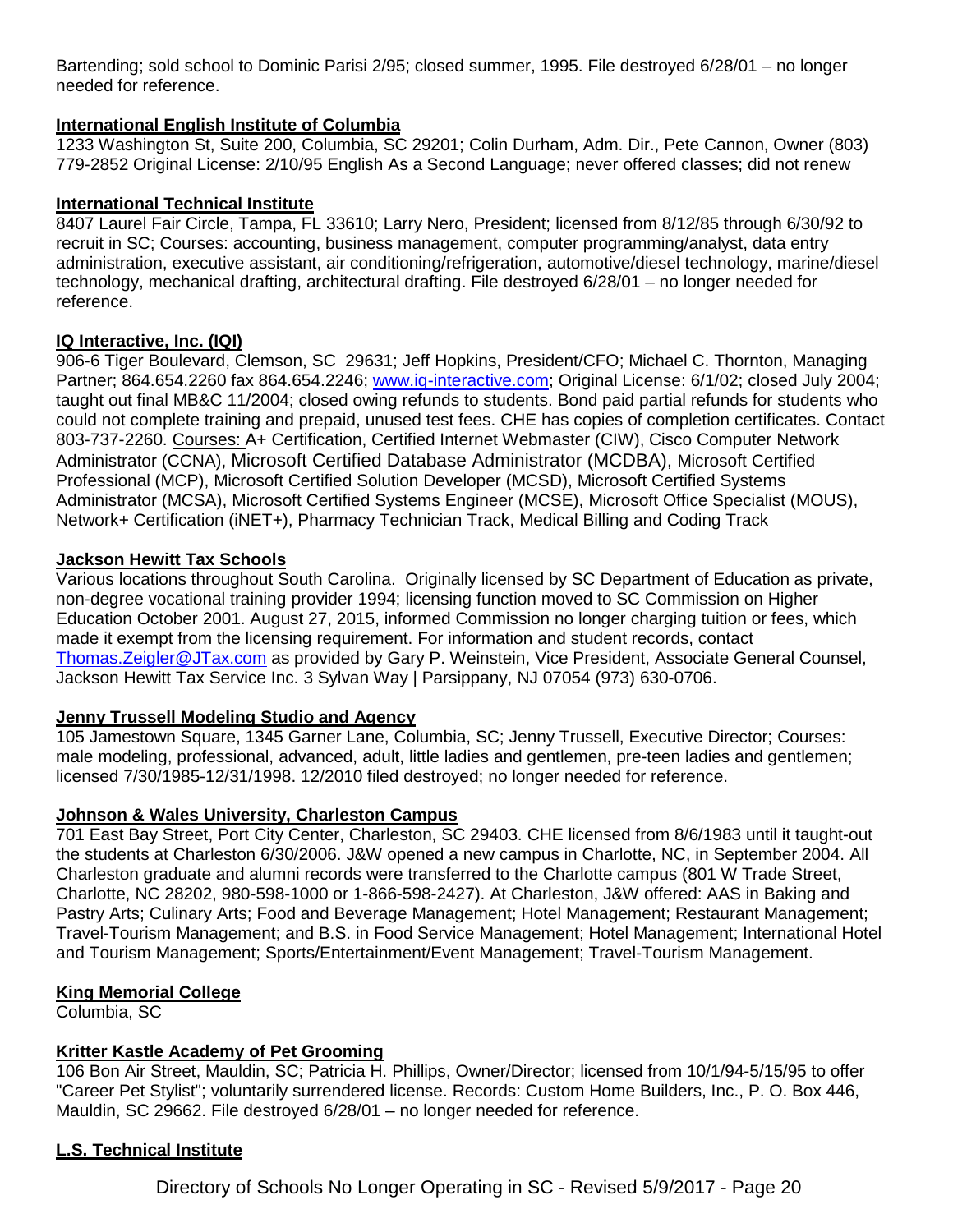Bartending; sold school to Dominic Parisi 2/95; closed summer, 1995. File destroyed 6/28/01 – no longer needed for reference.

**International English Institute of Columbia**

1233 Washington St, Suite 200, Columbia, SC 29201; Colin Durham, Adm. Dir., Pete Cannon, Owner (803) 779-2852 Original License: 2/10/95 English As a Second Language; never offered classes; did not renew

**International Technical Institute**

8407 Laurel Fair Circle, Tampa, FL 33610; Larry Nero, President; licensed from 8/12/85 through 6/30/92 to recruit in SC; Courses: accounting, business management, computer programming/analyst, data entry administration, executive assistant, air conditioning/refrigeration, automotive/diesel technology, marine/diesel technology, mechanical drafting, architectural drafting. File destroyed 6/28/01 – no longer needed for reference.

**IQ Interactive, Inc. (IQI)**

906-6 Tiger Boulevard, Clemson, SC 29631; Jeff Hopkins, President/CFO; Michael C. Thornton, Managing Partner; 864.654.2260 fax 864.654.2246; www.iq-interactive.com; Original License: 6/1/02; closed July 2004; taught out final MB&C 11/2004; closed owing refunds to students. Bond paid partial refunds for students who could not complete training and prepaid, unused test fees. CHE has copies of completion certificates. Contact 803-737-2260. Courses: A+ Certification, Certified Internet Webmaster (CIW), Cisco Computer Network Administrator (CCNA), Microsoft Certified Database Administrator (MCDBA), Microsoft Certified Professional (MCP), Microsoft Certified Solution Developer (MCSD), Microsoft Certified Systems Administrator (MCSA), Microsoft Certified Systems Engineer (MCSE), Microsoft Office Specialist (MOUS), Network+ Certification (iNET+), Pharmacy Technician Track, Medical Billing and Coding Track

**Jackson Hewitt Tax Schools**

Various locations throughout South Carolina. Originally licensed by SC Department of Education as private, non-degree vocational training provider 1994; licensing function moved to SC Commission on Higher Education October 2001. August 27, 2015, informed Commission no longer charging tuition or fees, which made it exempt from the licensing requirement. For information and student records, contact Thomas.Zeigler@JTax.com as provided by Gary P. Weinstein, Vice President, Associate General Counsel, Jackson Hewitt Tax Service Inc. 3 Sylvan Way | Parsippany, NJ 07054 (973) 630-0706.

**Jenny Trussell Modeling Studio and Agency**

105 Jamestown Square, 1345 Garner Lane, Columbia, SC; Jenny Trussell, Executive Director; Courses: male modeling, professional, advanced, adult, little ladies and gentlemen, pre-teen ladies and gentlemen; licensed 7/30/1985-12/31/1998. 12/2010 filed destroyed; no longer needed for reference.

**Johnson & Wales University, Charleston Campus**

701 East Bay Street, Port City Center, Charleston, SC 29403. CHE licensed from 8/6/1983 until it taught-out the students at Charleston 6/30/2006. J&W opened a new campus in Charlotte, NC, in September 2004. All Charleston graduate and alumni records were transferred to the Charlotte campus (801 W Trade Street, Charlotte, NC 28202, 980-598-1000 or 1-866-598-2427). At Charleston, J&W offered: AAS in Baking and Pastry Arts; Culinary Arts; Food and Beverage Management; Hotel Management; Restaurant Management; Travel-Tourism Management; and B.S. in Food Service Management; Hotel Management; International Hotel and Tourism Management; Sports/Entertainment/Event Management; Travel-Tourism Management.

**King Memorial College**

Columbia, SC

**Kritter Kastle Academy of Pet Grooming**

106 Bon Air Street, Mauldin, SC; Patricia H. Phillips, Owner/Director; licensed from 10/1/94-5/15/95 to offer "Career Pet Stylist"; voluntarily surrendered license. Records: Custom Home Builders, Inc., P. O. Box 446, Mauldin, SC 29662. File destroyed 6/28/01 – no longer needed for reference.

**L.S. Technical Institute**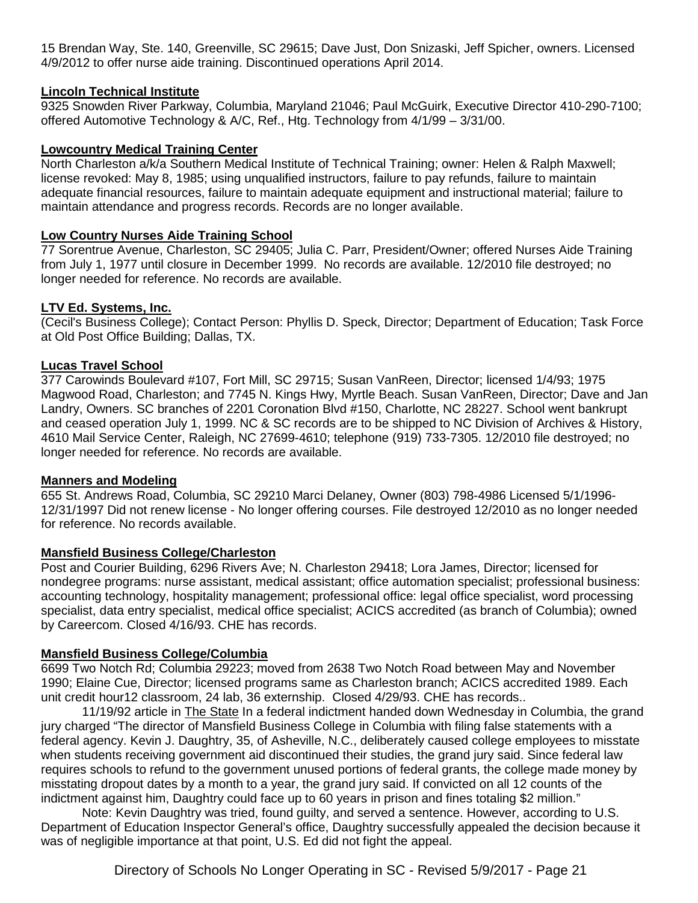15 Brendan Way, Ste. 140, Greenville, SC 29615; Dave Just, Don Snizaski, Jeff Spicher, owners. Licensed 4/9/2012 to offer nurse aide training. Discontinued operations April 2014.

**Lincoln Technical Institute**

9325 Snowden River Parkway, Columbia, Maryland 21046; Paul McGuirk, Executive Director 410-290-7100; offered Automotive Technology & A/C, Ref., Htg. Technology from 4/1/99 – 3/31/00.

**Lowcountry Medical Training Center**

North Charleston a/k/a Southern Medical Institute of Technical Training; owner: Helen & Ralph Maxwell; license revoked: May 8, 1985; using unqualified instructors, failure to pay refunds, failure to maintain adequate financial resources, failure to maintain adequate equipment and instructional material; failure to maintain attendance and progress records. Records are no longer available.

**Low Country Nurses Aide Training School**

77 Sorentrue Avenue, Charleston, SC 29405; Julia C. Parr, President/Owner; offered Nurses Aide Training from July 1, 1977 until closure in December 1999. No records are available. 12/2010 file destroyed; no longer needed for reference. No records are available.

**LTV Ed. Systems, Inc.**

(Cecil's Business College); Contact Person: Phyllis D. Speck, Director; Department of Education; Task Force at Old Post Office Building; Dallas, TX.

**Lucas Travel School**

377 Carowinds Boulevard #107, Fort Mill, SC 29715; Susan VanReen, Director; licensed 1/4/93; 1975 Magwood Road, Charleston; and 7745 N. Kings Hwy, Myrtle Beach. Susan VanReen, Director; Dave and Jan Landry, Owners. SC branches of 2201 Coronation Blvd #150, Charlotte, NC 28227. School went bankrupt and ceased operation July 1, 1999. NC & SC records are to be shipped to NC Division of Archives & History, 4610 Mail Service Center, Raleigh, NC 27699-4610; telephone (919) 733-7305. 12/2010 file destroyed; no longer needed for reference. No records are available.

**Manners and Modeling**

655 St. Andrews Road, Columbia, SC 29210 Marci Delaney, Owner (803) 798-4986 Licensed 5/1/1996-12/31/1997 Did not renew license - No longer offering courses. File destroyed 12/2010 as no longer needed for reference. No records available.

**Mansfield Business College/Charleston**

Post and Courier Building, 6296 Rivers Ave; N. Charleston 29418; Lora James, Director; licensed for nondegree programs: nurse assistant, medical assistant; office automation specialist; professional business: accounting technology, hospitality management; professional office: legal office specialist, word processing specialist, data entry specialist, medical office specialist; ACICS accredited (as branch of Columbia); owned by Careercom. Closed 4/16/93. CHE has records.

**Mansfield Business College/Columbia**

6699 Two Notch Rd; Columbia 29223; moved from 2638 Two Notch Road between May and November 1990; Elaine Cue, Director; licensed programs same as Charleston branch; ACICS accredited 1989. Each unit credit hour12 classroom, 24 lab, 36 externship. Closed 4/29/93. CHE has records..

11/19/92 article in The State In a federal indictment handed down Wednesday in Columbia, the grand jury charged "The director of Mansfield Business College in Columbia with filing false statements with a federal agency. Kevin J. Daughtry, 35, of Asheville, N.C., deliberately caused college employees to misstate when students receiving government aid discontinued their studies, the grand jury said. Since federal law requires schools to refund to the government unused portions of federal grants, the college made money by misstating dropout dates by a month to a year, the grand jury said. If convicted on all 12 counts of the indictment against him, Daughtry could face up to 60 years in prison and fines totaling $2 million."

Note: Kevin Daughtry was tried, found guilty, and served a sentence. However, according to U.S. Department of Education Inspector General's office, Daughtry successfully appealed the decision because it was of negligible importance at that point, U.S. Ed did not fight the appeal.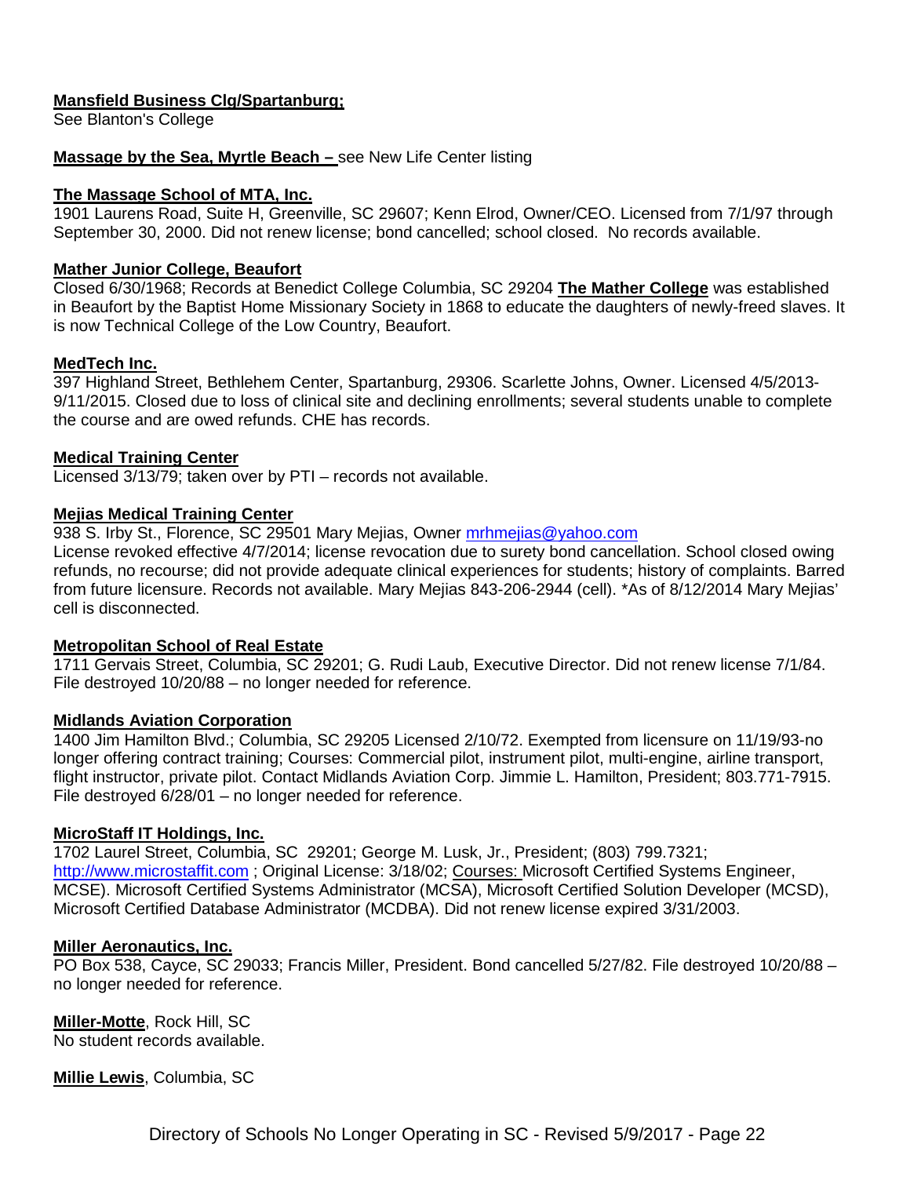**Mansfield Business Clg/Spartanburg;**
See Blanton's College

**Massage by the Sea, Myrtle Beach –** see New Life Center listing

**The Massage School of MTA, Inc.**
1901 Laurens Road, Suite H, Greenville, SC 29607; Kenn Elrod, Owner/CEO. Licensed from 7/1/97 through September 30, 2000. Did not renew license; bond cancelled; school closed. No records available.

**Mather Junior College, Beaufort**
Closed 6/30/1968; Records at Benedict College Columbia, SC 29204 **The Mather College** was established in Beaufort by the Baptist Home Missionary Society in 1868 to educate the daughters of newly-freed slaves. It is now Technical College of the Low Country, Beaufort.

**MedTech Inc.**
397 Highland Street, Bethlehem Center, Spartanburg, 29306. Scarlette Johns, Owner. Licensed 4/5/2013-9/11/2015. Closed due to loss of clinical site and declining enrollments; several students unable to complete the course and are owed refunds. CHE has records.

**Medical Training Center**
Licensed 3/13/79; taken over by PTI – records not available.

**Mejias Medical Training Center**
938 S. Irby St., Florence, SC 29501 Mary Mejias, Owner mrhmejias@yahoo.com
License revoked effective 4/7/2014; license revocation due to surety bond cancellation. School closed owing refunds, no recourse; did not provide adequate clinical experiences for students; history of complaints. Barred from future licensure. Records not available. Mary Mejias 843-206-2944 (cell). *As of 8/12/2014 Mary Mejias' cell is disconnected.

**Metropolitan School of Real Estate**
1711 Gervais Street, Columbia, SC 29201; G. Rudi Laub, Executive Director. Did not renew license 7/1/84. File destroyed 10/20/88 – no longer needed for reference.

**Midlands Aviation Corporation**
1400 Jim Hamilton Blvd.; Columbia, SC 29205 Licensed 2/10/72. Exempted from licensure on 11/19/93-no longer offering contract training; Courses: Commercial pilot, instrument pilot, multi-engine, airline transport, flight instructor, private pilot. Contact Midlands Aviation Corp. Jimmie L. Hamilton, President; 803.771-7915. File destroyed 6/28/01 – no longer needed for reference.

**MicroStaff IT Holdings, Inc.**
1702 Laurel Street, Columbia, SC 29201; George M. Lusk, Jr., President; (803) 799.7321; http://www.microstaffit.com ; Original License: 3/18/02; Courses: Microsoft Certified Systems Engineer, MCSE). Microsoft Certified Systems Administrator (MCSA), Microsoft Certified Solution Developer (MCSD), Microsoft Certified Database Administrator (MCDBA). Did not renew license expired 3/31/2003.

**Miller Aeronautics, Inc.**
PO Box 538, Cayce, SC 29033; Francis Miller, President. Bond cancelled 5/27/82. File destroyed 10/20/88 – no longer needed for reference.

**Miller-Motte**, Rock Hill, SC
No student records available.

**Millie Lewis**, Columbia, SC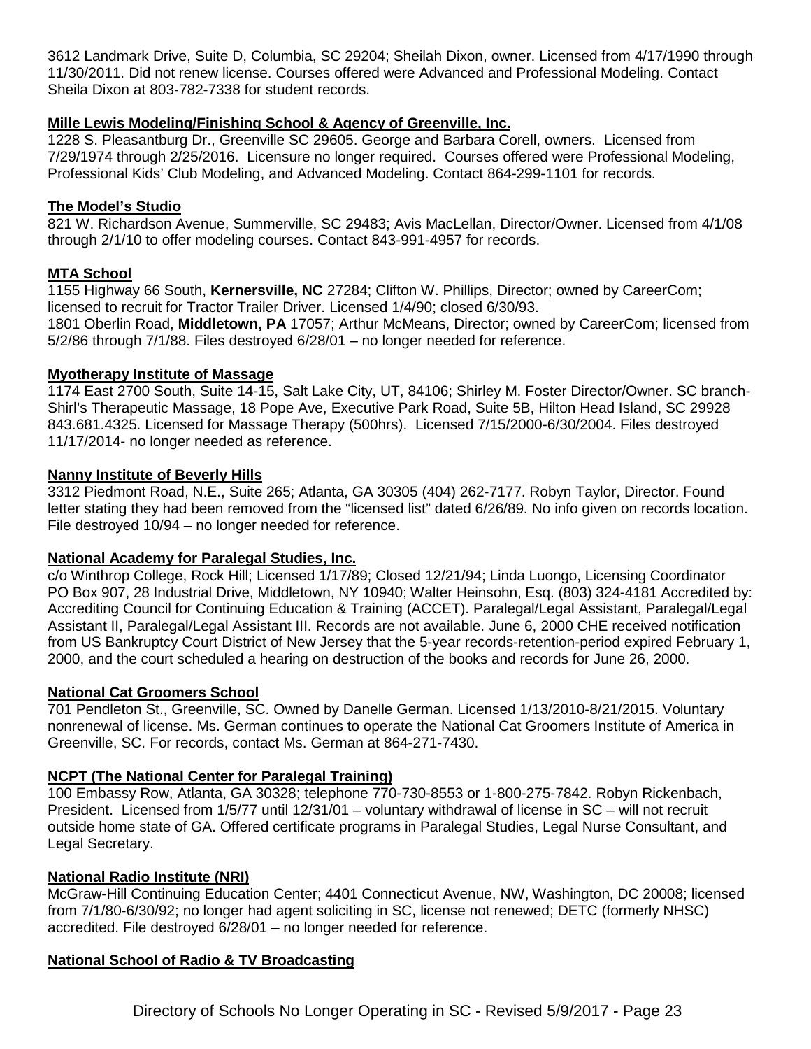3612 Landmark Drive, Suite D, Columbia, SC 29204; Sheilah Dixon, owner. Licensed from 4/17/1990 through 11/30/2011. Did not renew license. Courses offered were Advanced and Professional Modeling. Contact Sheila Dixon at 803-782-7338 for student records.

**Mille Lewis Modeling/Finishing School & Agency of Greenville, Inc.**

1228 S. Pleasantburg Dr., Greenville SC 29605. George and Barbara Corell, owners. Licensed from 7/29/1974 through 2/25/2016. Licensure no longer required. Courses offered were Professional Modeling, Professional Kids' Club Modeling, and Advanced Modeling. Contact 864-299-1101 for records.

**The Model's Studio**

821 W. Richardson Avenue, Summerville, SC 29483; Avis MacLellan, Director/Owner. Licensed from 4/1/08 through 2/1/10 to offer modeling courses. Contact 843-991-4957 for records.

**MTA School**

1155 Highway 66 South, **Kernersville, NC** 27284; Clifton W. Phillips, Director; owned by CareerCom; licensed to recruit for Tractor Trailer Driver. Licensed 1/4/90; closed 6/30/93.
1801 Oberlin Road, **Middletown, PA** 17057; Arthur McMeans, Director; owned by CareerCom; licensed from 5/2/86 through 7/1/88. Files destroyed 6/28/01 – no longer needed for reference.

**Myotherapy Institute of Massage**

1174 East 2700 South, Suite 14-15, Salt Lake City, UT, 84106; Shirley M. Foster Director/Owner. SC branch-Shirl's Therapeutic Massage, 18 Pope Ave, Executive Park Road, Suite 5B, Hilton Head Island, SC 29928 843.681.4325. Licensed for Massage Therapy (500hrs). Licensed 7/15/2000-6/30/2004. Files destroyed 11/17/2014- no longer needed as reference.

**Nanny Institute of Beverly Hills**

3312 Piedmont Road, N.E., Suite 265; Atlanta, GA 30305 (404) 262-7177. Robyn Taylor, Director. Found letter stating they had been removed from the "licensed list" dated 6/26/89. No info given on records location. File destroyed 10/94 – no longer needed for reference.

**National Academy for Paralegal Studies, Inc.**

c/o Winthrop College, Rock Hill; Licensed 1/17/89; Closed 12/21/94; Linda Luongo, Licensing Coordinator PO Box 907, 28 Industrial Drive, Middletown, NY 10940; Walter Heinsohn, Esq. (803) 324-4181 Accredited by: Accrediting Council for Continuing Education & Training (ACCET). Paralegal/Legal Assistant, Paralegal/Legal Assistant II, Paralegal/Legal Assistant III. Records are not available. June 6, 2000 CHE received notification from US Bankruptcy Court District of New Jersey that the 5-year records-retention-period expired February 1, 2000, and the court scheduled a hearing on destruction of the books and records for June 26, 2000.

**National Cat Groomers School**

701 Pendleton St., Greenville, SC. Owned by Danelle German. Licensed 1/13/2010-8/21/2015. Voluntary nonrenewal of license. Ms. German continues to operate the National Cat Groomers Institute of America in Greenville, SC. For records, contact Ms. German at 864-271-7430.

**NCPT (The National Center for Paralegal Training)**

100 Embassy Row, Atlanta, GA 30328; telephone 770-730-8553 or 1-800-275-7842. Robyn Rickenbach, President. Licensed from 1/5/77 until 12/31/01 – voluntary withdrawal of license in SC – will not recruit outside home state of GA. Offered certificate programs in Paralegal Studies, Legal Nurse Consultant, and Legal Secretary.

**National Radio Institute (NRI)**

McGraw-Hill Continuing Education Center; 4401 Connecticut Avenue, NW, Washington, DC 20008; licensed from 7/1/80-6/30/92; no longer had agent soliciting in SC, license not renewed; DETC (formerly NHSC) accredited. File destroyed 6/28/01 – no longer needed for reference.

**National School of Radio & TV Broadcasting**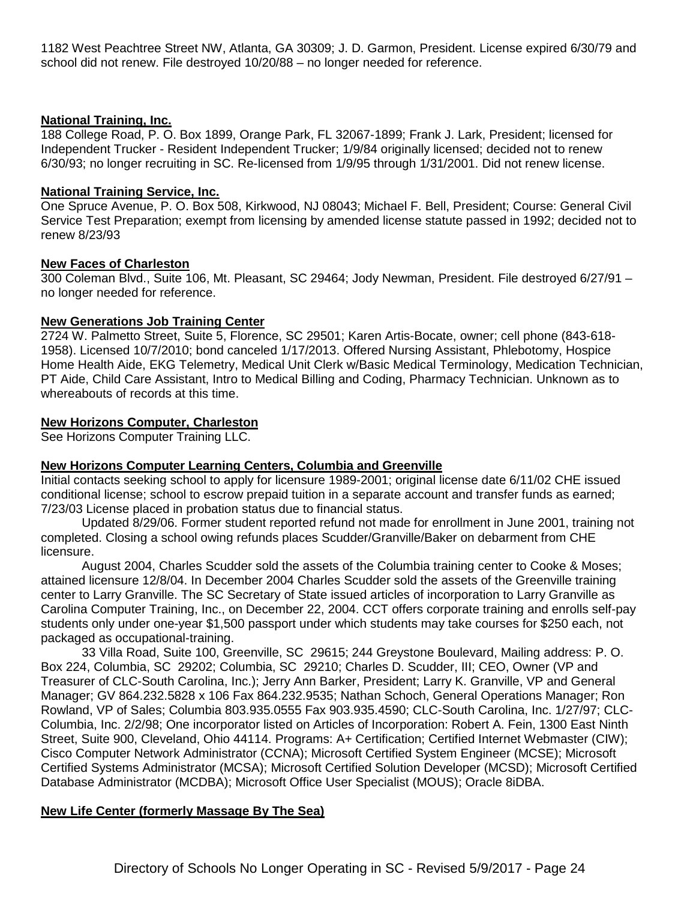1182 West Peachtree Street NW, Atlanta, GA 30309; J. D. Garmon, President. License expired 6/30/79 and school did not renew. File destroyed 10/20/88 – no longer needed for reference.

**National Training, Inc.**

188 College Road, P. O. Box 1899, Orange Park, FL 32067-1899; Frank J. Lark, President; licensed for Independent Trucker - Resident Independent Trucker; 1/9/84 originally licensed; decided not to renew 6/30/93; no longer recruiting in SC. Re-licensed from 1/9/95 through 1/31/2001. Did not renew license.

**National Training Service, Inc.**

One Spruce Avenue, P. O. Box 508, Kirkwood, NJ 08043; Michael F. Bell, President; Course: General Civil Service Test Preparation; exempt from licensing by amended license statute passed in 1992; decided not to renew 8/23/93

**New Faces of Charleston**

300 Coleman Blvd., Suite 106, Mt. Pleasant, SC 29464; Jody Newman, President. File destroyed 6/27/91 – no longer needed for reference.

**New Generations Job Training Center**

2724 W. Palmetto Street, Suite 5, Florence, SC 29501; Karen Artis-Bocate, owner; cell phone (843-618-1958). Licensed 10/7/2010; bond canceled 1/17/2013. Offered Nursing Assistant, Phlebotomy, Hospice Home Health Aide, EKG Telemetry, Medical Unit Clerk w/Basic Medical Terminology, Medication Technician, PT Aide, Child Care Assistant, Intro to Medical Billing and Coding, Pharmacy Technician. Unknown as to whereabouts of records at this time.

**New Horizons Computer, Charleston**

See Horizons Computer Training LLC.

**New Horizons Computer Learning Centers, Columbia and Greenville**

Initial contacts seeking school to apply for licensure 1989-2001; original license date 6/11/02 CHE issued conditional license; school to escrow prepaid tuition in a separate account and transfer funds as earned; 7/23/03 License placed in probation status due to financial status.

Updated 8/29/06. Former student reported refund not made for enrollment in June 2001, training not completed. Closing a school owing refunds places Scudder/Granville/Baker on debarment from CHE licensure.

August 2004, Charles Scudder sold the assets of the Columbia training center to Cooke & Moses; attained licensure 12/8/04. In December 2004 Charles Scudder sold the assets of the Greenville training center to Larry Granville. The SC Secretary of State issued articles of incorporation to Larry Granville as Carolina Computer Training, Inc., on December 22, 2004. CCT offers corporate training and enrolls self-pay students only under one-year $1,500 passport under which students may take courses for $250 each, not packaged as occupational-training.

33 Villa Road, Suite 100, Greenville, SC 29615; 244 Greystone Boulevard, Mailing address: P. O. Box 224, Columbia, SC 29202; Columbia, SC 29210; Charles D. Scudder, III; CEO, Owner (VP and Treasurer of CLC-South Carolina, Inc.); Jerry Ann Barker, President; Larry K. Granville, VP and General Manager; GV 864.232.5828 x 106 Fax 864.232.9535; Nathan Schoch, General Operations Manager; Ron Rowland, VP of Sales; Columbia 803.935.0555 Fax 903.935.4590; CLC-South Carolina, Inc. 1/27/97; CLC-Columbia, Inc. 2/2/98; One incorporator listed on Articles of Incorporation: Robert A. Fein, 1300 East Ninth Street, Suite 900, Cleveland, Ohio 44114. Programs: A+ Certification; Certified Internet Webmaster (CIW); Cisco Computer Network Administrator (CCNA); Microsoft Certified System Engineer (MCSE); Microsoft Certified Systems Administrator (MCSA); Microsoft Certified Solution Developer (MCSD); Microsoft Certified Database Administrator (MCDBA); Microsoft Office User Specialist (MOUS); Oracle 8iDBA.

**New Life Center (formerly Massage By The Sea)**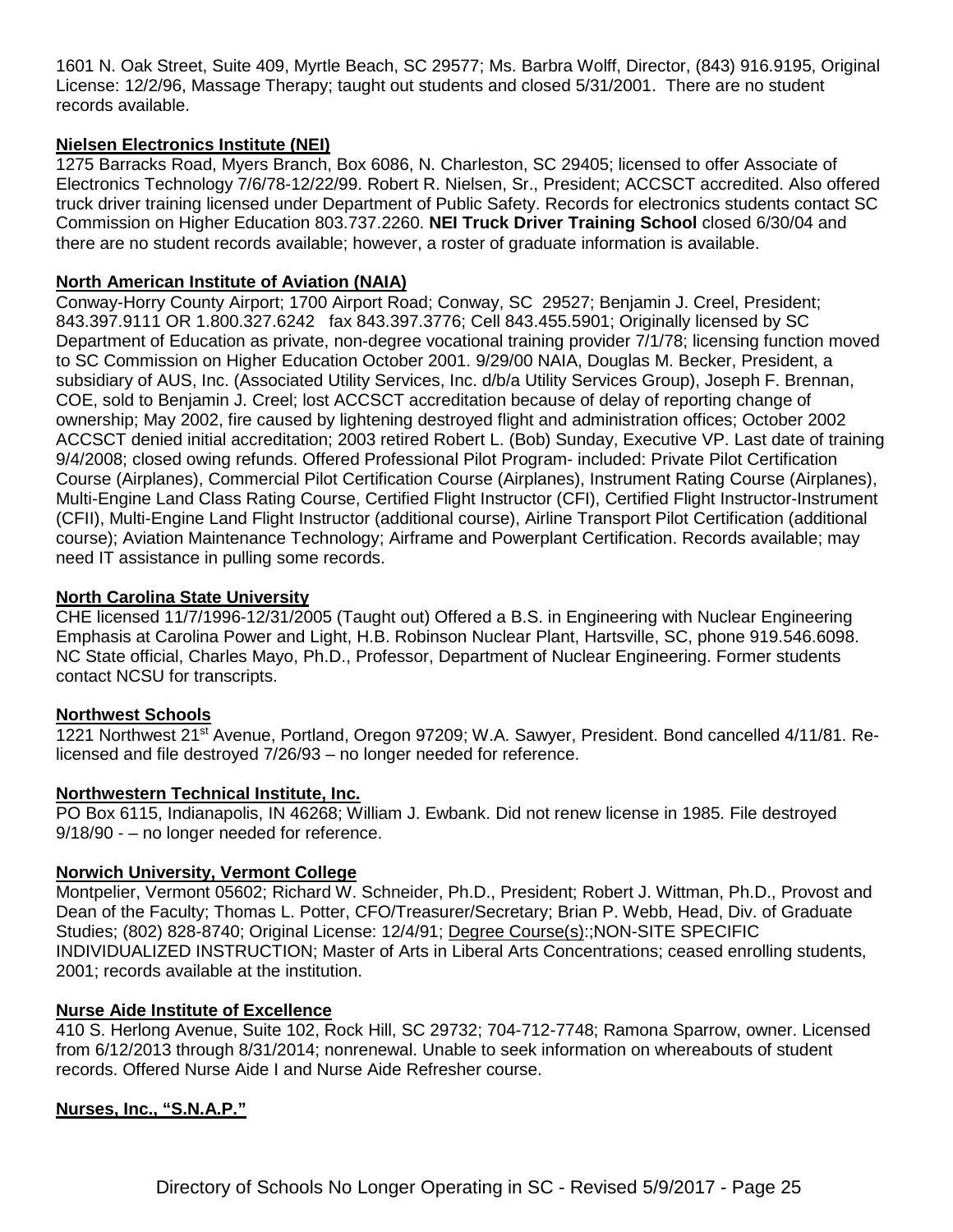1601 N. Oak Street, Suite 409, Myrtle Beach, SC 29577; Ms. Barbra Wolff, Director, (843) 916.9195, Original License: 12/2/96, Massage Therapy; taught out students and closed 5/31/2001. There are no student records available.

**Nielsen Electronics Institute (NEI)**

1275 Barracks Road, Myers Branch, Box 6086, N. Charleston, SC 29405; licensed to offer Associate of Electronics Technology 7/6/78-12/22/99. Robert R. Nielsen, Sr., President; ACCSCT accredited. Also offered truck driver training licensed under Department of Public Safety. Records for electronics students contact SC Commission on Higher Education 803.737.2260. **NEI Truck Driver Training School** closed 6/30/04 and there are no student records available; however, a roster of graduate information is available.

**North American Institute of Aviation (NAIA)**

Conway-Horry County Airport; 1700 Airport Road; Conway, SC 29527; Benjamin J. Creel, President; 843.397.9111 OR 1.800.327.6242 fax 843.397.3776; Cell 843.455.5901; Originally licensed by SC Department of Education as private, non-degree vocational training provider 7/1/78; licensing function moved to SC Commission on Higher Education October 2001. 9/29/00 NAIA, Douglas M. Becker, President, a subsidiary of AUS, Inc. (Associated Utility Services, Inc. d/b/a Utility Services Group), Joseph F. Brennan, COE, sold to Benjamin J. Creel; lost ACCSCT accreditation because of delay of reporting change of ownership; May 2002, fire caused by lightening destroyed flight and administration offices; October 2002 ACCSCT denied initial accreditation; 2003 retired Robert L. (Bob) Sunday, Executive VP. Last date of training 9/4/2008; closed owing refunds. Offered Professional Pilot Program- included: Private Pilot Certification Course (Airplanes), Commercial Pilot Certification Course (Airplanes), Instrument Rating Course (Airplanes), Multi-Engine Land Class Rating Course, Certified Flight Instructor (CFI), Certified Flight Instructor-Instrument (CFII), Multi-Engine Land Flight Instructor (additional course), Airline Transport Pilot Certification (additional course); Aviation Maintenance Technology; Airframe and Powerplant Certification. Records available; may need IT assistance in pulling some records.

**North Carolina State University**

CHE licensed 11/7/1996-12/31/2005 (Taught out) Offered a B.S. in Engineering with Nuclear Engineering Emphasis at Carolina Power and Light, H.B. Robinson Nuclear Plant, Hartsville, SC, phone 919.546.6098. NC State official, Charles Mayo, Ph.D., Professor, Department of Nuclear Engineering. Former students contact NCSU for transcripts.

**Northwest Schools**

1221 Northwest 21st Avenue, Portland, Oregon 97209; W.A. Sawyer, President. Bond cancelled 4/11/81. Re-licensed and file destroyed 7/26/93 – no longer needed for reference.

**Northwestern Technical Institute, Inc.**

PO Box 6115, Indianapolis, IN 46268; William J. Ewbank. Did not renew license in 1985. File destroyed 9/18/90 - – no longer needed for reference.

**Norwich University, Vermont College**

Montpelier, Vermont 05602; Richard W. Schneider, Ph.D., President; Robert J. Wittman, Ph.D., Provost and Dean of the Faculty; Thomas L. Potter, CFO/Treasurer/Secretary; Brian P. Webb, Head, Div. of Graduate Studies; (802) 828-8740; Original License: 12/4/91; Degree Course(s):;NON-SITE SPECIFIC INDIVIDUALIZED INSTRUCTION; Master of Arts in Liberal Arts Concentrations; ceased enrolling students, 2001; records available at the institution.

**Nurse Aide Institute of Excellence**

410 S. Herlong Avenue, Suite 102, Rock Hill, SC 29732; 704-712-7748; Ramona Sparrow, owner. Licensed from 6/12/2013 through 8/31/2014; nonrenewal. Unable to seek information on whereabouts of student records. Offered Nurse Aide I and Nurse Aide Refresher course.

**Nurses, Inc., "S.N.A.P."**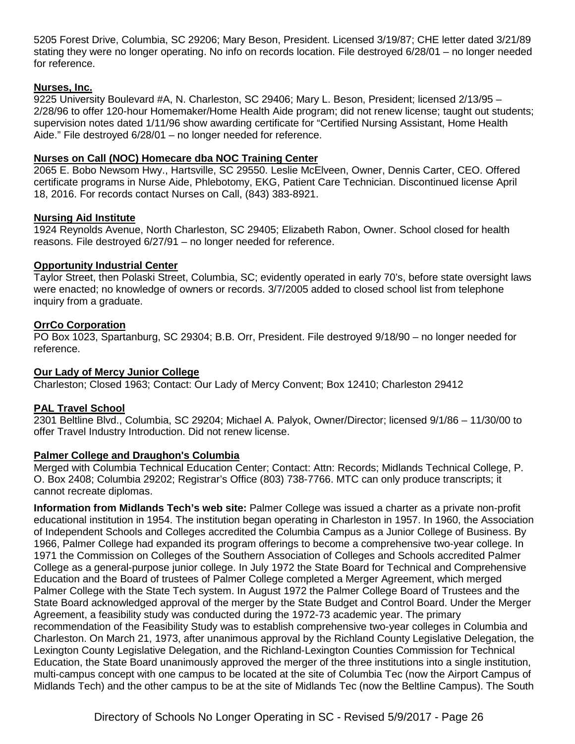5205 Forest Drive, Columbia, SC 29206; Mary Beson, President. Licensed 3/19/87; CHE letter dated 3/21/89 stating they were no longer operating. No info on records location. File destroyed 6/28/01 – no longer needed for reference.

**Nurses, Inc.**

9225 University Boulevard #A, N. Charleston, SC 29406; Mary L. Beson, President; licensed 2/13/95 – 2/28/96 to offer 120-hour Homemaker/Home Health Aide program; did not renew license; taught out students; supervision notes dated 1/11/96 show awarding certificate for "Certified Nursing Assistant, Home Health Aide." File destroyed 6/28/01 – no longer needed for reference.

**Nurses on Call (NOC) Homecare dba NOC Training Center**

2065 E. Bobo Newsom Hwy., Hartsville, SC 29550. Leslie McElveen, Owner, Dennis Carter, CEO. Offered certificate programs in Nurse Aide, Phlebotomy, EKG, Patient Care Technician. Discontinued license April 18, 2016. For records contact Nurses on Call, (843) 383-8921.

**Nursing Aid Institute**

1924 Reynolds Avenue, North Charleston, SC 29405; Elizabeth Rabon, Owner. School closed for health reasons. File destroyed 6/27/91 – no longer needed for reference.

**Opportunity Industrial Center**

Taylor Street, then Polaski Street, Columbia, SC; evidently operated in early 70's, before state oversight laws were enacted; no knowledge of owners or records. 3/7/2005 added to closed school list from telephone inquiry from a graduate.

**OrrCo Corporation**

PO Box 1023, Spartanburg, SC 29304; B.B. Orr, President. File destroyed 9/18/90 – no longer needed for reference.

**Our Lady of Mercy Junior College**

Charleston; Closed 1963; Contact: Our Lady of Mercy Convent; Box 12410; Charleston 29412

**PAL Travel School**

2301 Beltline Blvd., Columbia, SC 29204; Michael A. Palyok, Owner/Director; licensed 9/1/86 – 11/30/00 to offer Travel Industry Introduction. Did not renew license.

**Palmer College and Draughon's Columbia**

Merged with Columbia Technical Education Center; Contact: Attn: Records; Midlands Technical College, P. O. Box 2408; Columbia 29202; Registrar's Office (803) 738-7766. MTC can only produce transcripts; it cannot recreate diplomas.

**Information from Midlands Tech's web site:** Palmer College was issued a charter as a private non-profit educational institution in 1954. The institution began operating in Charleston in 1957. In 1960, the Association of Independent Schools and Colleges accredited the Columbia Campus as a Junior College of Business. By 1966, Palmer College had expanded its program offerings to become a comprehensive two-year college. In 1971 the Commission on Colleges of the Southern Association of Colleges and Schools accredited Palmer College as a general-purpose junior college. In July 1972 the State Board for Technical and Comprehensive Education and the Board of trustees of Palmer College completed a Merger Agreement, which merged Palmer College with the State Tech system. In August 1972 the Palmer College Board of Trustees and the State Board acknowledged approval of the merger by the State Budget and Control Board. Under the Merger Agreement, a feasibility study was conducted during the 1972-73 academic year. The primary recommendation of the Feasibility Study was to establish comprehensive two-year colleges in Columbia and Charleston. On March 21, 1973, after unanimous approval by the Richland County Legislative Delegation, the Lexington County Legislative Delegation, and the Richland-Lexington Counties Commission for Technical Education, the State Board unanimously approved the merger of the three institutions into a single institution, multi-campus concept with one campus to be located at the site of Columbia Tec (now the Airport Campus of Midlands Tech) and the other campus to be at the site of Midlands Tec (now the Beltline Campus). The South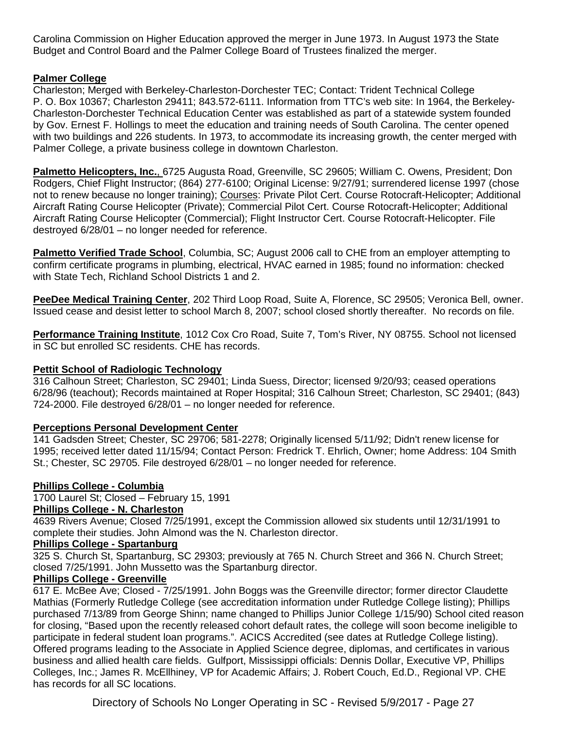Carolina Commission on Higher Education approved the merger in June 1973. In August 1973 the State Budget and Control Board and the Palmer College Board of Trustees finalized the merger.

**Palmer College**

Charleston; Merged with Berkeley-Charleston-Dorchester TEC; Contact: Trident Technical College P. O. Box 10367; Charleston 29411; 843.572-6111. Information from TTC's web site: In 1964, the Berkeley-Charleston-Dorchester Technical Education Center was established as part of a statewide system founded by Gov. Ernest F. Hollings to meet the education and training needs of South Carolina. The center opened with two buildings and 226 students. In 1973, to accommodate its increasing growth, the center merged with Palmer College, a private business college in downtown Charleston.

**Palmetto Helicopters, Inc.**, 6725 Augusta Road, Greenville, SC 29605; William C. Owens, President; Don Rodgers, Chief Flight Instructor; (864) 277-6100; Original License: 9/27/91; surrendered license 1997 (chose not to renew because no longer training); Courses: Private Pilot Cert. Course Rotocraft-Helicopter; Additional Aircraft Rating Course Helicopter (Private); Commercial Pilot Cert. Course Rotocraft-Helicopter; Additional Aircraft Rating Course Helicopter (Commercial); Flight Instructor Cert. Course Rotocraft-Helicopter. File destroyed 6/28/01 – no longer needed for reference.

**Palmetto Verified Trade School**, Columbia, SC; August 2006 call to CHE from an employer attempting to confirm certificate programs in plumbing, electrical, HVAC earned in 1985; found no information: checked with State Tech, Richland School Districts 1 and 2.

**PeeDee Medical Training Center**, 202 Third Loop Road, Suite A, Florence, SC 29505; Veronica Bell, owner. Issued cease and desist letter to school March 8, 2007; school closed shortly thereafter. No records on file.

**Performance Training Institute**, 1012 Cox Cro Road, Suite 7, Tom's River, NY 08755. School not licensed in SC but enrolled SC residents. CHE has records.

**Pettit School of Radiologic Technology**

316 Calhoun Street; Charleston, SC 29401; Linda Suess, Director; licensed 9/20/93; ceased operations 6/28/96 (teachout); Records maintained at Roper Hospital; 316 Calhoun Street; Charleston, SC 29401; (843) 724-2000. File destroyed 6/28/01 – no longer needed for reference.

**Perceptions Personal Development Center**

141 Gadsden Street; Chester, SC 29706; 581-2278; Originally licensed 5/11/92; Didn't renew license for 1995; received letter dated 11/15/94; Contact Person: Fredrick T. Ehrlich, Owner; home Address: 104 Smith St.; Chester, SC 29705. File destroyed 6/28/01 – no longer needed for reference.

**Phillips College - Columbia**

1700 Laurel St; Closed – February 15, 1991

**Phillips College - N. Charleston**

4639 Rivers Avenue; Closed 7/25/1991, except the Commission allowed six students until 12/31/1991 to complete their studies. John Almond was the N. Charleston director.

**Phillips College - Spartanburg**

325 S. Church St, Spartanburg, SC 29303; previously at 765 N. Church Street and 366 N. Church Street; closed 7/25/1991. John Mussetto was the Spartanburg director.

**Phillips College - Greenville**

617 E. McBee Ave; Closed - 7/25/1991. John Boggs was the Greenville director; former director Claudette Mathias (Formerly Rutledge College (see accreditation information under Rutledge College listing); Phillips purchased 7/13/89 from George Shinn; name changed to Phillips Junior College 1/15/90) School cited reason for closing, "Based upon the recently released cohort default rates, the college will soon become ineligible to participate in federal student loan programs.". ACICS Accredited (see dates at Rutledge College listing). Offered programs leading to the Associate in Applied Science degree, diplomas, and certificates in various business and allied health care fields. Gulfport, Mississippi officials: Dennis Dollar, Executive VP, Phillips Colleges, Inc.; James R. McEllhiney, VP for Academic Affairs; J. Robert Couch, Ed.D., Regional VP. CHE has records for all SC locations.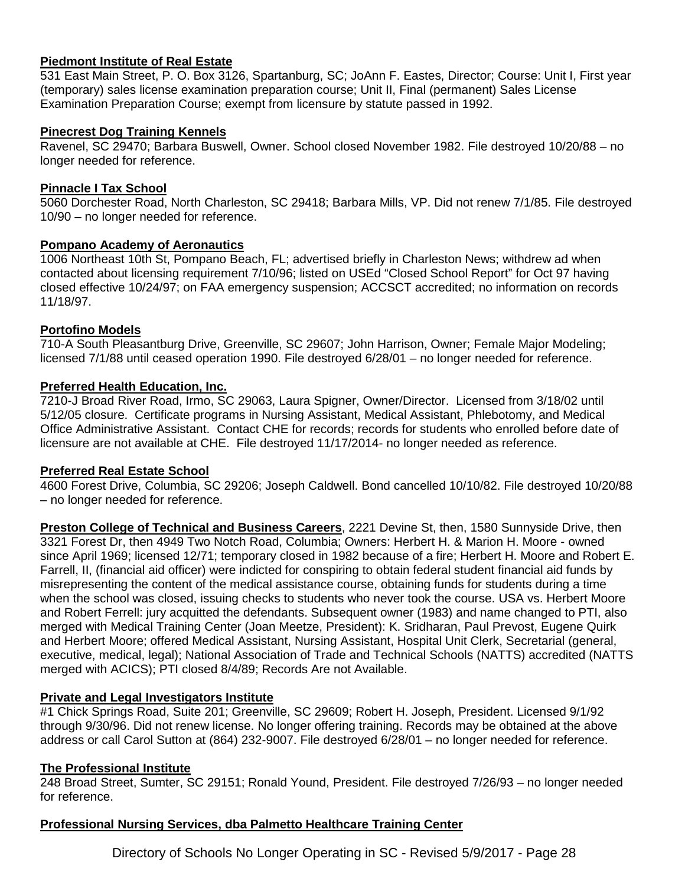**Piedmont Institute of Real Estate**

531 East Main Street, P. O. Box 3126, Spartanburg, SC; JoAnn F. Eastes, Director; Course: Unit I, First year (temporary) sales license examination preparation course; Unit II, Final (permanent) Sales License Examination Preparation Course; exempt from licensure by statute passed in 1992.

**Pinecrest Dog Training Kennels**

Ravenel, SC 29470; Barbara Buswell, Owner. School closed November 1982. File destroyed 10/20/88 – no longer needed for reference.

**Pinnacle I Tax School**

5060 Dorchester Road, North Charleston, SC 29418; Barbara Mills, VP. Did not renew 7/1/85. File destroyed 10/90 – no longer needed for reference.

**Pompano Academy of Aeronautics**

1006 Northeast 10th St, Pompano Beach, FL; advertised briefly in Charleston News; withdrew ad when contacted about licensing requirement 7/10/96; listed on USEd "Closed School Report" for Oct 97 having closed effective 10/24/97; on FAA emergency suspension; ACCSCT accredited; no information on records 11/18/97.

**Portofino Models**

710-A South Pleasantburg Drive, Greenville, SC 29607; John Harrison, Owner; Female Major Modeling; licensed 7/1/88 until ceased operation 1990. File destroyed 6/28/01 – no longer needed for reference.

**Preferred Health Education, Inc.**

7210-J Broad River Road, Irmo, SC 29063, Laura Spigner, Owner/Director. Licensed from 3/18/02 until 5/12/05 closure. Certificate programs in Nursing Assistant, Medical Assistant, Phlebotomy, and Medical Office Administrative Assistant. Contact CHE for records; records for students who enrolled before date of licensure are not available at CHE. File destroyed 11/17/2014- no longer needed as reference.

**Preferred Real Estate School**

4600 Forest Drive, Columbia, SC 29206; Joseph Caldwell. Bond cancelled 10/10/82. File destroyed 10/20/88 – no longer needed for reference.

**Preston College of Technical and Business Careers**, 2221 Devine St, then, 1580 Sunnyside Drive, then 3321 Forest Dr, then 4949 Two Notch Road, Columbia; Owners: Herbert H. & Marion H. Moore - owned since April 1969; licensed 12/71; temporary closed in 1982 because of a fire; Herbert H. Moore and Robert E. Farrell, II, (financial aid officer) were indicted for conspiring to obtain federal student financial aid funds by misrepresenting the content of the medical assistance course, obtaining funds for students during a time when the school was closed, issuing checks to students who never took the course. USA vs. Herbert Moore and Robert Ferrell: jury acquitted the defendants. Subsequent owner (1983) and name changed to PTI, also merged with Medical Training Center (Joan Meetze, President): K. Sridharan, Paul Prevost, Eugene Quirk and Herbert Moore; offered Medical Assistant, Nursing Assistant, Hospital Unit Clerk, Secretarial (general, executive, medical, legal); National Association of Trade and Technical Schools (NATTS) accredited (NATTS merged with ACICS); PTI closed 8/4/89; Records Are not Available.

**Private and Legal Investigators Institute**

#1 Chick Springs Road, Suite 201; Greenville, SC 29609; Robert H. Joseph, President. Licensed 9/1/92 through 9/30/96. Did not renew license. No longer offering training. Records may be obtained at the above address or call Carol Sutton at (864) 232-9007. File destroyed 6/28/01 – no longer needed for reference.

**The Professional Institute**

248 Broad Street, Sumter, SC 29151; Ronald Yound, President. File destroyed 7/26/93 – no longer needed for reference.

**Professional Nursing Services, dba Palmetto Healthcare Training Center**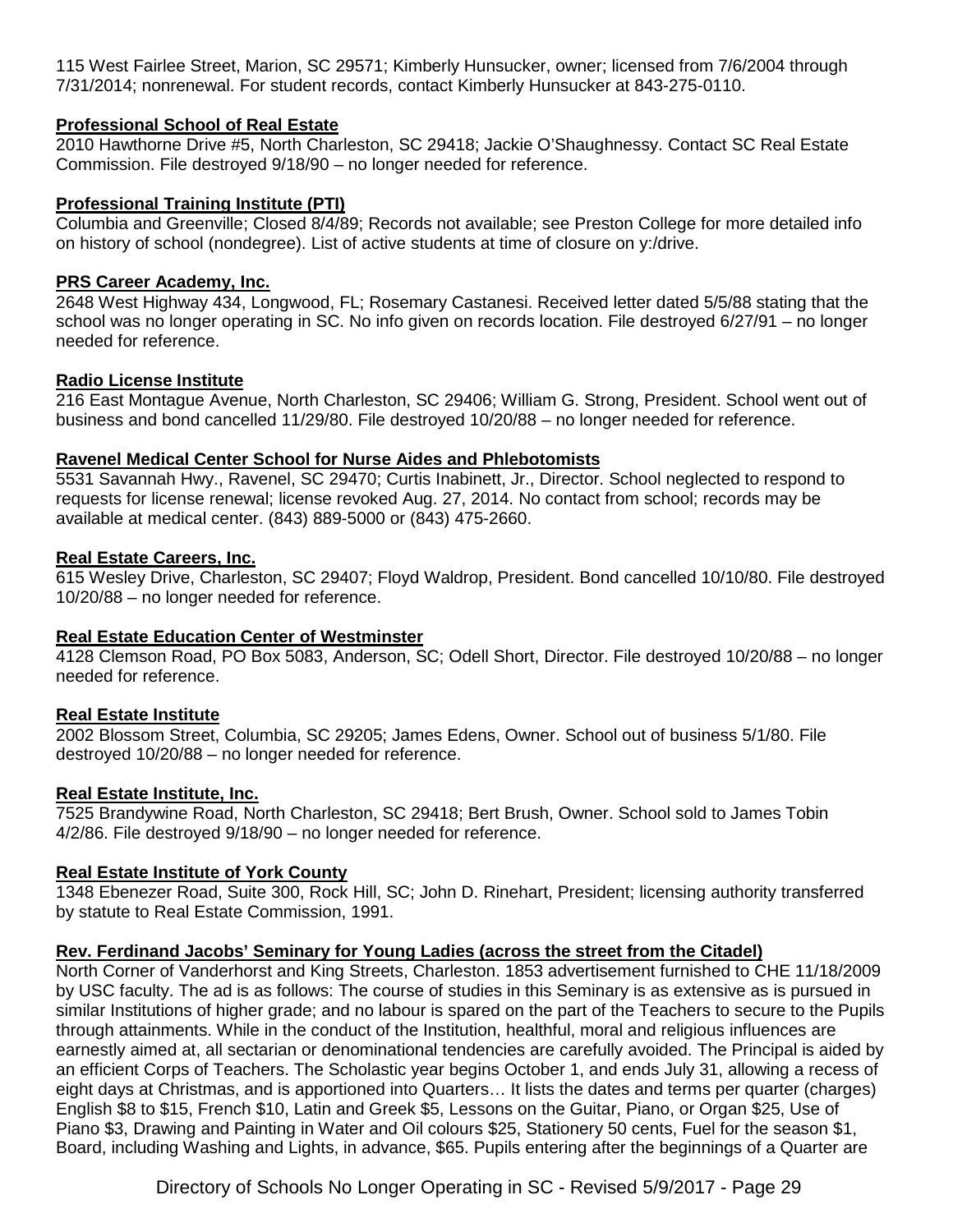115 West Fairlee Street, Marion, SC 29571; Kimberly Hunsucker, owner; licensed from 7/6/2004 through 7/31/2014; nonrenewal. For student records, contact Kimberly Hunsucker at 843-275-0110.

**Professional School of Real Estate**

2010 Hawthorne Drive #5, North Charleston, SC 29418; Jackie O'Shaughnessy. Contact SC Real Estate Commission. File destroyed 9/18/90 – no longer needed for reference.

**Professional Training Institute (PTI)**

Columbia and Greenville; Closed 8/4/89; Records not available; see Preston College for more detailed info on history of school (nondegree). List of active students at time of closure on y:/drive.

**PRS Career Academy, Inc.**

2648 West Highway 434, Longwood, FL; Rosemary Castanesi. Received letter dated 5/5/88 stating that the school was no longer operating in SC. No info given on records location. File destroyed 6/27/91 – no longer needed for reference.

**Radio License Institute**

216 East Montague Avenue, North Charleston, SC 29406; William G. Strong, President. School went out of business and bond cancelled 11/29/80. File destroyed 10/20/88 – no longer needed for reference.

**Ravenel Medical Center School for Nurse Aides and Phlebotomists**

5531 Savannah Hwy., Ravenel, SC 29470; Curtis Inabinett, Jr., Director. School neglected to respond to requests for license renewal; license revoked Aug. 27, 2014. No contact from school; records may be available at medical center. (843) 889-5000 or (843) 475-2660.

**Real Estate Careers, Inc.**

615 Wesley Drive, Charleston, SC 29407; Floyd Waldrop, President. Bond cancelled 10/10/80. File destroyed 10/20/88 – no longer needed for reference.

**Real Estate Education Center of Westminster**

4128 Clemson Road, PO Box 5083, Anderson, SC; Odell Short, Director. File destroyed 10/20/88 – no longer needed for reference.

**Real Estate Institute**

2002 Blossom Street, Columbia, SC 29205; James Edens, Owner. School out of business 5/1/80. File destroyed 10/20/88 – no longer needed for reference.

**Real Estate Institute, Inc.**

7525 Brandywine Road, North Charleston, SC 29418; Bert Brush, Owner. School sold to James Tobin 4/2/86. File destroyed 9/18/90 – no longer needed for reference.

**Real Estate Institute of York County**

1348 Ebenezer Road, Suite 300, Rock Hill, SC; John D. Rinehart, President; licensing authority transferred by statute to Real Estate Commission, 1991.

**Rev. Ferdinand Jacobs' Seminary for Young Ladies (across the street from the Citadel)**

North Corner of Vanderhorst and King Streets, Charleston. 1853 advertisement furnished to CHE 11/18/2009 by USC faculty. The ad is as follows: The course of studies in this Seminary is as extensive as is pursued in similar Institutions of higher grade; and no labour is spared on the part of the Teachers to secure to the Pupils through attainments. While in the conduct of the Institution, healthful, moral and religious influences are earnestly aimed at, all sectarian or denominational tendencies are carefully avoided. The Principal is aided by an efficient Corps of Teachers. The Scholastic year begins October 1, and ends July 31, allowing a recess of eight days at Christmas, and is apportioned into Quarters… It lists the dates and terms per quarter (charges) English $8 to $15, French $10, Latin and Greek $5, Lessons on the Guitar, Piano, or Organ $25, Use of Piano $3, Drawing and Painting in Water and Oil colours $25, Stationery 50 cents, Fuel for the season $1, Board, including Washing and Lights, in advance, $65. Pupils entering after the beginnings of a Quarter are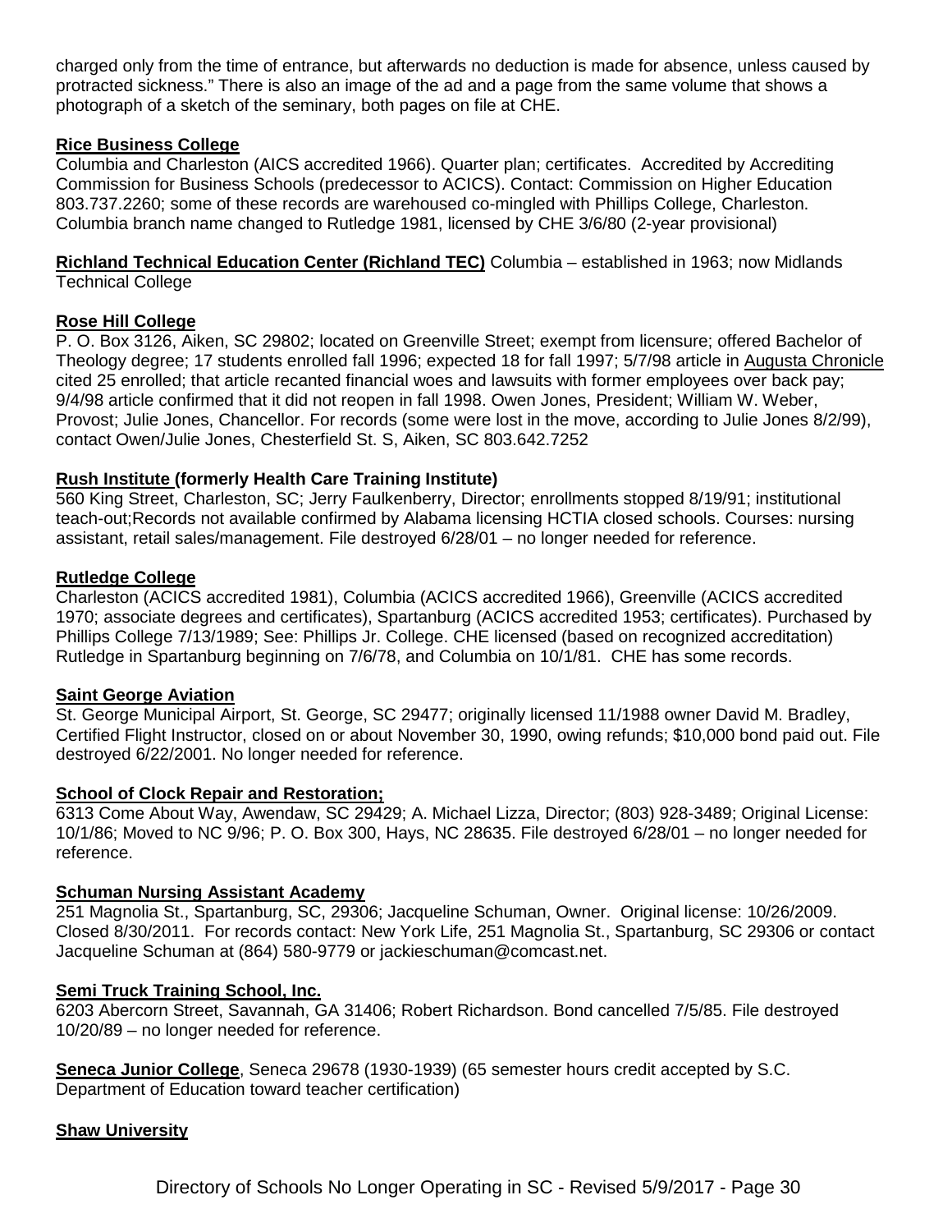charged only from the time of entrance, but afterwards no deduction is made for absence, unless caused by protracted sickness." There is also an image of the ad and a page from the same volume that shows a photograph of a sketch of the seminary, both pages on file at CHE.

**Rice Business College**
Columbia and Charleston (AICS accredited 1966). Quarter plan; certificates. Accredited by Accrediting Commission for Business Schools (predecessor to ACICS). Contact: Commission on Higher Education 803.737.2260; some of these records are warehoused co-mingled with Phillips College, Charleston. Columbia branch name changed to Rutledge 1981, licensed by CHE 3/6/80 (2-year provisional)

**Richland Technical Education Center (Richland TEC)** Columbia – established in 1963; now Midlands Technical College

**Rose Hill College**
P. O. Box 3126, Aiken, SC 29802; located on Greenville Street; exempt from licensure; offered Bachelor of Theology degree; 17 students enrolled fall 1996; expected 18 for fall 1997; 5/7/98 article in Augusta Chronicle cited 25 enrolled; that article recanted financial woes and lawsuits with former employees over back pay; 9/4/98 article confirmed that it did not reopen in fall 1998. Owen Jones, President; William W. Weber, Provost; Julie Jones, Chancellor. For records (some were lost in the move, according to Julie Jones 8/2/99), contact Owen/Julie Jones, Chesterfield St. S, Aiken, SC 803.642.7252

**Rush Institute (formerly Health Care Training Institute)**
560 King Street, Charleston, SC; Jerry Faulkenberry, Director; enrollments stopped 8/19/91; institutional teach-out;Records not available confirmed by Alabama licensing HCTIA closed schools. Courses: nursing assistant, retail sales/management. File destroyed 6/28/01 – no longer needed for reference.

**Rutledge College**
Charleston (ACICS accredited 1981), Columbia (ACICS accredited 1966), Greenville (ACICS accredited 1970; associate degrees and certificates), Spartanburg (ACICS accredited 1953; certificates). Purchased by Phillips College 7/13/1989; See: Phillips Jr. College. CHE licensed (based on recognized accreditation) Rutledge in Spartanburg beginning on 7/6/78, and Columbia on 10/1/81. CHE has some records.

**Saint George Aviation**
St. George Municipal Airport, St. George, SC 29477; originally licensed 11/1988 owner David M. Bradley, Certified Flight Instructor, closed on or about November 30, 1990, owing refunds; $10,000 bond paid out. File destroyed 6/22/2001. No longer needed for reference.

**School of Clock Repair and Restoration;**
6313 Come About Way, Awendaw, SC 29429; A. Michael Lizza, Director; (803) 928-3489; Original License: 10/1/86; Moved to NC 9/96; P. O. Box 300, Hays, NC 28635. File destroyed 6/28/01 – no longer needed for reference.

**Schuman Nursing Assistant Academy**
251 Magnolia St., Spartanburg, SC, 29306; Jacqueline Schuman, Owner. Original license: 10/26/2009. Closed 8/30/2011. For records contact: New York Life, 251 Magnolia St., Spartanburg, SC 29306 or contact Jacqueline Schuman at (864) 580-9779 or jackieschuman@comcast.net.

**Semi Truck Training School, Inc.**
6203 Abercorn Street, Savannah, GA 31406; Robert Richardson. Bond cancelled 7/5/85. File destroyed 10/20/89 – no longer needed for reference.

**Seneca Junior College**, Seneca 29678 (1930-1939) (65 semester hours credit accepted by S.C. Department of Education toward teacher certification)

**Shaw University**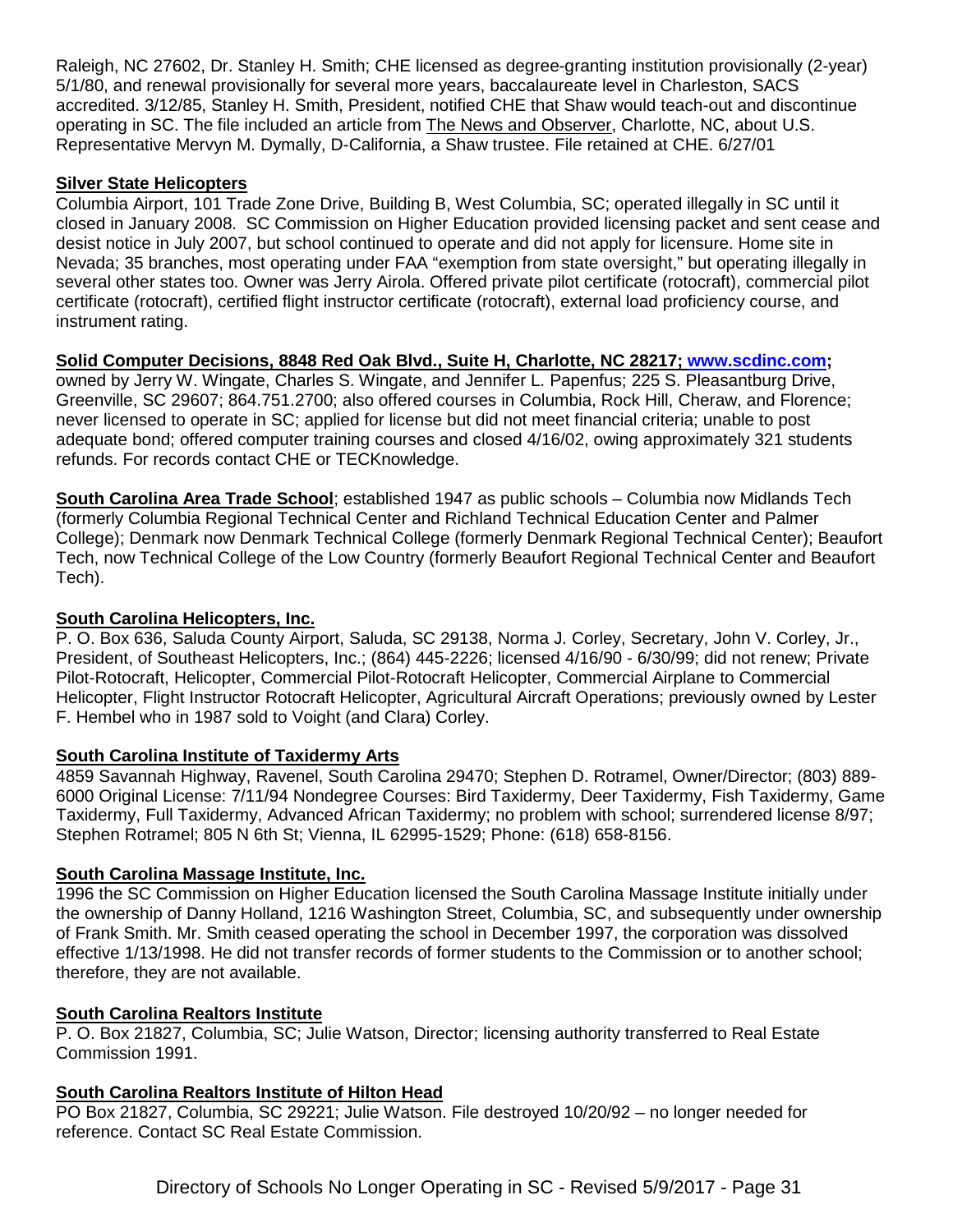Raleigh, NC 27602, Dr. Stanley H. Smith; CHE licensed as degree-granting institution provisionally (2-year) 5/1/80, and renewal provisionally for several more years, baccalaureate level in Charleston, SACS accredited. 3/12/85, Stanley H. Smith, President, notified CHE that Shaw would teach-out and discontinue operating in SC. The file included an article from The News and Observer, Charlotte, NC, about U.S. Representative Mervyn M. Dymally, D-California, a Shaw trustee. File retained at CHE. 6/27/01

**Silver State Helicopters**

Columbia Airport, 101 Trade Zone Drive, Building B, West Columbia, SC; operated illegally in SC until it closed in January 2008. SC Commission on Higher Education provided licensing packet and sent cease and desist notice in July 2007, but school continued to operate and did not apply for licensure. Home site in Nevada; 35 branches, most operating under FAA "exemption from state oversight," but operating illegally in several other states too. Owner was Jerry Airola. Offered private pilot certificate (rotocraft), commercial pilot certificate (rotocraft), certified flight instructor certificate (rotocraft), external load proficiency course, and instrument rating.

**Solid Computer Decisions, 8848 Red Oak Blvd., Suite H, Charlotte, NC 28217; www.scdinc.com;**
owned by Jerry W. Wingate, Charles S. Wingate, and Jennifer L. Papenfus; 225 S. Pleasantburg Drive, Greenville, SC 29607; 864.751.2700; also offered courses in Columbia, Rock Hill, Cheraw, and Florence; never licensed to operate in SC; applied for license but did not meet financial criteria; unable to post adequate bond; offered computer training courses and closed 4/16/02, owing approximately 321 students refunds. For records contact CHE or TECKnowledge.

**South Carolina Area Trade School**; established 1947 as public schools – Columbia now Midlands Tech (formerly Columbia Regional Technical Center and Richland Technical Education Center and Palmer College); Denmark now Denmark Technical College (formerly Denmark Regional Technical Center); Beaufort Tech, now Technical College of the Low Country (formerly Beaufort Regional Technical Center and Beaufort Tech).

**South Carolina Helicopters, Inc.**

P. O. Box 636, Saluda County Airport, Saluda, SC 29138, Norma J. Corley, Secretary, John V. Corley, Jr., President, of Southeast Helicopters, Inc.; (864) 445-2226; licensed 4/16/90 - 6/30/99; did not renew; Private Pilot-Rotocraft, Helicopter, Commercial Pilot-Rotocraft Helicopter, Commercial Airplane to Commercial Helicopter, Flight Instructor Rotocraft Helicopter, Agricultural Aircraft Operations; previously owned by Lester F. Hembel who in 1987 sold to Voight (and Clara) Corley.

**South Carolina Institute of Taxidermy Arts**

4859 Savannah Highway, Ravenel, South Carolina 29470; Stephen D. Rotramel, Owner/Director; (803) 889-6000 Original License: 7/11/94 Nondegree Courses: Bird Taxidermy, Deer Taxidermy, Fish Taxidermy, Game Taxidermy, Full Taxidermy, Advanced African Taxidermy; no problem with school; surrendered license 8/97; Stephen Rotramel; 805 N 6th St; Vienna, IL 62995-1529; Phone: (618) 658-8156.

**South Carolina Massage Institute, Inc.**

1996 the SC Commission on Higher Education licensed the South Carolina Massage Institute initially under the ownership of Danny Holland, 1216 Washington Street, Columbia, SC, and subsequently under ownership of Frank Smith. Mr. Smith ceased operating the school in December 1997, the corporation was dissolved effective 1/13/1998. He did not transfer records of former students to the Commission or to another school; therefore, they are not available.

**South Carolina Realtors Institute**

P. O. Box 21827, Columbia, SC; Julie Watson, Director; licensing authority transferred to Real Estate Commission 1991.

**South Carolina Realtors Institute of Hilton Head**

PO Box 21827, Columbia, SC 29221; Julie Watson. File destroyed 10/20/92 – no longer needed for reference. Contact SC Real Estate Commission.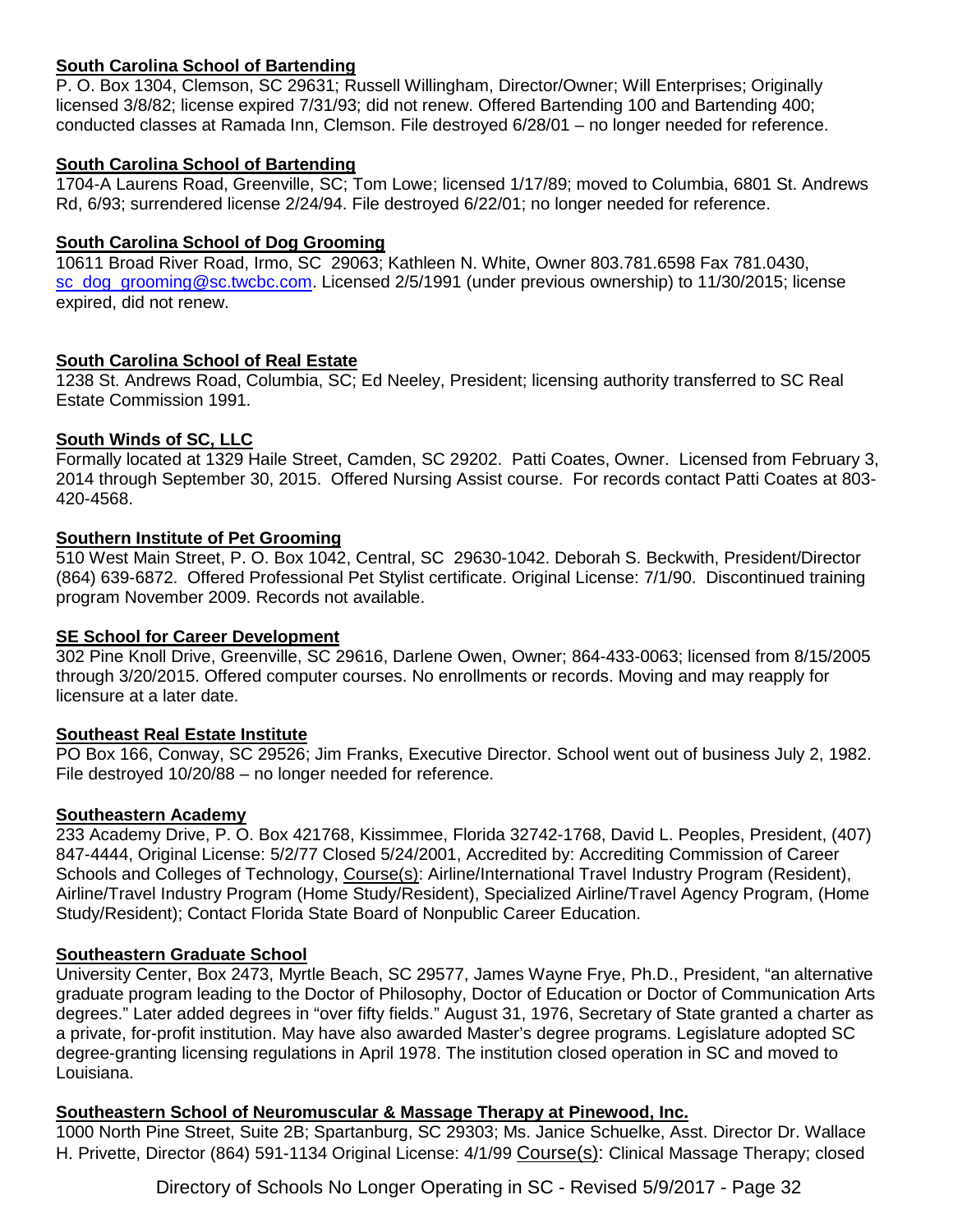**South Carolina School of Bartending**
P. O. Box 1304, Clemson, SC 29631; Russell Willingham, Director/Owner; Will Enterprises; Originally licensed 3/8/82; license expired 7/31/93; did not renew. Offered Bartending 100 and Bartending 400; conducted classes at Ramada Inn, Clemson. File destroyed 6/28/01 – no longer needed for reference.

**South Carolina School of Bartending**
1704-A Laurens Road, Greenville, SC; Tom Lowe; licensed 1/17/89; moved to Columbia, 6801 St. Andrews Rd, 6/93; surrendered license 2/24/94. File destroyed 6/22/01; no longer needed for reference.

**South Carolina School of Dog Grooming**
10611 Broad River Road, Irmo, SC 29063; Kathleen N. White, Owner 803.781.6598 Fax 781.0430, sc_dog_grooming@sc.twcbc.com. Licensed 2/5/1991 (under previous ownership) to 11/30/2015; license expired, did not renew.

**South Carolina School of Real Estate**
1238 St. Andrews Road, Columbia, SC; Ed Neeley, President; licensing authority transferred to SC Real Estate Commission 1991.

**South Winds of SC, LLC**
Formally located at 1329 Haile Street, Camden, SC 29202. Patti Coates, Owner. Licensed from February 3, 2014 through September 30, 2015. Offered Nursing Assist course. For records contact Patti Coates at 803-420-4568.

**Southern Institute of Pet Grooming**
510 West Main Street, P. O. Box 1042, Central, SC 29630-1042. Deborah S. Beckwith, President/Director (864) 639-6872. Offered Professional Pet Stylist certificate. Original License: 7/1/90. Discontinued training program November 2009. Records not available.

**SE School for Career Development**
302 Pine Knoll Drive, Greenville, SC 29616, Darlene Owen, Owner; 864-433-0063; licensed from 8/15/2005 through 3/20/2015. Offered computer courses. No enrollments or records. Moving and may reapply for licensure at a later date.

**Southeast Real Estate Institute**
PO Box 166, Conway, SC 29526; Jim Franks, Executive Director. School went out of business July 2, 1982. File destroyed 10/20/88 – no longer needed for reference.

**Southeastern Academy**
233 Academy Drive, P. O. Box 421768, Kissimmee, Florida 32742-1768, David L. Peoples, President, (407) 847-4444, Original License: 5/2/77 Closed 5/24/2001, Accredited by: Accrediting Commission of Career Schools and Colleges of Technology, Course(s): Airline/International Travel Industry Program (Resident), Airline/Travel Industry Program (Home Study/Resident), Specialized Airline/Travel Agency Program, (Home Study/Resident); Contact Florida State Board of Nonpublic Career Education.

**Southeastern Graduate School**
University Center, Box 2473, Myrtle Beach, SC 29577, James Wayne Frye, Ph.D., President, "an alternative graduate program leading to the Doctor of Philosophy, Doctor of Education or Doctor of Communication Arts degrees." Later added degrees in "over fifty fields." August 31, 1976, Secretary of State granted a charter as a private, for-profit institution. May have also awarded Master's degree programs. Legislature adopted SC degree-granting licensing regulations in April 1978. The institution closed operation in SC and moved to Louisiana.

**Southeastern School of Neuromuscular & Massage Therapy at Pinewood, Inc.**
1000 North Pine Street, Suite 2B; Spartanburg, SC 29303; Ms. Janice Schuelke, Asst. Director Dr. Wallace H. Privette, Director (864) 591-1134 Original License: 4/1/99 Course(s): Clinical Massage Therapy; closed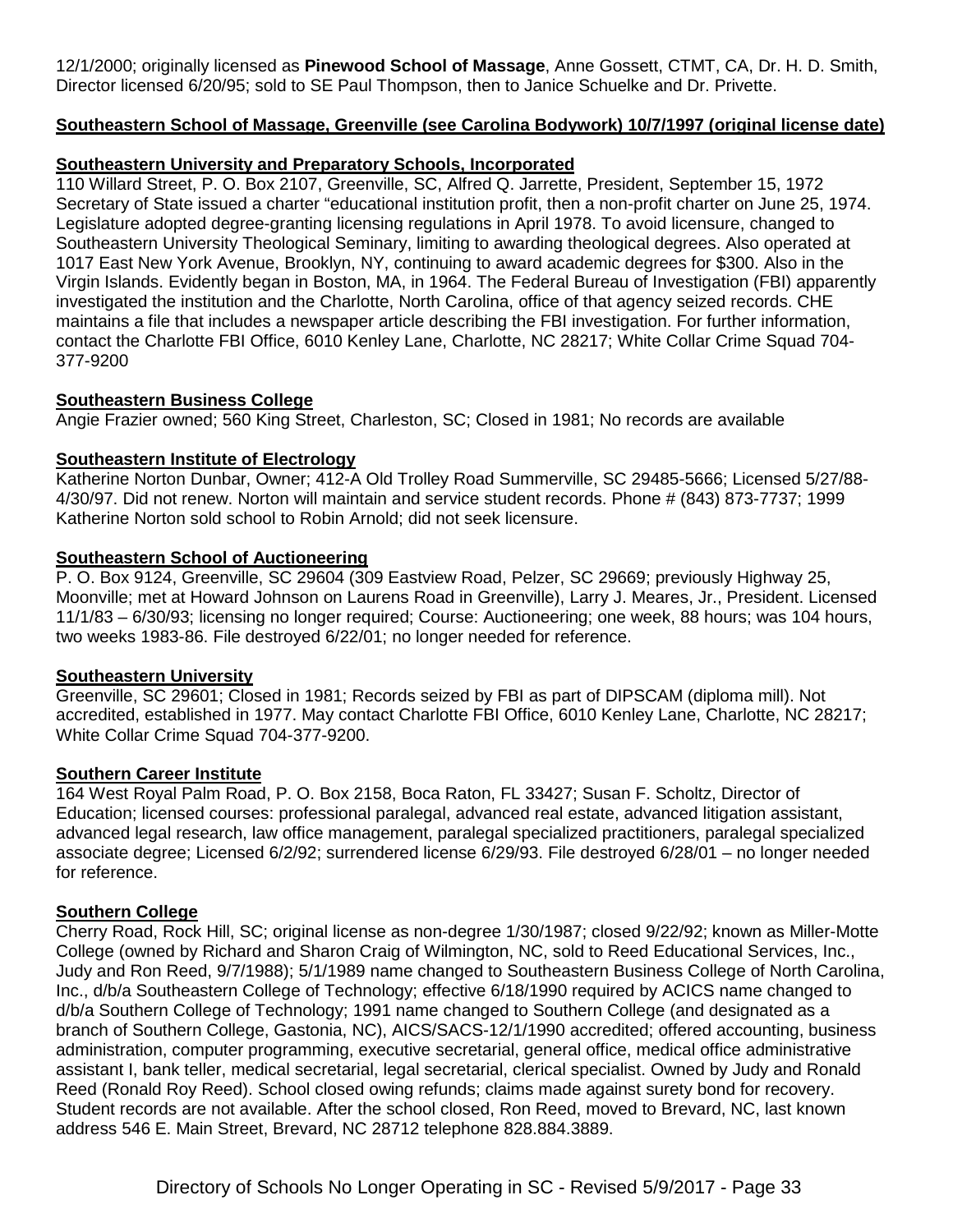12/1/2000; originally licensed as **Pinewood School of Massage**, Anne Gossett, CTMT, CA, Dr. H. D. Smith, Director licensed 6/20/95; sold to SE Paul Thompson, then to Janice Schuelke and Dr. Privette.

**Southeastern School of Massage, Greenville (see Carolina Bodywork) 10/7/1997 (original license date)**

**Southeastern University and Preparatory Schools, Incorporated**
110 Willard Street, P. O. Box 2107, Greenville, SC, Alfred Q. Jarrette, President, September 15, 1972 Secretary of State issued a charter "educational institution profit, then a non-profit charter on June 25, 1974. Legislature adopted degree-granting licensing regulations in April 1978. To avoid licensure, changed to Southeastern University Theological Seminary, limiting to awarding theological degrees. Also operated at 1017 East New York Avenue, Brooklyn, NY, continuing to award academic degrees for $300. Also in the Virgin Islands. Evidently began in Boston, MA, in 1964. The Federal Bureau of Investigation (FBI) apparently investigated the institution and the Charlotte, North Carolina, office of that agency seized records. CHE maintains a file that includes a newspaper article describing the FBI investigation. For further information, contact the Charlotte FBI Office, 6010 Kenley Lane, Charlotte, NC 28217; White Collar Crime Squad 704-377-9200

**Southeastern Business College**
Angie Frazier owned; 560 King Street, Charleston, SC; Closed in 1981; No records are available

**Southeastern Institute of Electrology**
Katherine Norton Dunbar, Owner; 412-A Old Trolley Road Summerville, SC 29485-5666; Licensed 5/27/88-4/30/97. Did not renew. Norton will maintain and service student records. Phone # (843) 873-7737; 1999 Katherine Norton sold school to Robin Arnold; did not seek licensure.

**Southeastern School of Auctioneering**
P. O. Box 9124, Greenville, SC 29604 (309 Eastview Road, Pelzer, SC 29669; previously Highway 25, Moonville; met at Howard Johnson on Laurens Road in Greenville), Larry J. Meares, Jr., President. Licensed 11/1/83 – 6/30/93; licensing no longer required; Course: Auctioneering; one week, 88 hours; was 104 hours, two weeks 1983-86. File destroyed 6/22/01; no longer needed for reference.

**Southeastern University**
Greenville, SC 29601; Closed in 1981; Records seized by FBI as part of DIPSCAM (diploma mill). Not accredited, established in 1977. May contact Charlotte FBI Office, 6010 Kenley Lane, Charlotte, NC 28217; White Collar Crime Squad 704-377-9200.

**Southern Career Institute**
164 West Royal Palm Road, P. O. Box 2158, Boca Raton, FL 33427; Susan F. Scholtz, Director of Education; licensed courses: professional paralegal, advanced real estate, advanced litigation assistant, advanced legal research, law office management, paralegal specialized practitioners, paralegal specialized associate degree; Licensed 6/2/92; surrendered license 6/29/93. File destroyed 6/28/01 – no longer needed for reference.

**Southern College**
Cherry Road, Rock Hill, SC; original license as non-degree 1/30/1987; closed 9/22/92; known as Miller-Motte College (owned by Richard and Sharon Craig of Wilmington, NC, sold to Reed Educational Services, Inc., Judy and Ron Reed, 9/7/1988); 5/1/1989 name changed to Southeastern Business College of North Carolina, Inc., d/b/a Southeastern College of Technology; effective 6/18/1990 required by ACICS name changed to d/b/a Southern College of Technology; 1991 name changed to Southern College (and designated as a branch of Southern College, Gastonia, NC), AICS/SACS-12/1/1990 accredited; offered accounting, business administration, computer programming, executive secretarial, general office, medical office administrative assistant I, bank teller, medical secretarial, legal secretarial, clerical specialist. Owned by Judy and Ronald Reed (Ronald Roy Reed). School closed owing refunds; claims made against surety bond for recovery. Student records are not available. After the school closed, Ron Reed, moved to Brevard, NC, last known address 546 E. Main Street, Brevard, NC 28712 telephone 828.884.3889.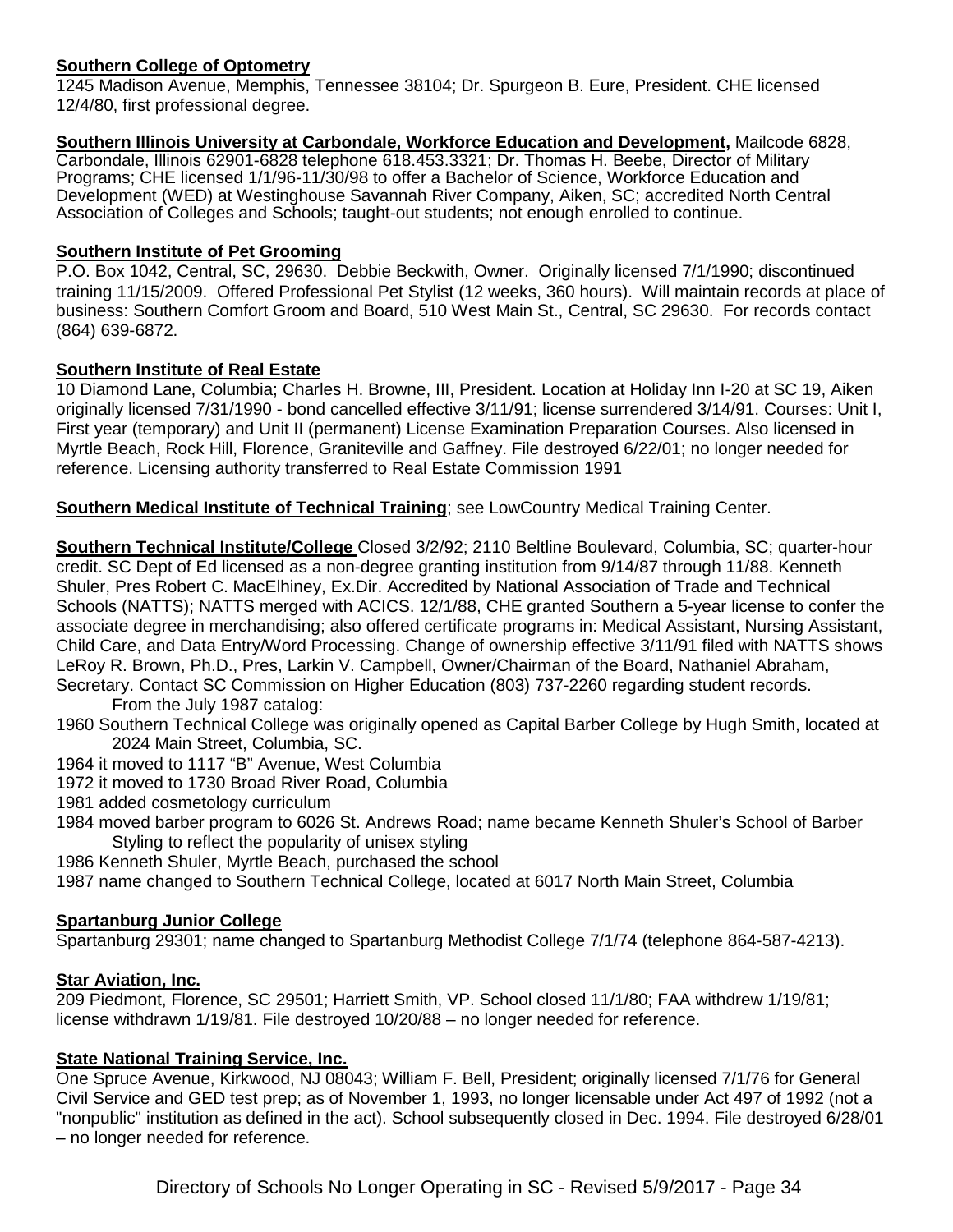**Southern College of Optometry**
1245 Madison Avenue, Memphis, Tennessee 38104; Dr. Spurgeon B. Eure, President. CHE licensed 12/4/80, first professional degree.

**Southern Illinois University at Carbondale, Workforce Education and Development,** Mailcode 6828, Carbondale, Illinois 62901-6828 telephone 618.453.3321; Dr. Thomas H. Beebe, Director of Military Programs; CHE licensed 1/1/96-11/30/98 to offer a Bachelor of Science, Workforce Education and Development (WED) at Westinghouse Savannah River Company, Aiken, SC; accredited North Central Association of Colleges and Schools; taught-out students; not enough enrolled to continue.

**Southern Institute of Pet Grooming**
P.O. Box 1042, Central, SC, 29630. Debbie Beckwith, Owner. Originally licensed 7/1/1990; discontinued training 11/15/2009. Offered Professional Pet Stylist (12 weeks, 360 hours). Will maintain records at place of business: Southern Comfort Groom and Board, 510 West Main St., Central, SC 29630. For records contact (864) 639-6872.

**Southern Institute of Real Estate**
10 Diamond Lane, Columbia; Charles H. Browne, III, President. Location at Holiday Inn I-20 at SC 19, Aiken originally licensed 7/31/1990 - bond cancelled effective 3/11/91; license surrendered 3/14/91. Courses: Unit I, First year (temporary) and Unit II (permanent) License Examination Preparation Courses. Also licensed in Myrtle Beach, Rock Hill, Florence, Graniteville and Gaffney. File destroyed 6/22/01; no longer needed for reference. Licensing authority transferred to Real Estate Commission 1991

**Southern Medical Institute of Technical Training**; see LowCountry Medical Training Center.

**Southern Technical Institute/College** Closed 3/2/92; 2110 Beltline Boulevard, Columbia, SC; quarter-hour credit. SC Dept of Ed licensed as a non-degree granting institution from 9/14/87 through 11/88. Kenneth Shuler, Pres Robert C. MacElhiney, Ex.Dir. Accredited by National Association of Trade and Technical Schools (NATTS); NATTS merged with ACICS. 12/1/88, CHE granted Southern a 5-year license to confer the associate degree in merchandising; also offered certificate programs in: Medical Assistant, Nursing Assistant, Child Care, and Data Entry/Word Processing. Change of ownership effective 3/11/91 filed with NATTS shows LeRoy R. Brown, Ph.D., Pres, Larkin V. Campbell, Owner/Chairman of the Board, Nathaniel Abraham, Secretary. Contact SC Commission on Higher Education (803) 737-2260 regarding student records.

From the July 1987 catalog:

1960 Southern Technical College was originally opened as Capital Barber College by Hugh Smith, located at 2024 Main Street, Columbia, SC.
1964 it moved to 1117 "B" Avenue, West Columbia
1972 it moved to 1730 Broad River Road, Columbia
1981 added cosmetology curriculum
1984 moved barber program to 6026 St. Andrews Road; name became Kenneth Shuler's School of Barber Styling to reflect the popularity of unisex styling
1986 Kenneth Shuler, Myrtle Beach, purchased the school
1987 name changed to Southern Technical College, located at 6017 North Main Street, Columbia

**Spartanburg Junior College**
Spartanburg 29301; name changed to Spartanburg Methodist College 7/1/74 (telephone 864-587-4213).

**Star Aviation, Inc.**
209 Piedmont, Florence, SC 29501; Harriett Smith, VP. School closed 11/1/80; FAA withdrew 1/19/81; license withdrawn 1/19/81. File destroyed 10/20/88 – no longer needed for reference.

**State National Training Service, Inc.**
One Spruce Avenue, Kirkwood, NJ 08043; William F. Bell, President; originally licensed 7/1/76 for General Civil Service and GED test prep; as of November 1, 1993, no longer licensable under Act 497 of 1992 (not a "nonpublic" institution as defined in the act). School subsequently closed in Dec. 1994. File destroyed 6/28/01 – no longer needed for reference.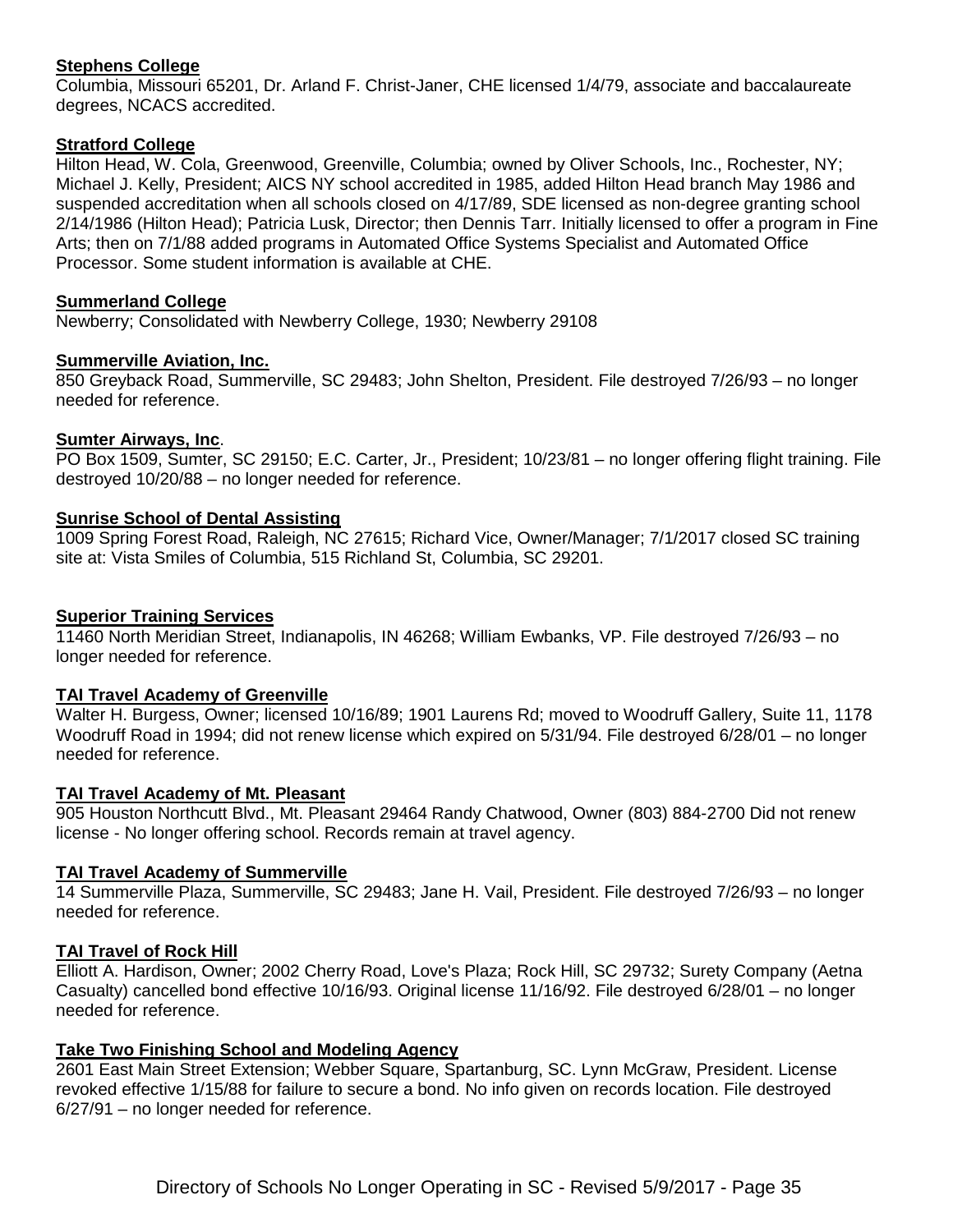**Stephens College**
Columbia, Missouri 65201, Dr. Arland F. Christ-Janer, CHE licensed 1/4/79, associate and baccalaureate degrees, NCACS accredited.

**Stratford College**
Hilton Head, W. Cola, Greenwood, Greenville, Columbia; owned by Oliver Schools, Inc., Rochester, NY; Michael J. Kelly, President; AICS NY school accredited in 1985, added Hilton Head branch May 1986 and suspended accreditation when all schools closed on 4/17/89, SDE licensed as non-degree granting school 2/14/1986 (Hilton Head); Patricia Lusk, Director; then Dennis Tarr. Initially licensed to offer a program in Fine Arts; then on 7/1/88 added programs in Automated Office Systems Specialist and Automated Office Processor. Some student information is available at CHE.

**Summerland College**
Newberry; Consolidated with Newberry College, 1930; Newberry 29108

**Summerville Aviation, Inc.**
850 Greyback Road, Summerville, SC 29483; John Shelton, President. File destroyed 7/26/93 – no longer needed for reference.

**Sumter Airways, Inc**.
PO Box 1509, Sumter, SC 29150; E.C. Carter, Jr., President; 10/23/81 – no longer offering flight training. File destroyed 10/20/88 – no longer needed for reference.

**Sunrise School of Dental Assisting**
1009 Spring Forest Road, Raleigh, NC 27615; Richard Vice, Owner/Manager; 7/1/2017 closed SC training site at: Vista Smiles of Columbia, 515 Richland St, Columbia, SC 29201.

**Superior Training Services**
11460 North Meridian Street, Indianapolis, IN 46268; William Ewbanks, VP. File destroyed 7/26/93 – no longer needed for reference.

**TAI Travel Academy of Greenville**
Walter H. Burgess, Owner; licensed 10/16/89; 1901 Laurens Rd; moved to Woodruff Gallery, Suite 11, 1178 Woodruff Road in 1994; did not renew license which expired on 5/31/94. File destroyed 6/28/01 – no longer needed for reference.

**TAI Travel Academy of Mt. Pleasant**
905 Houston Northcutt Blvd., Mt. Pleasant 29464 Randy Chatwood, Owner (803) 884-2700 Did not renew license - No longer offering school. Records remain at travel agency.

**TAI Travel Academy of Summerville**
14 Summerville Plaza, Summerville, SC 29483; Jane H. Vail, President. File destroyed 7/26/93 – no longer needed for reference.

**TAI Travel of Rock Hill**
Elliott A. Hardison, Owner; 2002 Cherry Road, Love's Plaza; Rock Hill, SC 29732; Surety Company (Aetna Casualty) cancelled bond effective 10/16/93. Original license 11/16/92. File destroyed 6/28/01 – no longer needed for reference.

**Take Two Finishing School and Modeling Agency**
2601 East Main Street Extension; Webber Square, Spartanburg, SC. Lynn McGraw, President. License revoked effective 1/15/88 for failure to secure a bond. No info given on records location. File destroyed 6/27/91 – no longer needed for reference.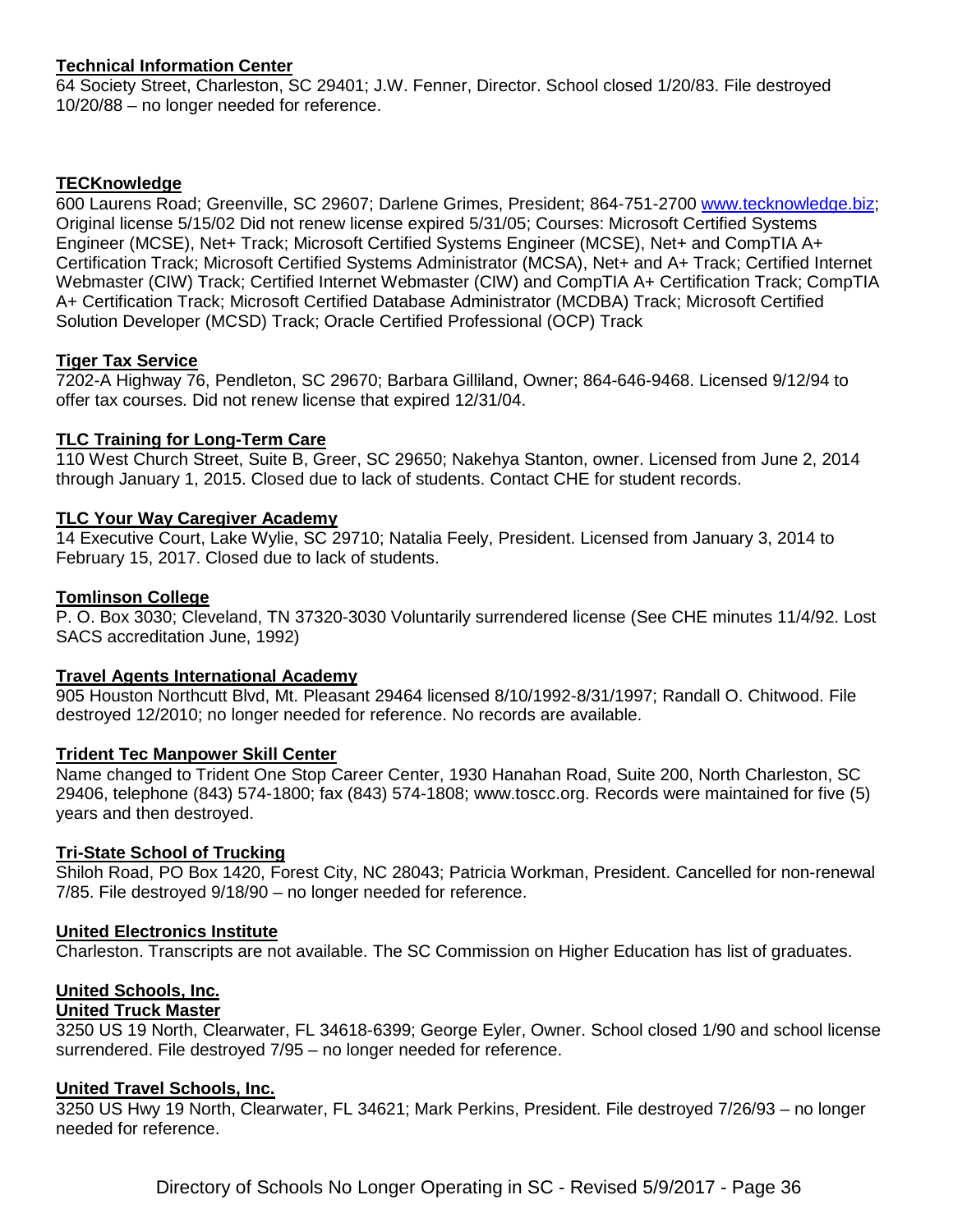**Technical Information Center**

64 Society Street, Charleston, SC 29401; J.W. Fenner, Director. School closed 1/20/83. File destroyed 10/20/88 – no longer needed for reference.

**TECKnowledge**

600 Laurens Road; Greenville, SC 29607; Darlene Grimes, President; 864-751-2700 www.tecknowledge.biz; Original license 5/15/02 Did not renew license expired 5/31/05; Courses: Microsoft Certified Systems Engineer (MCSE), Net+ Track; Microsoft Certified Systems Engineer (MCSE), Net+ and CompTIA A+ Certification Track; Microsoft Certified Systems Administrator (MCSA), Net+ and A+ Track; Certified Internet Webmaster (CIW) Track; Certified Internet Webmaster (CIW) and CompTIA A+ Certification Track; CompTIA A+ Certification Track; Microsoft Certified Database Administrator (MCDBA) Track; Microsoft Certified Solution Developer (MCSD) Track; Oracle Certified Professional (OCP) Track

**Tiger Tax Service**

7202-A Highway 76, Pendleton, SC 29670; Barbara Gilliland, Owner; 864-646-9468. Licensed 9/12/94 to offer tax courses. Did not renew license that expired 12/31/04.

**TLC Training for Long-Term Care**

110 West Church Street, Suite B, Greer, SC 29650; Nakehya Stanton, owner. Licensed from June 2, 2014 through January 1, 2015. Closed due to lack of students. Contact CHE for student records.

**TLC Your Way Caregiver Academy**

14 Executive Court, Lake Wylie, SC 29710; Natalia Feely, President. Licensed from January 3, 2014 to February 15, 2017. Closed due to lack of students.

**Tomlinson College**

P. O. Box 3030; Cleveland, TN 37320-3030 Voluntarily surrendered license (See CHE minutes 11/4/92. Lost SACS accreditation June, 1992)

**Travel Agents International Academy**

905 Houston Northcutt Blvd, Mt. Pleasant 29464 licensed 8/10/1992-8/31/1997; Randall O. Chitwood. File destroyed 12/2010; no longer needed for reference. No records are available.

**Trident Tec Manpower Skill Center**

Name changed to Trident One Stop Career Center, 1930 Hanahan Road, Suite 200, North Charleston, SC 29406, telephone (843) 574-1800; fax (843) 574-1808; www.toscc.org. Records were maintained for five (5) years and then destroyed.

**Tri-State School of Trucking**

Shiloh Road, PO Box 1420, Forest City, NC 28043; Patricia Workman, President. Cancelled for non-renewal 7/85. File destroyed 9/18/90 – no longer needed for reference.

**United Electronics Institute**

Charleston. Transcripts are not available. The SC Commission on Higher Education has list of graduates.

**United Schools, Inc.**
**United Truck Master**

3250 US 19 North, Clearwater, FL 34618-6399; George Eyler, Owner. School closed 1/90 and school license surrendered. File destroyed 7/95 – no longer needed for reference.

**United Travel Schools, Inc.**

3250 US Hwy 19 North, Clearwater, FL 34621; Mark Perkins, President. File destroyed 7/26/93 – no longer needed for reference.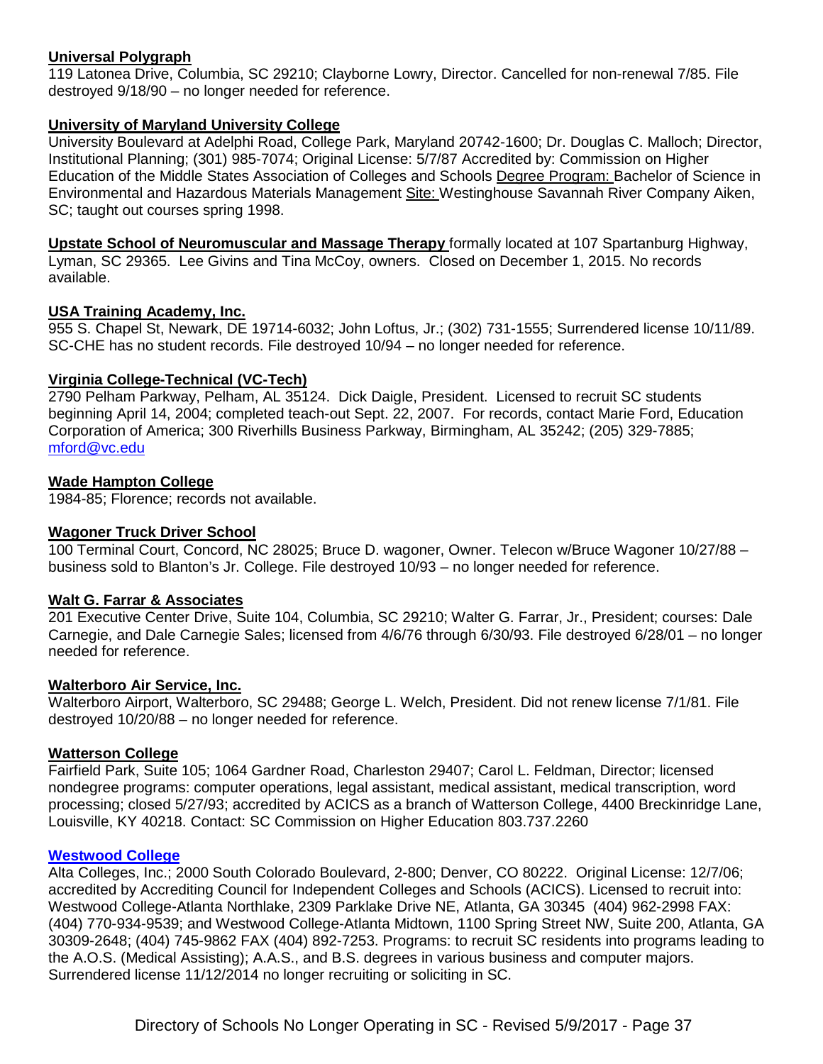**Universal Polygraph**
119 Latonea Drive, Columbia, SC 29210; Clayborne Lowry, Director. Cancelled for non-renewal 7/85. File destroyed 9/18/90 – no longer needed for reference.

**University of Maryland University College**
University Boulevard at Adelphi Road, College Park, Maryland 20742-1600; Dr. Douglas C. Malloch; Director, Institutional Planning; (301) 985-7074; Original License: 5/7/87 Accredited by: Commission on Higher Education of the Middle States Association of Colleges and Schools Degree Program: Bachelor of Science in Environmental and Hazardous Materials Management Site: Westinghouse Savannah River Company Aiken, SC; taught out courses spring 1998.

**Upstate School of Neuromuscular and Massage Therapy** formally located at 107 Spartanburg Highway, Lyman, SC 29365. Lee Givins and Tina McCoy, owners. Closed on December 1, 2015. No records available.

**USA Training Academy, Inc.**
955 S. Chapel St, Newark, DE 19714-6032; John Loftus, Jr.; (302) 731-1555; Surrendered license 10/11/89. SC-CHE has no student records. File destroyed 10/94 – no longer needed for reference.

**Virginia College-Technical (VC-Tech)**
2790 Pelham Parkway, Pelham, AL 35124. Dick Daigle, President. Licensed to recruit SC students beginning April 14, 2004; completed teach-out Sept. 22, 2007. For records, contact Marie Ford, Education Corporation of America; 300 Riverhills Business Parkway, Birmingham, AL 35242; (205) 329-7885; mford@vc.edu

**Wade Hampton College**
1984-85; Florence; records not available.

**Wagoner Truck Driver School**
100 Terminal Court, Concord, NC 28025; Bruce D. wagoner, Owner. Telecon w/Bruce Wagoner 10/27/88 – business sold to Blanton's Jr. College. File destroyed 10/93 – no longer needed for reference.

**Walt G. Farrar & Associates**
201 Executive Center Drive, Suite 104, Columbia, SC 29210; Walter G. Farrar, Jr., President; courses: Dale Carnegie, and Dale Carnegie Sales; licensed from 4/6/76 through 6/30/93. File destroyed 6/28/01 – no longer needed for reference.

**Walterboro Air Service, Inc.**
Walterboro Airport, Walterboro, SC 29488; George L. Welch, President. Did not renew license 7/1/81. File destroyed 10/20/88 – no longer needed for reference.

**Watterson College**
Fairfield Park, Suite 105; 1064 Gardner Road, Charleston 29407; Carol L. Feldman, Director; licensed nondegree programs: computer operations, legal assistant, medical assistant, medical transcription, word processing; closed 5/27/93; accredited by ACICS as a branch of Watterson College, 4400 Breckinridge Lane, Louisville, KY 40218. Contact: SC Commission on Higher Education 803.737.2260

**Westwood College**
Alta Colleges, Inc.; 2000 South Colorado Boulevard, 2-800; Denver, CO 80222. Original License: 12/7/06; accredited by Accrediting Council for Independent Colleges and Schools (ACICS). Licensed to recruit into: Westwood College-Atlanta Northlake, 2309 Parklake Drive NE, Atlanta, GA 30345 (404) 962-2998 FAX: (404) 770-934-9539; and Westwood College-Atlanta Midtown, 1100 Spring Street NW, Suite 200, Atlanta, GA 30309-2648; (404) 745-9862 FAX (404) 892-7253. Programs: to recruit SC residents into programs leading to the A.O.S. (Medical Assisting); A.A.S., and B.S. degrees in various business and computer majors. Surrendered license 11/12/2014 no longer recruiting or soliciting in SC.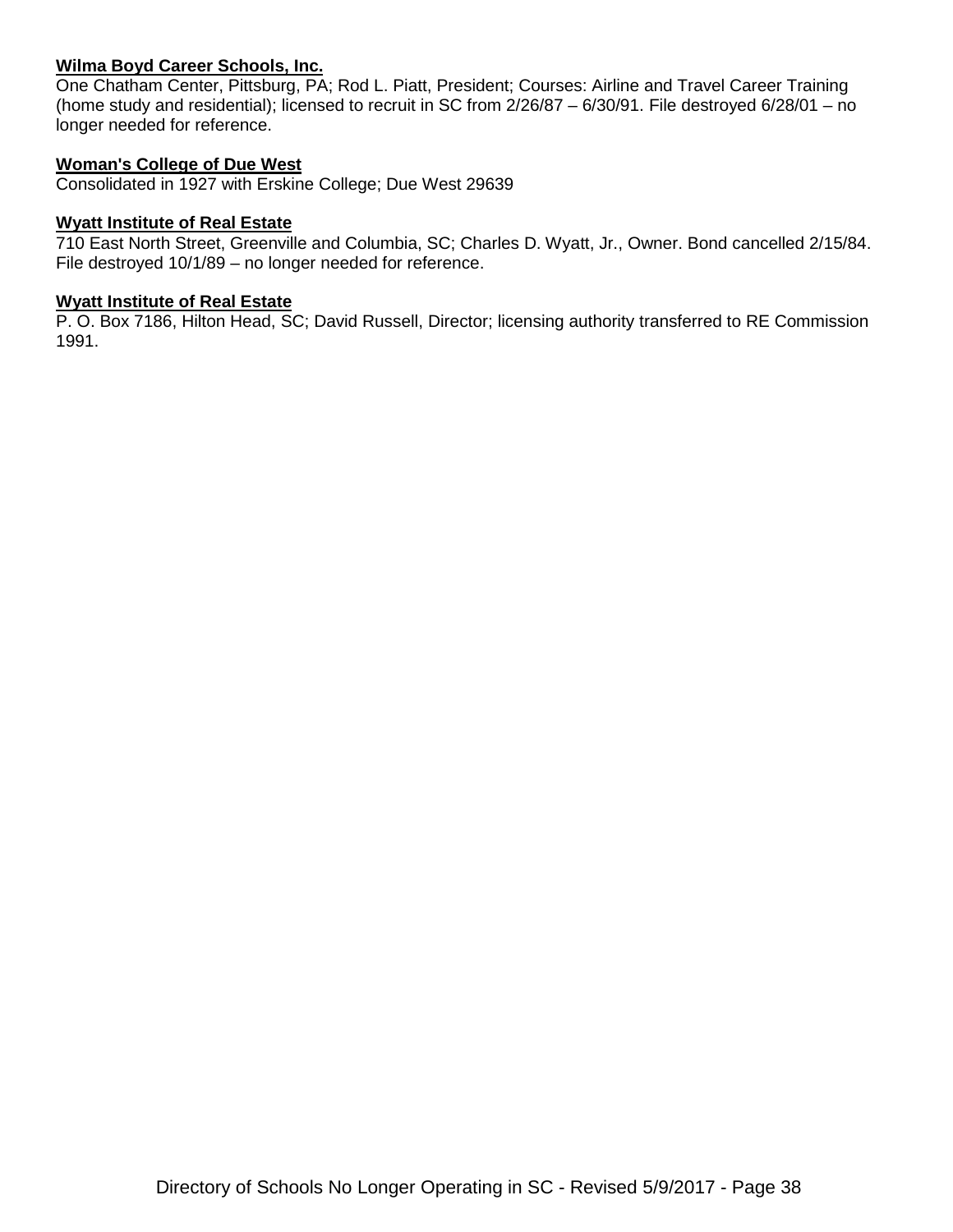**Wilma Boyd Career Schools, Inc.**
One Chatham Center, Pittsburg, PA; Rod L. Piatt, President; Courses: Airline and Travel Career Training (home study and residential); licensed to recruit in SC from 2/26/87 – 6/30/91. File destroyed 6/28/01 – no longer needed for reference.

**Woman's College of Due West**
Consolidated in 1927 with Erskine College; Due West 29639

**Wyatt Institute of Real Estate**
710 East North Street, Greenville and Columbia, SC; Charles D. Wyatt, Jr., Owner. Bond cancelled 2/15/84. File destroyed 10/1/89 – no longer needed for reference.

**Wyatt Institute of Real Estate**
P. O. Box 7186, Hilton Head, SC; David Russell, Director; licensing authority transferred to RE Commission 1991.